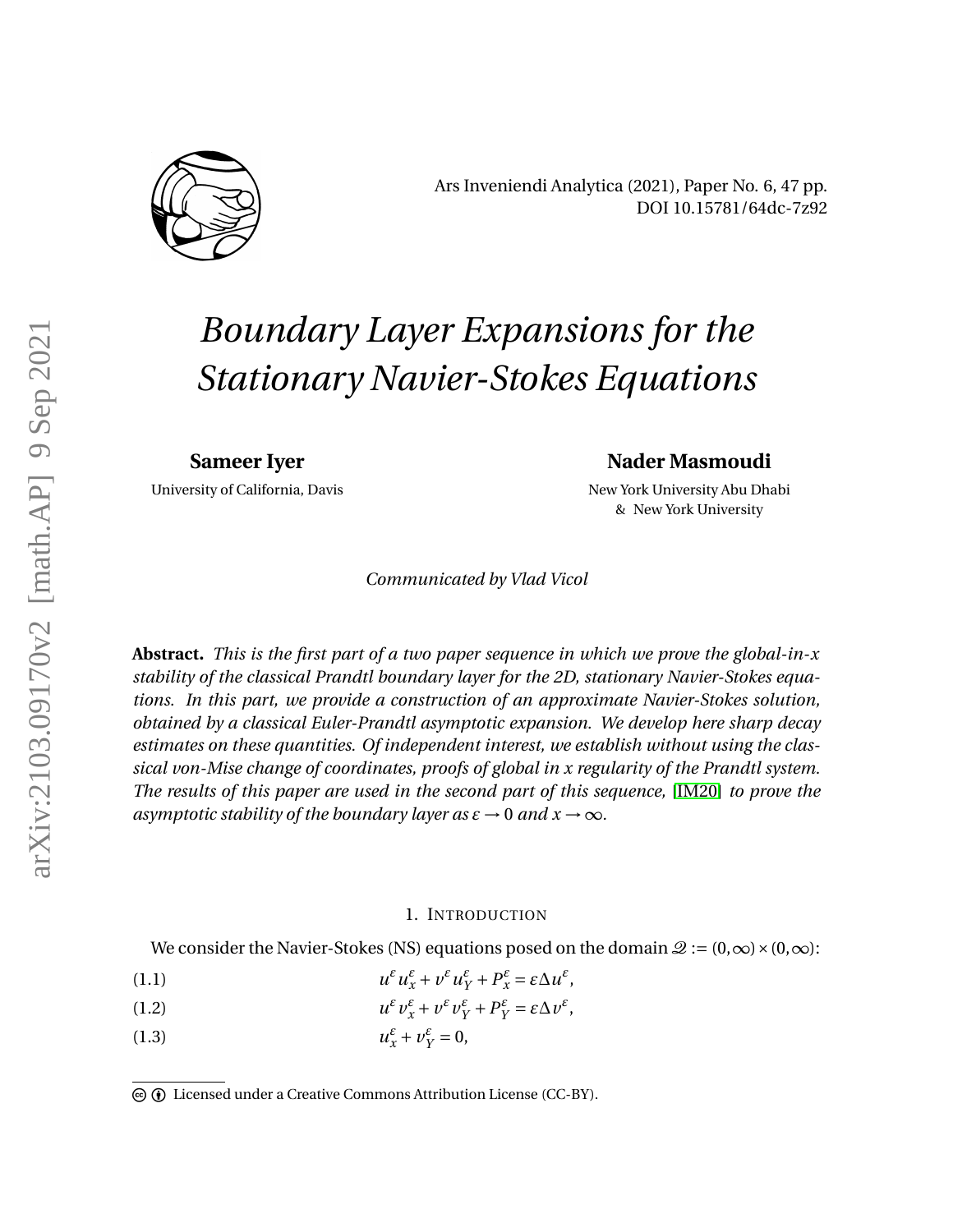Ars Inveniendi Analytica (2021), Paper No. 6, 47 pp.
DOI 10.15781/64dc-7z92

# *Boundary Layer Expansions for the Stationary Navier-Stokes Equations*

**Sameer Iyer**
University of California, Davis

**Nader Masmoudi**
New York University Abu Dhabi
& New York University

*Communicated by Vlad Vicol*

**Abstract.** *This is the first part of a two paper sequence in which we prove the global-in-x stability of the classical Prandtl boundary layer for the 2D, stationary Navier-Stokes equations. In this part, we provide a construction of an approximate Navier-Stokes solution, obtained by a classical Euler-Prandtl asymptotic expansion. We develop here sharp decay estimates on these quantities. Of independent interest, we establish without using the classical von-Mise change of coordinates, proofs of global in x regularity of the Prandtl system. The results of this paper are used in the second part of this sequence,* [IM20] *to prove the asymptotic stability of the boundary layer as $\varepsilon \to 0$ and $x \to \infty$.*

## 1. Introduction

We consider the Navier-Stokes (NS) equations posed on the domain $\mathcal{Q} := (0,\infty) \times (0,\infty)$:

$$u^\varepsilon u^\varepsilon_x + v^\varepsilon u^\varepsilon_Y + P^\varepsilon_x = \varepsilon \Delta u^\varepsilon, \tag{1.1}$$

$$u^\varepsilon v^\varepsilon_x + v^\varepsilon v^\varepsilon_Y + P^\varepsilon_Y = \varepsilon \Delta v^\varepsilon, \tag{1.2}$$

$$u^\varepsilon_x + v^\varepsilon_Y = 0, \tag{1.3}$$

Licensed under a Creative Commons Attribution License (CC-BY).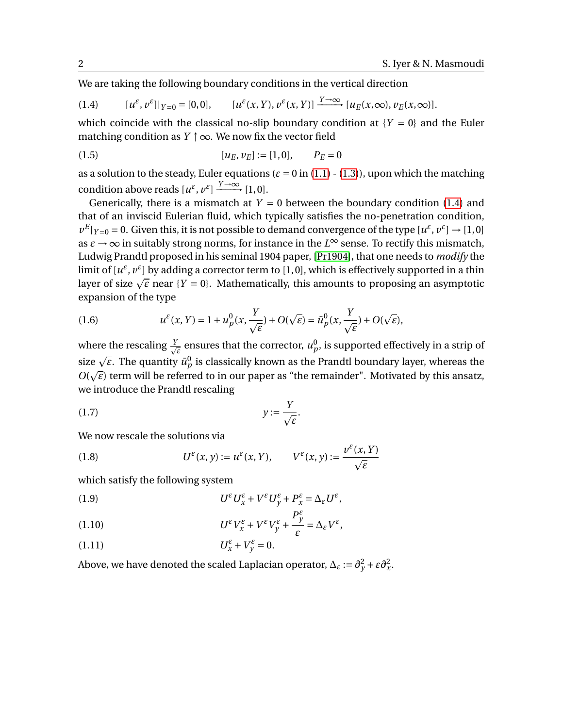We are taking the following boundary conditions in the vertical direction

$$[u^\varepsilon, v^\varepsilon]|_{Y=0} = [0,0], \qquad [u^\varepsilon(x,Y), v^\varepsilon(x,Y)] \xrightarrow{Y\to\infty} [u_E(x,\infty), v_E(x,\infty)]. \tag{1.4}$$

which coincide with the classical no-slip boundary condition at $\{Y=0\}$ and the Euler matching condition as $Y \uparrow \infty$. We now fix the vector field

$$[u_E, v_E] := [1,0], \qquad P_E = 0 \tag{1.5}$$

as a solution to the steady, Euler equations ($\varepsilon = 0$ in (1.1) - (1.3)), upon which the matching condition above reads $[u^\varepsilon, v^\varepsilon] \xrightarrow{Y\to\infty} [1,0]$.

Generically, there is a mismatch at $Y=0$ between the boundary condition (1.4) and that of an inviscid Eulerian fluid, which typically satisfies the no-penetration condition, $v^E|_{Y=0} = 0$. Given this, it is not possible to demand convergence of the type $[u^\varepsilon, v^\varepsilon] \to [1,0]$ as $\varepsilon \to \infty$ in suitably strong norms, for instance in the $L^\infty$ sense. To rectify this mismatch, Ludwig Prandtl proposed in his seminal 1904 paper, [Pr1904], that one needs to *modify* the limit of $[u^\varepsilon, v^\varepsilon]$ by adding a corrector term to $[1,0]$, which is effectively supported in a thin layer of size $\sqrt{\varepsilon}$ near $\{Y=0\}$. Mathematically, this amounts to proposing an asymptotic expansion of the type

$$u^\varepsilon(x,Y) = 1 + u^0_p\Big(x, \frac{Y}{\sqrt{\varepsilon}}\Big) + O(\sqrt{\varepsilon}) = \bar{u}^0_p\Big(x, \frac{Y}{\sqrt{\varepsilon}}\Big) + O(\sqrt{\varepsilon}), \tag{1.6}$$

where the rescaling $\frac{Y}{\sqrt{\varepsilon}}$ ensures that the corrector, $u^0_p$, is supported effectively in a strip of size $\sqrt{\varepsilon}$. The quantity $\bar{u}^0_p$ is classically known as the Prandtl boundary layer, whereas the $O(\sqrt{\varepsilon})$ term will be referred to in our paper as "the remainder". Motivated by this ansatz, we introduce the Prandtl rescaling

$$y := \frac{Y}{\sqrt{\varepsilon}}. \tag{1.7}$$

We now rescale the solutions via

$$U^\varepsilon(x,y) := u^\varepsilon(x,Y), \qquad V^\varepsilon(x,y) := \frac{v^\varepsilon(x,Y)}{\sqrt{\varepsilon}} \tag{1.8}$$

which satisfy the following system

$$U^\varepsilon U^\varepsilon_x + V^\varepsilon U^\varepsilon_y + P^\varepsilon_x = \Delta_\varepsilon U^\varepsilon, \tag{1.9}$$

$$U^\varepsilon V^\varepsilon_x + V^\varepsilon V^\varepsilon_y + \frac{P^\varepsilon_y}{\varepsilon} = \Delta_\varepsilon V^\varepsilon, \tag{1.10}$$

$$U^\varepsilon_x + V^\varepsilon_y = 0. \tag{1.11}$$

Above, we have denoted the scaled Laplacian operator, $\Delta_\varepsilon := \partial_y^2 + \varepsilon \partial_x^2$.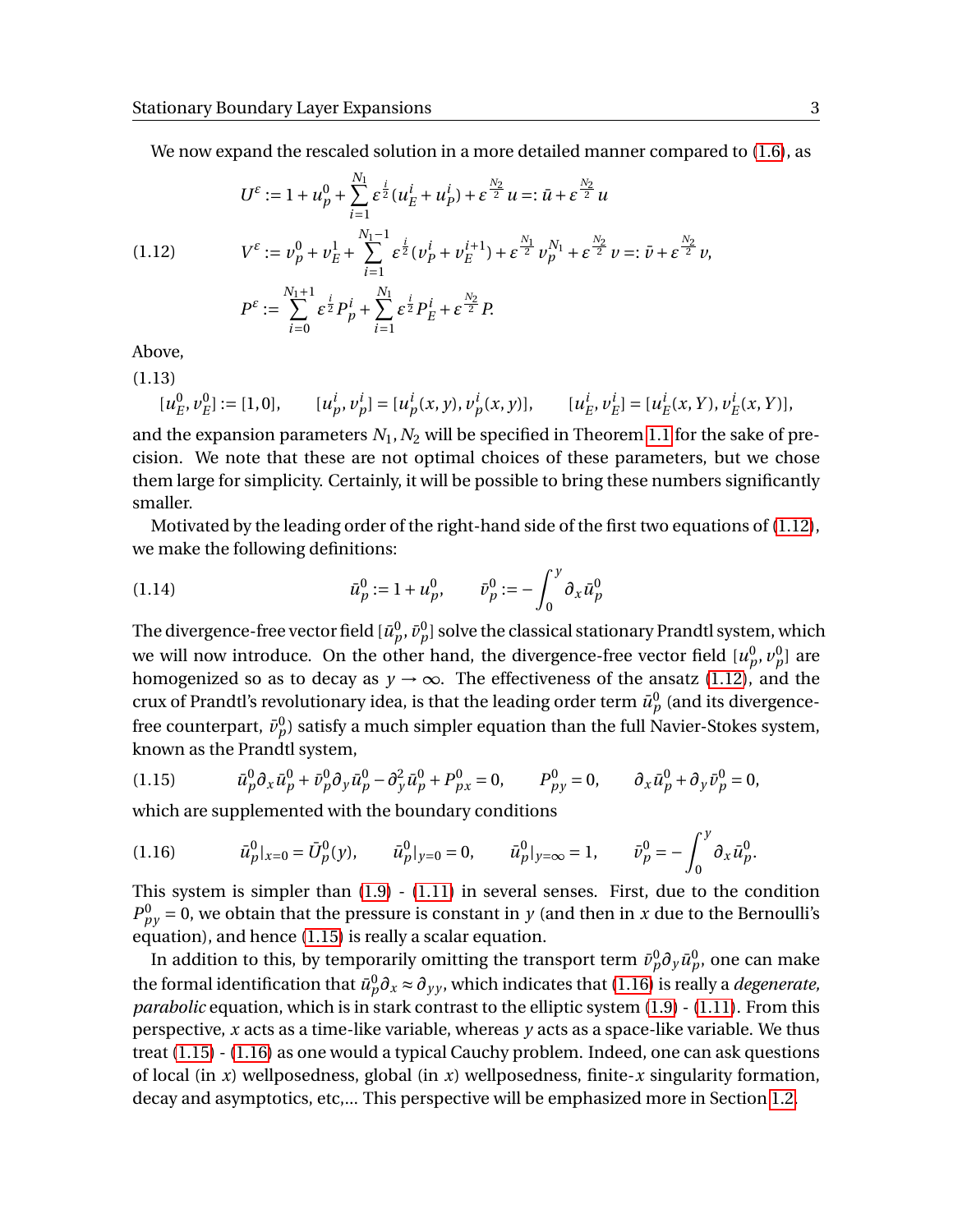We now expand the rescaled solution in a more detailed manner compared to (1.6), as

$$
\begin{aligned}
U^{\varepsilon} &:= 1 + u_p^0 + \sum_{i=1}^{N_1} \varepsilon^{\frac{i}{2}} (u_E^i + u_P^i) + \varepsilon^{\frac{N_2}{2}} u =: \bar{u} + \varepsilon^{\frac{N_2}{2}} u \\
V^{\varepsilon} &:= v_p^0 + v_E^1 + \sum_{i=1}^{N_1 - 1} \varepsilon^{\frac{i}{2}} (v_P^i + v_E^{i+1}) + \varepsilon^{\frac{N_1}{2}} v_p^{N_1} + \varepsilon^{\frac{N_2}{2}} v =: \bar{v} + \varepsilon^{\frac{N_2}{2}} v, \\
P^{\varepsilon} &:= \sum_{i=0}^{N_1+1} \varepsilon^{\frac{i}{2}} P_p^i + \sum_{i=1}^{N_1} \varepsilon^{\frac{i}{2}} P_E^i + \varepsilon^{\frac{N_2}{2}} P.
\end{aligned} \tag{1.12}
$$

Above,

$$
[u_E^0, v_E^0] := [1, 0], \qquad [u_p^i, v_p^i] = [u_p^i(x,y), v_p^i(x,y)], \qquad [u_E^i, v_E^i] = [u_E^i(x,Y), v_E^i(x,Y)], \tag{1.13}
$$

and the expansion parameters $N_1, N_2$ will be specified in Theorem 1.1 for the sake of precision. We note that these are not optimal choices of these parameters, but we chose them large for simplicity. Certainly, it will be possible to bring these numbers significantly smaller.

Motivated by the leading order of the right-hand side of the first two equations of (1.12), we make the following definitions:

$$
\bar{u}_p^0 := 1 + u_p^0, \qquad \bar{v}_p^0 := -\int_0^y \partial_x \bar{u}_p^0 \tag{1.14}
$$

The divergence-free vector field $[\bar{u}_p^0, \bar{v}_p^0]$ solve the classical stationary Prandtl system, which we will now introduce. On the other hand, the divergence-free vector field $[u_p^0, v_p^0]$ are homogenized so as to decay as $y \to \infty$. The effectiveness of the ansatz (1.12), and the crux of Prandtl's revolutionary idea, is that the leading order term $\bar{u}_p^0$ (and its divergence-free counterpart, $\bar{v}_p^0$) satisfy a much simpler equation than the full Navier-Stokes system, known as the Prandtl system,

$$
\bar{u}_p^0 \partial_x \bar{u}_p^0 + \bar{v}_p^0 \partial_y \bar{u}_p^0 - \partial_y^2 \bar{u}_p^0 + P_{px}^0 = 0, \qquad P_{py}^0 = 0, \qquad \partial_x \bar{u}_p^0 + \partial_y \bar{v}_p^0 = 0, \tag{1.15}
$$

which are supplemented with the boundary conditions

$$
\bar{u}_p^0|_{x=0} = \bar{U}_P^0(y), \qquad \bar{u}_p^0|_{y=0} = 0, \qquad \bar{u}_p^0|_{y=\infty} = 1, \qquad \bar{v}_p^0 = -\int_0^y \partial_x \bar{u}_p^0. \tag{1.16}
$$

This system is simpler than (1.9) - (1.11) in several senses. First, due to the condition $P_{py}^0 = 0$, we obtain that the pressure is constant in $y$ (and then in $x$ due to the Bernoulli's equation), and hence (1.15) is really a scalar equation.

In addition to this, by temporarily omitting the transport term $\bar{v}_p^0 \partial_y \bar{u}_p^0$, one can make the formal identification that $\bar{u}_p^0 \partial_x \approx \partial_{yy}$, which indicates that (1.16) is really a *degenerate, parabolic* equation, which is in stark contrast to the elliptic system (1.9) - (1.11). From this perspective, $x$ acts as a time-like variable, whereas $y$ acts as a space-like variable. We thus treat (1.15) - (1.16) as one would a typical Cauchy problem. Indeed, one can ask questions of local (in $x$) wellposedness, global (in $x$) wellposedness, finite-$x$ singularity formation, decay and asymptotics, etc,... This perspective will be emphasized more in Section 1.2.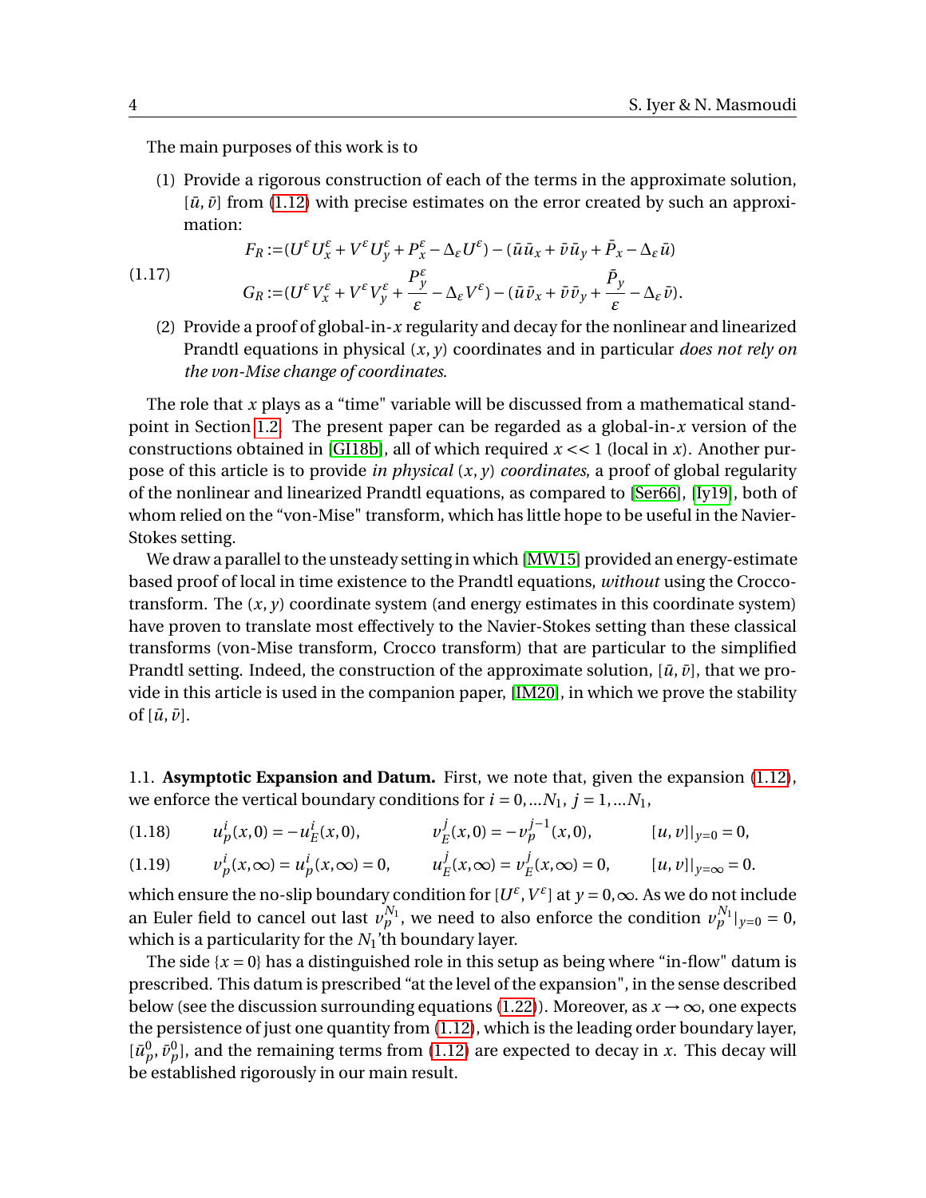The main purposes of this work is to

(1) Provide a rigorous construction of each of the terms in the approximate solution, $[\bar{u}, \bar{v}]$ from (1.12) with precise estimates on the error created by such an approximation:

$$
\begin{aligned}
F_R :=& (U^\varepsilon U^\varepsilon_x + V^\varepsilon U^\varepsilon_y + P^\varepsilon_x - \Delta_\varepsilon U^\varepsilon) - (\bar{u}\bar{u}_x + \bar{v}\bar{u}_y + \bar{P}_x - \Delta_\varepsilon \bar{u}) \\
G_R :=& (U^\varepsilon V^\varepsilon_x + V^\varepsilon V^\varepsilon_y + \frac{P^\varepsilon_y}{\varepsilon} - \Delta_\varepsilon V^\varepsilon) - (\bar{u}\bar{v}_x + \bar{v}\bar{v}_y + \frac{\bar{P}_y}{\varepsilon} - \Delta_\varepsilon \bar{v}).
\end{aligned}
\tag{1.17}
$$

(2) Provide a proof of global-in-$x$ regularity and decay for the nonlinear and linearized Prandtl equations in physical $(x, y)$ coordinates and in particular *does not rely on the von-Mise change of coordinates.*

The role that $x$ plays as a "time" variable will be discussed from a mathematical standpoint in Section 1.2. The present paper can be regarded as a global-in-$x$ version of the constructions obtained in [GI18b], all of which required $x << 1$ (local in $x$). Another purpose of this article is to provide *in physical* $(x, y)$ *coordinates*, a proof of global regularity of the nonlinear and linearized Prandtl equations, as compared to [Ser66], [Iy19], both of whom relied on the "von-Mise" transform, which has little hope to be useful in the Navier-Stokes setting.

We draw a parallel to the unsteady setting in which [MW15] provided an energy-estimate based proof of local in time existence to the Prandtl equations, *without* using the Crocco-transform. The $(x, y)$ coordinate system (and energy estimates in this coordinate system) have proven to translate most effectively to the Navier-Stokes setting than these classical transforms (von-Mise transform, Crocco transform) that are particular to the simplified Prandtl setting. Indeed, the construction of the approximate solution, $[\bar{u}, \bar{v}]$, that we provide in this article is used in the companion paper, [IM20], in which we prove the stability of $[\bar{u}, \bar{v}]$.

1.1. **Asymptotic Expansion and Datum.** First, we note that, given the expansion (1.12), we enforce the vertical boundary conditions for $i = 0, ... N_1$, $j = 1, ... N_1$,

$$
u^i_p(x, 0) = -u^i_E(x, 0), \qquad v^j_E(x, 0) = -v^{j-1}_p(x, 0), \qquad [u, v]|_{y=0} = 0, \tag{1.18}
$$

$$
v^i_p(x, \infty) = u^i_p(x, \infty) = 0, \qquad u^j_E(x, \infty) = v^j_E(x, \infty) = 0, \qquad [u, v]|_{y=\infty} = 0. \tag{1.19}
$$

which ensure the no-slip boundary condition for $[U^\varepsilon, V^\varepsilon]$ at $y = 0, \infty$. As we do not include an Euler field to cancel out last $v^{N_1}_p$, we need to also enforce the condition $v^{N_1}_p|_{y=0} = 0$, which is a particularity for the $N_1$'th boundary layer.

The side $\{x = 0\}$ has a distinguished role in this setup as being where "in-flow" datum is prescribed. This datum is prescribed "at the level of the expansion", in the sense described below (see the discussion surrounding equations (1.22)). Moreover, as $x \to \infty$, one expects the persistence of just one quantity from (1.12), which is the leading order boundary layer, $[\bar{u}^0_p, \bar{v}^0_p]$, and the remaining terms from (1.12) are expected to decay in $x$. This decay will be established rigorously in our main result.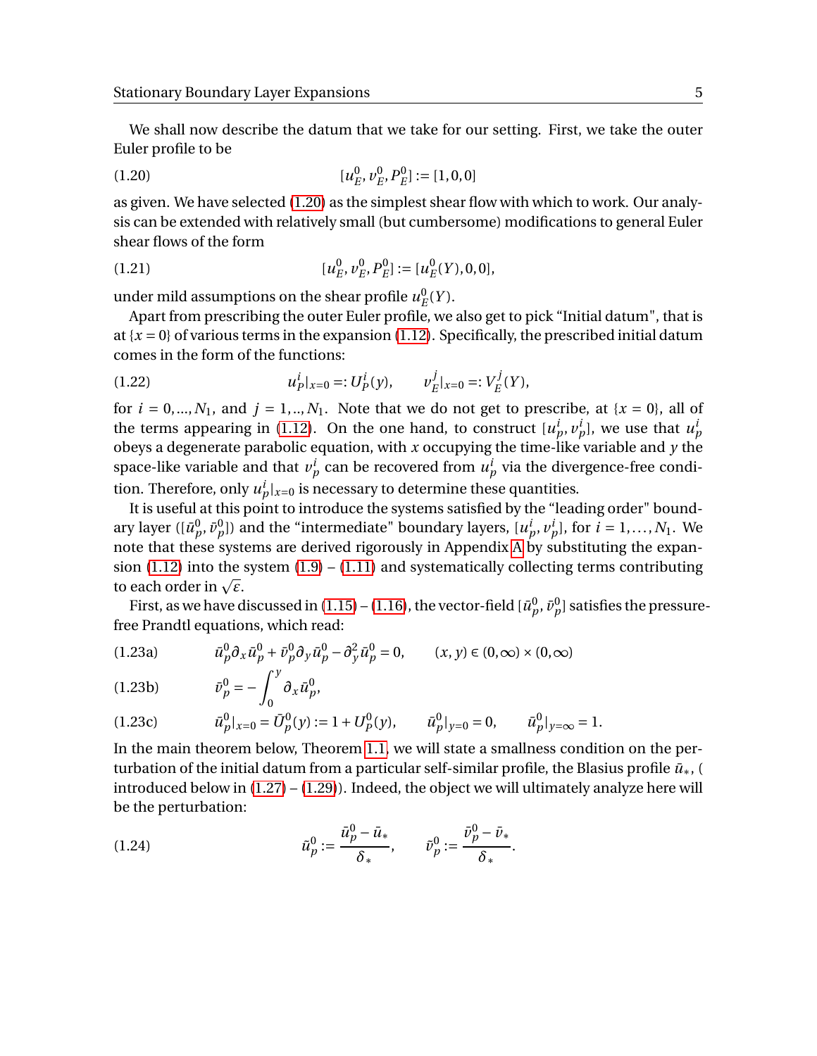We shall now describe the datum that we take for our setting. First, we take the outer Euler profile to be

$$[u_E^0, v_E^0, P_E^0] := [1, 0, 0] \tag{1.20}$$

as given. We have selected (1.20) as the simplest shear flow with which to work. Our analysis can be extended with relatively small (but cumbersome) modifications to general Euler shear flows of the form

$$[u_E^0, v_E^0, P_E^0] := [u_E^0(Y), 0, 0], \tag{1.21}$$

under mild assumptions on the shear profile $u_E^0(Y)$.

Apart from prescribing the outer Euler profile, we also get to pick "Initial datum", that is at $\{x = 0\}$ of various terms in the expansion (1.12). Specifically, the prescribed initial datum comes in the form of the functions:

$$u_P^i|_{x=0} =: U_P^i(y), \qquad v_E^j|_{x=0} =: V_E^j(Y), \tag{1.22}$$

for $i = 0, ..., N_1$, and $j = 1, .., N_1$. Note that we do not get to prescribe, at $\{x = 0\}$, all of the terms appearing in (1.12). On the one hand, to construct $[u_p^i, v_p^i]$, we use that $u_p^i$ obeys a degenerate parabolic equation, with $x$ occupying the time-like variable and $y$ the space-like variable and that $v_p^i$ can be recovered from $u_p^i$ via the divergence-free condition. Therefore, only $u_p^i|_{x=0}$ is necessary to determine these quantities.

It is useful at this point to introduce the systems satisfied by the "leading order" boundary layer ($[\bar{u}_p^0, \bar{v}_p^0]$) and the "intermediate" boundary layers, $[u_p^i, v_p^i]$, for $i = 1, \dots, N_1$. We note that these systems are derived rigorously in Appendix A by substituting the expansion (1.12) into the system (1.9) – (1.11) and systematically collecting terms contributing to each order in $\sqrt{\varepsilon}$.

First, as we have discussed in (1.15) – (1.16), the vector-field $[\bar{u}_p^0, \bar{v}_p^0]$ satisfies the pressure-free Prandtl equations, which read:

$$\bar{u}_p^0 \partial_x \bar{u}_p^0 + \bar{v}_p^0 \partial_y \bar{u}_p^0 - \partial_y^2 \bar{u}_p^0 = 0, \qquad (x, y) \in (0, \infty) \times (0, \infty) \tag{1.23a}$$

$$\bar{v}_p^0 = -\int_0^y \partial_x \bar{u}_p^0, \tag{1.23b}$$

$$\bar{u}_p^0|_{x=0} = \bar{U}_P^0(y) := 1 + U_P^0(y), \qquad \bar{u}_p^0|_{y=0} = 0, \qquad \bar{u}_p^0|_{y=\infty} = 1. \tag{1.23c}$$

In the main theorem below, Theorem 1.1, we will state a smallness condition on the perturbation of the initial datum from a particular self-similar profile, the Blasius profile $\bar{u}_*$, ( introduced below in (1.27) – (1.29)). Indeed, the object we will ultimately analyze here will be the perturbation:

$$\tilde{u}_p^0 := \frac{\bar{u}_p^0 - \bar{u}_*}{\delta_*}, \qquad \tilde{v}_p^0 := \frac{\bar{v}_p^0 - \bar{v}_*}{\delta_*}. \tag{1.24}$$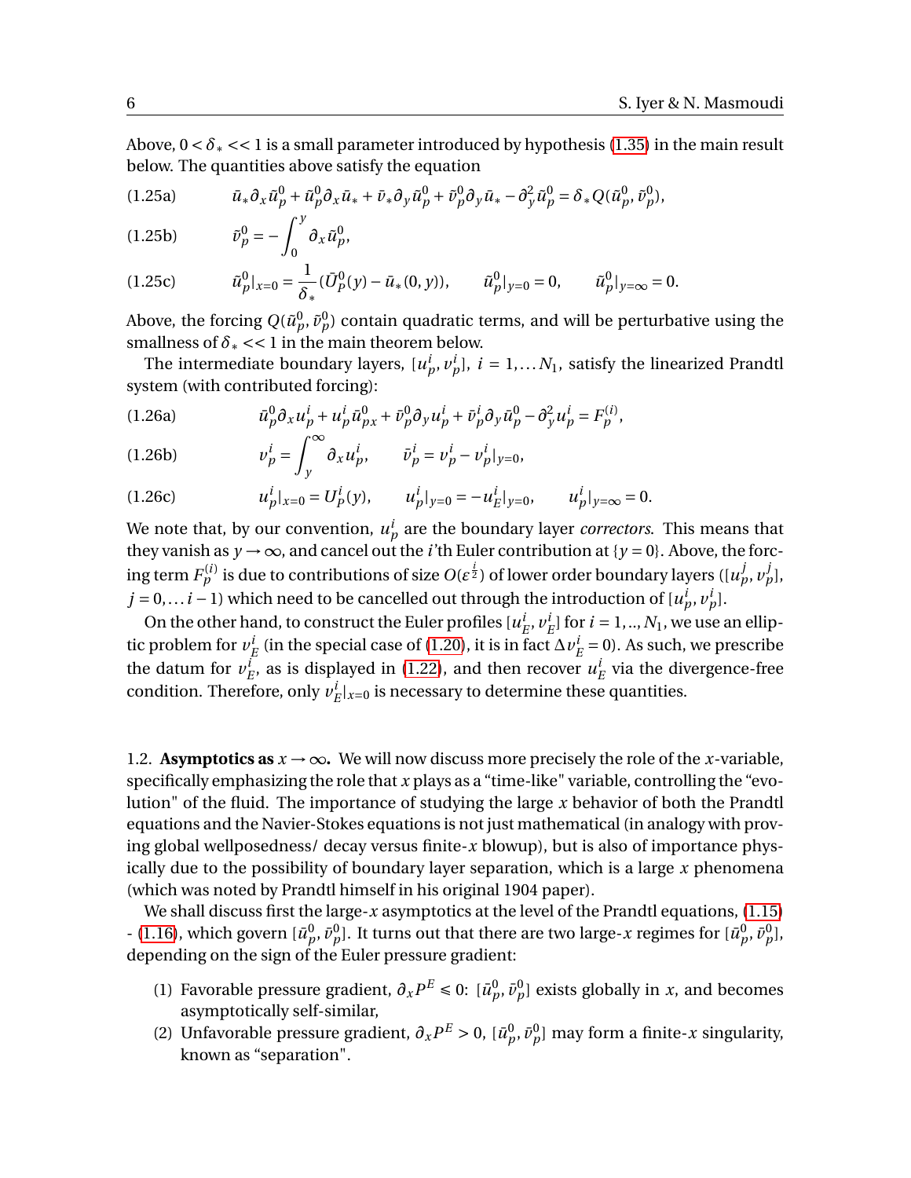Above, $0 < \delta_* << 1$ is a small parameter introduced by hypothesis (1.35) in the main result below. The quantities above satisfy the equation

$$\bar{u}_* \partial_x \bar{u}^0_p + \bar{u}^0_p \partial_x \bar{u}_* + \bar{v}_* \partial_y \bar{u}^0_p + \bar{v}^0_p \partial_y \bar{u}_* - \partial_y^2 \bar{u}^0_p = \delta_* Q(\bar{u}^0_p, \bar{v}^0_p), \tag{1.25a}$$

$$\bar{v}^0_p = -\int_0^y \partial_x \bar{u}^0_p, \tag{1.25b}$$

$$\bar{u}^0_p|_{x=0} = \frac{1}{\delta_*}(\bar{U}^0_P(y) - \bar{u}_*(0,y)), \qquad \bar{u}^0_p|_{y=0} = 0, \qquad \bar{u}^0_p|_{y=\infty} = 0. \tag{1.25c}$$

Above, the forcing $Q(\bar{u}^0_p, \bar{v}^0_p)$ contain quadratic terms, and will be perturbative using the smallness of $\delta_* << 1$ in the main theorem below.

The intermediate boundary layers, $[u^i_p, v^i_p]$, $i = 1, \dots N_1$, satisfy the linearized Prandtl system (with contributed forcing):

$$\bar{u}^0_p \partial_x u^i_p + u^i_p \bar{u}^0_{px} + \bar{v}^0_p \partial_y u^i_p + \bar{v}^i_p \partial_y \bar{u}^0_p - \partial_y^2 u^i_p = F^{(i)}_p, \tag{1.26a}$$

$$v^i_p = \int_y^\infty \partial_x u^i_p, \qquad \bar{v}^i_p = v^i_p - v^i_p|_{y=0}, \tag{1.26b}$$

$$u^i_p|_{x=0} = U^i_P(y), \qquad u^i_p|_{y=0} = -u^i_E|_{y=0}, \qquad u^i_p|_{y=\infty} = 0. \tag{1.26c}$$

We note that, by our convention, $u^i_p$ are the boundary layer *correctors*. This means that they vanish as $y \to \infty$, and cancel out the $i$'th Euler contribution at $\{y = 0\}$. Above, the forcing term $F^{(i)}_p$ is due to contributions of size $O(\varepsilon^{\frac{i}{2}})$ of lower order boundary layers ($[u^j_p, v^j_p]$, $j = 0, \dots i-1$) which need to be cancelled out through the introduction of $[u^i_p, v^i_p]$.

On the other hand, to construct the Euler profiles $[u^i_E, v^i_E]$ for $i = 1, .., N_1$, we use an elliptic problem for $v^i_E$ (in the special case of (1.20), it is in fact $\Delta v^i_E = 0$). As such, we prescribe the datum for $v^i_E$, as is displayed in (1.22), and then recover $u^i_E$ via the divergence-free condition. Therefore, only $v^i_E|_{x=0}$ is necessary to determine these quantities.

## 1.2. **Asymptotics as $x \to \infty$.**

We will now discuss more precisely the role of the $x$-variable, specifically emphasizing the role that $x$ plays as a "time-like" variable, controlling the "evolution" of the fluid. The importance of studying the large $x$ behavior of both the Prandtl equations and the Navier-Stokes equations is not just mathematical (in analogy with proving global wellposedness/ decay versus finite-$x$ blowup), but is also of importance physically due to the possibility of boundary layer separation, which is a large $x$ phenomena (which was noted by Prandtl himself in his original 1904 paper).

We shall discuss first the large-$x$ asymptotics at the level of the Prandtl equations, (1.15) - (1.16), which govern $[\bar{u}^0_p, \bar{v}^0_p]$. It turns out that there are two large-$x$ regimes for $[\bar{u}^0_p, \bar{v}^0_p]$, depending on the sign of the Euler pressure gradient:

1. Favorable pressure gradient, $\partial_x P^E \leqslant 0$: $[\bar{u}^0_p, \bar{v}^0_p]$ exists globally in $x$, and becomes asymptotically self-similar,
2. Unfavorable pressure gradient, $\partial_x P^E > 0$, $[\bar{u}^0_p, \bar{v}^0_p]$ may form a finite-$x$ singularity, known as "separation".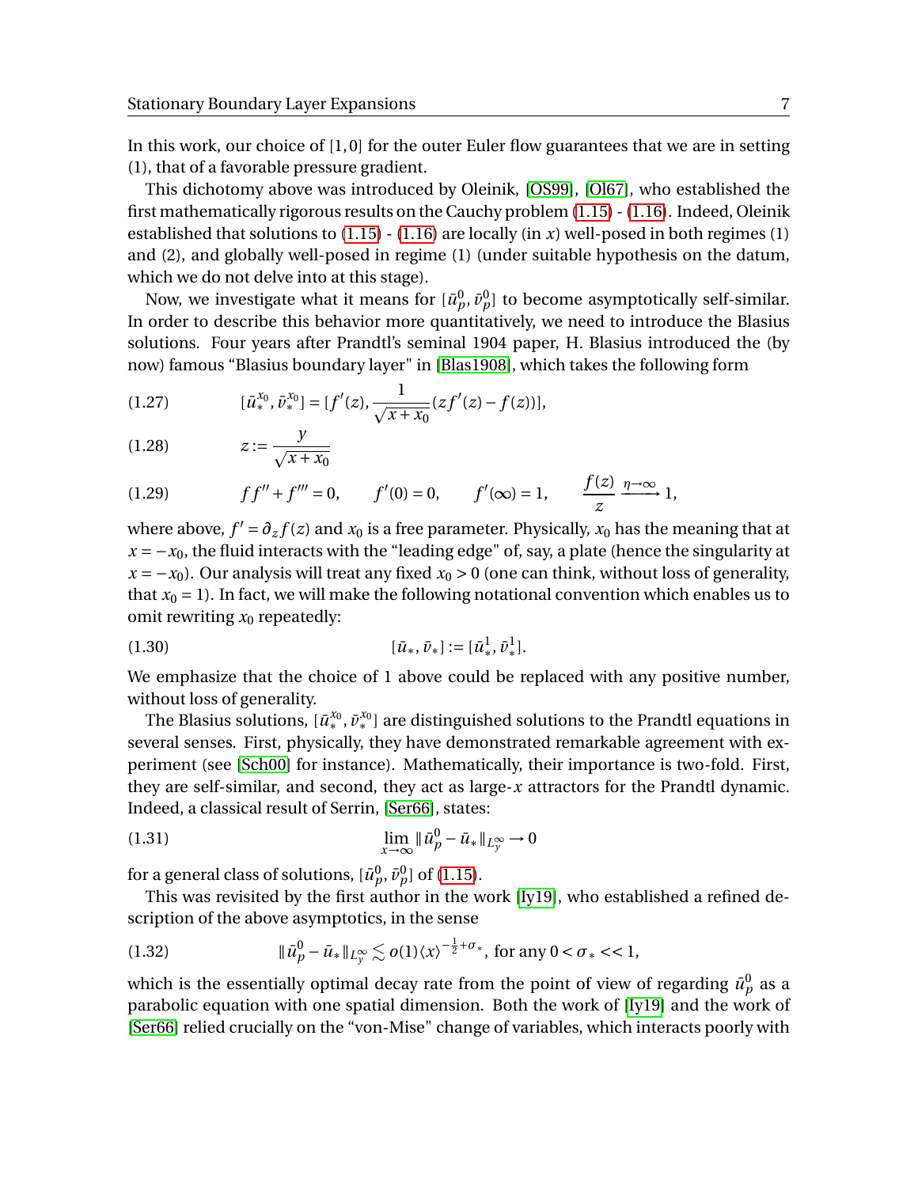In this work, our choice of $[1,0]$ for the outer Euler flow guarantees that we are in setting (1), that of a favorable pressure gradient.

This dichotomy above was introduced by Oleinik, [OS99], [Ol67], who established the first mathematically rigorous results on the Cauchy problem (1.15) - (1.16). Indeed, Oleinik established that solutions to (1.15) - (1.16) are locally (in $x$) well-posed in both regimes (1) and (2), and globally well-posed in regime (1) (under suitable hypothesis on the datum, which we do not delve into at this stage).

Now, we investigate what it means for $[\bar{u}^0_p, \bar{v}^0_p]$ to become asymptotically self-similar. In order to describe this behavior more quantitatively, we need to introduce the Blasius solutions. Four years after Prandtl's seminal 1904 paper, H. Blasius introduced the (by now) famous "Blasius boundary layer" in [Blas1908], which takes the following form

$$[\bar{u}^{x_0}_*, \bar{v}^{x_0}_*] = [f'(z), \frac{1}{\sqrt{x+x_0}}(zf'(z) - f(z))], \tag{1.27}$$

$$z := \frac{y}{\sqrt{x+x_0}} \tag{1.28}$$

$$ff'' + f''' = 0, \qquad f'(0) = 0, \qquad f'(\infty) = 1, \qquad \frac{f(z)}{z} \xrightarrow{\eta \to \infty} 1, \tag{1.29}$$

where above, $f' = \partial_z f(z)$ and $x_0$ is a free parameter. Physically, $x_0$ has the meaning that at $x = -x_0$, the fluid interacts with the "leading edge" of, say, a plate (hence the singularity at $x = -x_0$). Our analysis will treat any fixed $x_0 > 0$ (one can think, without loss of generality, that $x_0 = 1$). In fact, we will make the following notational convention which enables us to omit rewriting $x_0$ repeatedly:

$$[\bar{u}_*, \bar{v}_*] := [\bar{u}^1_*, \bar{v}^1_*]. \tag{1.30}$$

We emphasize that the choice of 1 above could be replaced with any positive number, without loss of generality.

The Blasius solutions, $[\bar{u}^{x_0}_*, \bar{v}^{x_0}_*]$ are distinguished solutions to the Prandtl equations in several senses. First, physically, they have demonstrated remarkable agreement with experiment (see [Sch00] for instance). Mathematically, their importance is two-fold. First, they are self-similar, and second, they act as large-$x$ attractors for the Prandtl dynamic. Indeed, a classical result of Serrin, [Ser66], states:

$$\lim_{x \to \infty} \| \bar{u}^0_p - \bar{u}_* \|_{L^\infty_y} \to 0 \tag{1.31}$$

for a general class of solutions, $[\bar{u}^0_p, \bar{v}^0_p]$ of (1.15).

This was revisited by the first author in the work [Iy19], who established a refined description of the above asymptotics, in the sense

$$\| \bar{u}^0_p - \bar{u}_* \|_{L^\infty_y} \lesssim o(1) \langle x \rangle^{-\frac{1}{2} + \sigma_*}, \text{ for any } 0 < \sigma_* << 1, \tag{1.32}$$

which is the essentially optimal decay rate from the point of view of regarding $\bar{u}^0_p$ as a parabolic equation with one spatial dimension. Both the work of [Iy19] and the work of [Ser66] relied crucially on the "von-Mise" change of variables, which interacts poorly with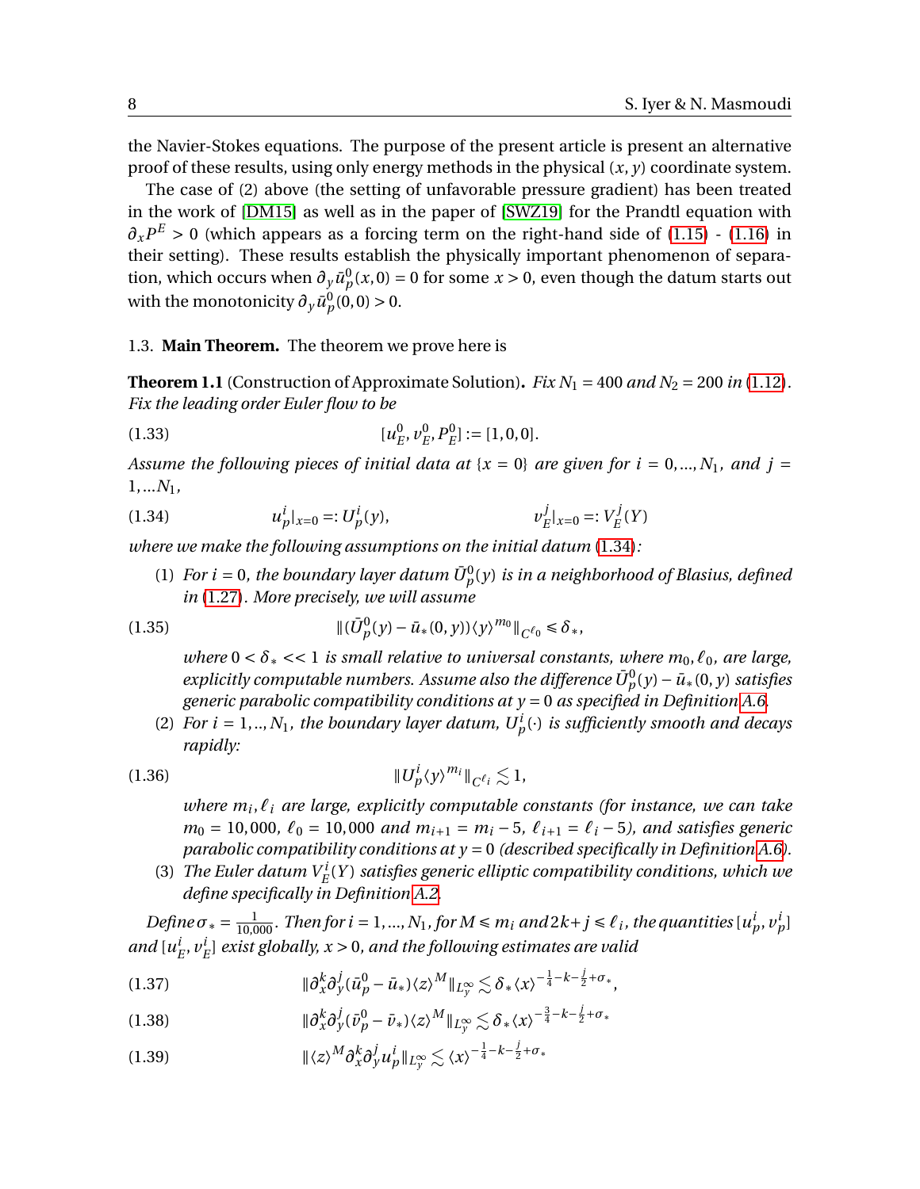the Navier-Stokes equations. The purpose of the present article is present an alternative proof of these results, using only energy methods in the physical $(x, y)$ coordinate system.

The case of (2) above (the setting of unfavorable pressure gradient) has been treated in the work of [DM15] as well as in the paper of [SWZ19] for the Prandtl equation with $\partial_x P^E > 0$ (which appears as a forcing term on the right-hand side of (1.15) - (1.16) in their setting). These results establish the physically important phenomenon of separation, which occurs when $\partial_y \bar{u}^0_p(x, 0) = 0$ for some $x > 0$, even though the datum starts out with the monotonicity $\partial_y \bar{u}^0_p(0, 0) > 0$.

### 1.3. **Main Theorem.**

The theorem we prove here is

**Theorem 1.1** (Construction of Approximate Solution)**.** *Fix $N_1 = 400$ and $N_2 = 200$ in (1.12). Fix the leading order Euler flow to be*

$$[u^0_E, v^0_E, P^0_E] := [1, 0, 0]. \tag{1.33}$$

*Assume the following pieces of initial data at $\{x = 0\}$ are given for $i = 0, ..., N_1$, and $j = 1, ...N_1$,*

$$u^i_p|_{x=0} =: U^i_p(y), \qquad\qquad v^j_E|_{x=0} =: V^j_E(Y) \tag{1.34}$$

*where we make the following assumptions on the initial datum (1.34):*

1. *For $i = 0$, the boundary layer datum $\bar{U}^0_p(y)$ is in a neighborhood of Blasius, defined in (1.27). More precisely, we will assume*

$$\|(\bar{U}^0_p(y) - \bar{u}_*(0, y))\langle y\rangle^{m_0}\|_{C^{\ell_0}} \le \delta_*, \tag{1.35}$$

   *where $0 < \delta_* << 1$ is small relative to universal constants, where $m_0, \ell_0$, are large, explicitly computable numbers. Assume also the difference $\bar{U}^0_p(y) - \bar{u}_*(0, y)$ satisfies generic parabolic compatibility conditions at $y = 0$ as specified in Definition A.6.*

2. *For $i = 1, .., N_1$, the boundary layer datum, $U^i_p(\cdot)$ is sufficiently smooth and decays rapidly:*

$$\|U^i_p \langle y\rangle^{m_i}\|_{C^{\ell_i}} \lesssim 1, \tag{1.36}$$

   *where $m_i, \ell_i$ are large, explicitly computable constants (for instance, we can take $m_0 = 10{,}000$, $\ell_0 = 10{,}000$ and $m_{i+1} = m_i - 5$, $\ell_{i+1} = \ell_i - 5$), and satisfies generic parabolic compatibility conditions at $y = 0$ (described specifically in Definition A.6).*

3. *The Euler datum $V^i_E(Y)$ satisfies generic elliptic compatibility conditions, which we define specifically in Definition A.2.*

*Define $\sigma_* = \frac{1}{10{,}000}$. Then for $i = 1, ..., N_1$, for $M \le m_i$ and $2k + j \le \ell_i$, the quantities $[u^i_p, v^i_p]$ and $[u^i_E, v^i_E]$ exist globally, $x > 0$, and the following estimates are valid*

$$\|\partial_x^k \partial_y^j (\bar{u}^0_p - \bar{u}_*)\langle z\rangle^M\|_{L^\infty_y} \lesssim \delta_* \langle x\rangle^{-\frac{1}{4} - k - \frac{j}{2} + \sigma_*}, \tag{1.37}$$

$$\|\partial_x^k \partial_y^j (\bar{v}^0_p - \bar{v}_*)\langle z\rangle^M\|_{L^\infty_y} \lesssim \delta_* \langle x\rangle^{-\frac{3}{4} - k - \frac{j}{2} + \sigma_*} \tag{1.38}$$

$$\|\langle z\rangle^M \partial_x^k \partial_y^j u^i_p\|_{L^\infty_y} \lesssim \langle x\rangle^{-\frac{1}{4} - k - \frac{j}{2} + \sigma_*} \tag{1.39}$$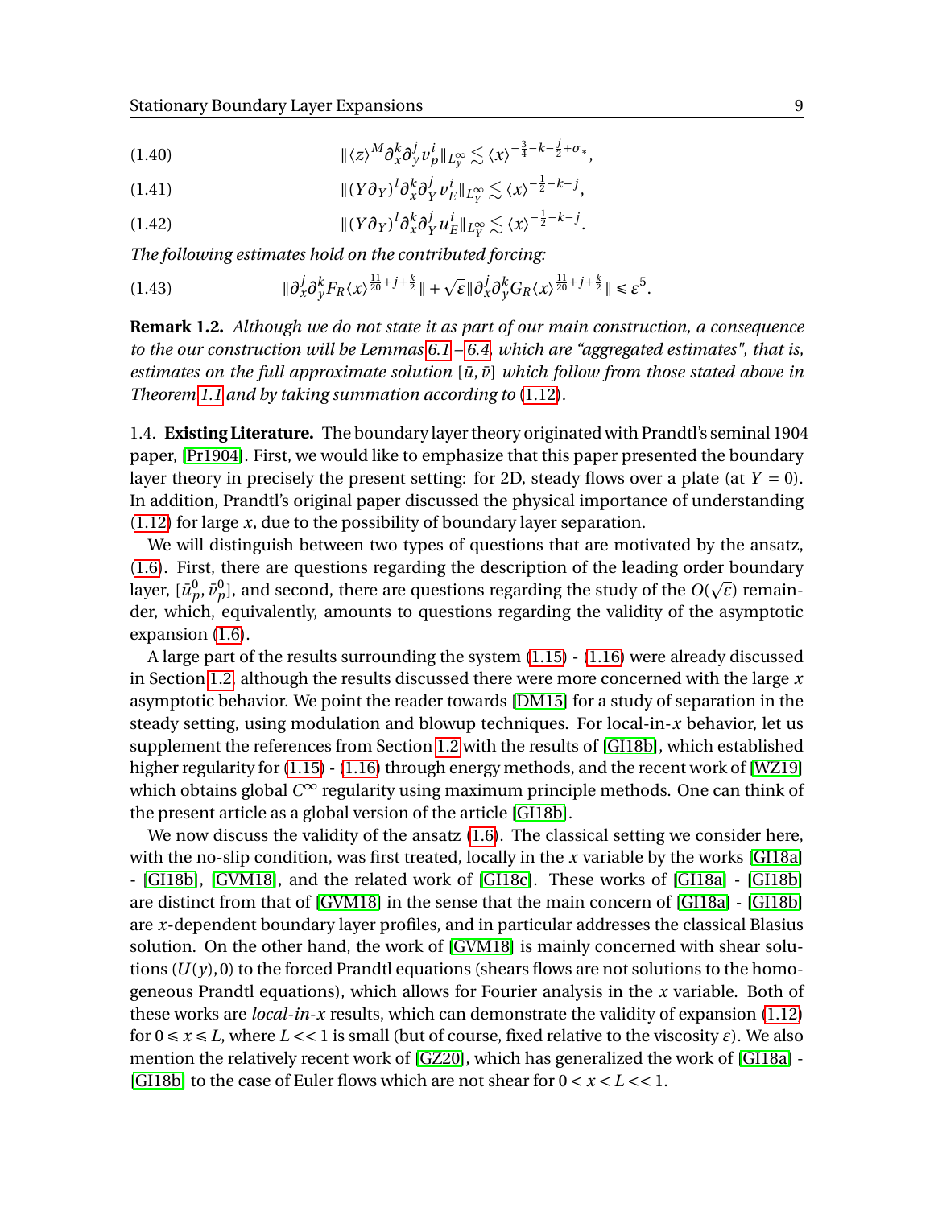$$\|\langle z\rangle^M \partial_x^k \partial_y^j v_p^i\|_{L^\infty_y} \lesssim \langle x\rangle^{-\frac{3}{4}-k-\frac{j}{2}+\sigma_*}, \tag{1.40}$$

$$\|(Y\partial_Y)^l \partial_x^k \partial_Y^j v_E^i\|_{L^\infty_Y} \lesssim \langle x\rangle^{-\frac{1}{2}-k-j}, \tag{1.41}$$

$$\|(Y\partial_Y)^l \partial_x^k \partial_Y^j u_E^i\|_{L^\infty_Y} \lesssim \langle x\rangle^{-\frac{1}{2}-k-j}. \tag{1.42}$$

*The following estimates hold on the contributed forcing:*

$$\|\partial_x^j \partial_y^k F_R \langle x\rangle^{\frac{11}{20}+j+\frac{k}{2}}\| + \sqrt{\varepsilon}\|\partial_x^j \partial_y^k G_R \langle x\rangle^{\frac{11}{20}+j+\frac{k}{2}}\| \le \varepsilon^5. \tag{1.43}$$

**Remark 1.2.** *Although we do not state it as part of our main construction, a consequence to the our construction will be Lemmas 6.1 – 6.4, which are "aggregated estimates", that is, estimates on the full approximate solution $[\bar{u}, \bar{v}]$ which follow from those stated above in Theorem 1.1 and by taking summation according to (1.12).*

1.4. **Existing Literature.** The boundary layer theory originated with Prandtl's seminal 1904 paper, [Pr1904]. First, we would like to emphasize that this paper presented the boundary layer theory in precisely the present setting: for 2D, steady flows over a plate (at $Y = 0$). In addition, Prandtl's original paper discussed the physical importance of understanding (1.12) for large $x$, due to the possibility of boundary layer separation.

We will distinguish between two types of questions that are motivated by the ansatz, (1.6). First, there are questions regarding the description of the leading order boundary layer, $[\bar{u}_p^0, \bar{v}_p^0]$, and second, there are questions regarding the study of the $O(\sqrt{\varepsilon})$ remainder, which, equivalently, amounts to questions regarding the validity of the asymptotic expansion (1.6).

A large part of the results surrounding the system (1.15) - (1.16) were already discussed in Section 1.2, although the results discussed there were more concerned with the large $x$ asymptotic behavior. We point the reader towards [DM15] for a study of separation in the steady setting, using modulation and blowup techniques. For local-in-$x$ behavior, let us supplement the references from Section 1.2 with the results of [GI18b], which established higher regularity for (1.15) - (1.16) through energy methods, and the recent work of [WZ19] which obtains global $C^\infty$ regularity using maximum principle methods. One can think of the present article as a global version of the article [GI18b].

We now discuss the validity of the ansatz (1.6). The classical setting we consider here, with the no-slip condition, was first treated, locally in the $x$ variable by the works [GI18a] - [GI18b], [GVM18], and the related work of [GI18c]. These works of [GI18a] - [GI18b] are distinct from that of [GVM18] in the sense that the main concern of [GI18a] - [GI18b] are $x$-dependent boundary layer profiles, and in particular addresses the classical Blasius solution. On the other hand, the work of [GVM18] is mainly concerned with shear solutions $(U(y), 0)$ to the forced Prandtl equations (shears flows are not solutions to the homogeneous Prandtl equations), which allows for Fourier analysis in the $x$ variable. Both of these works are *local-in-x* results, which can demonstrate the validity of expansion (1.12) for $0 \le x \le L$, where $L << 1$ is small (but of course, fixed relative to the viscosity $\varepsilon$). We also mention the relatively recent work of [GZ20], which has generalized the work of [GI18a] - [GI18b] to the case of Euler flows which are not shear for $0 < x < L << 1$.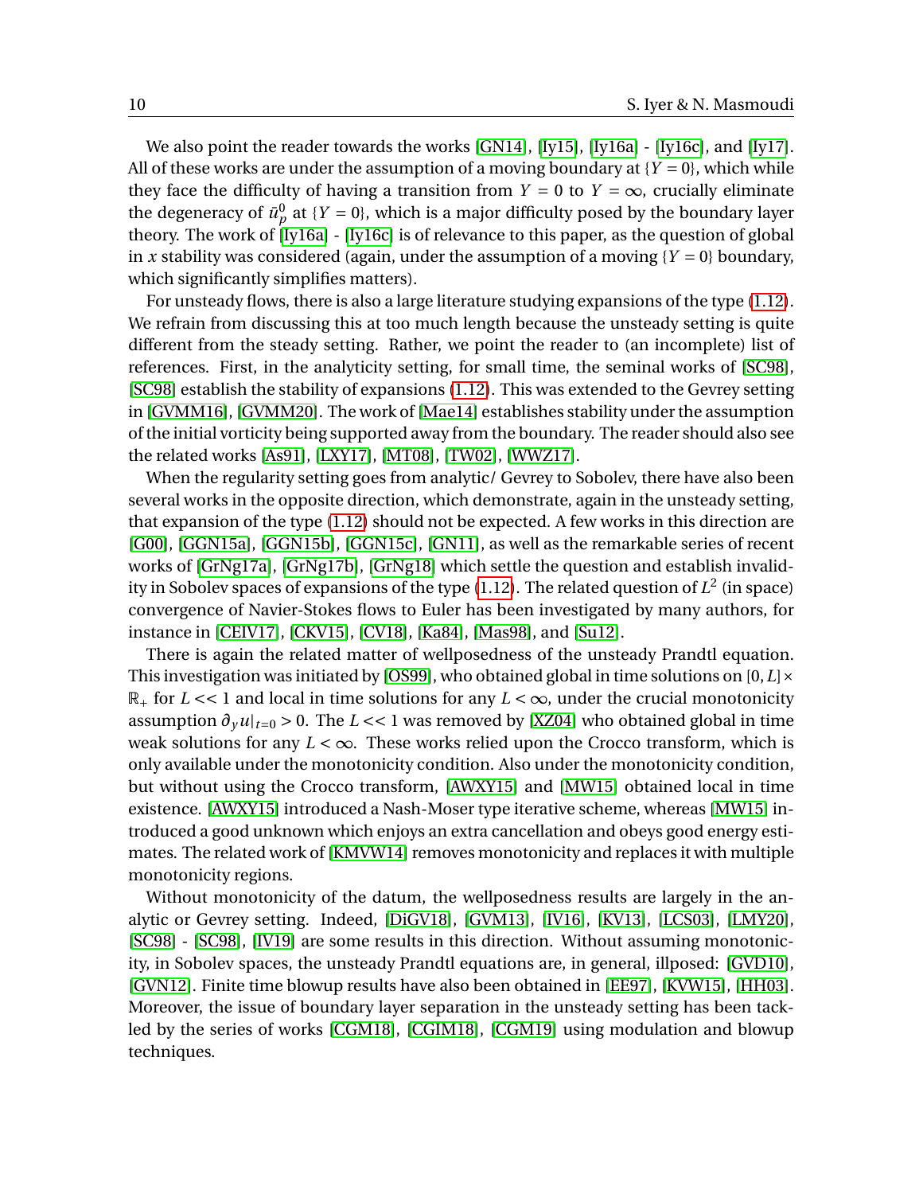We also point the reader towards the works [GN14], [Iy15], [Iy16a] - [Iy16c], and [Iy17]. All of these works are under the assumption of a moving boundary at $\{Y = 0\}$, which while they face the difficulty of having a transition from $Y = 0$ to $Y = \infty$, crucially eliminate the degeneracy of $\bar{u}^0_p$ at $\{Y = 0\}$, which is a major difficulty posed by the boundary layer theory. The work of [Iy16a] - [Iy16c] is of relevance to this paper, as the question of global in $x$ stability was considered (again, under the assumption of a moving $\{Y = 0\}$ boundary, which significantly simplifies matters).

For unsteady flows, there is also a large literature studying expansions of the type (1.12). We refrain from discussing this at too much length because the unsteady setting is quite different from the steady setting. Rather, we point the reader to (an incomplete) list of references. First, in the analyticity setting, for small time, the seminal works of [SC98], [SC98] establish the stability of expansions (1.12). This was extended to the Gevrey setting in [GVMM16], [GVMM20]. The work of [Mae14] establishes stability under the assumption of the initial vorticity being supported away from the boundary. The reader should also see the related works [As91], [LXY17], [MT08], [TW02], [WWZ17].

When the regularity setting goes from analytic/ Gevrey to Sobolev, there have also been several works in the opposite direction, which demonstrate, again in the unsteady setting, that expansion of the type (1.12) should not be expected. A few works in this direction are [G00], [GGN15a], [GGN15b], [GGN15c], [GN11], as well as the remarkable series of recent works of [GrNg17a], [GrNg17b], [GrNg18] which settle the question and establish invalidity in Sobolev spaces of expansions of the type (1.12). The related question of $L^2$ (in space) convergence of Navier-Stokes flows to Euler has been investigated by many authors, for instance in [CEIV17], [CKV15], [CV18], [Ka84], [Mas98], and [Su12].

There is again the related matter of wellposedness of the unsteady Prandtl equation. This investigation was initiated by [OS99], who obtained global in time solutions on $[0, L] \times \mathbb{R}_+$ for $L << 1$ and local in time solutions for any $L < \infty$, under the crucial monotonicity assumption $\partial_y u|_{t=0} > 0$. The $L << 1$ was removed by [XZ04] who obtained global in time weak solutions for any $L < \infty$. These works relied upon the Crocco transform, which is only available under the monotonicity condition. Also under the monotonicity condition, but without using the Crocco transform, [AWXY15] and [MW15] obtained local in time existence. [AWXY15] introduced a Nash-Moser type iterative scheme, whereas [MW15] introduced a good unknown which enjoys an extra cancellation and obeys good energy estimates. The related work of [KMVW14] removes monotonicity and replaces it with multiple monotonicity regions.

Without monotonicity of the datum, the wellposedness results are largely in the analytic or Gevrey setting. Indeed, [DiGV18], [GVM13], [IV16], [KV13], [LCS03], [LMY20], [SC98] - [SC98], [IV19] are some results in this direction. Without assuming monotonicity, in Sobolev spaces, the unsteady Prandtl equations are, in general, illposed: [GVD10], [GVN12]. Finite time blowup results have also been obtained in [EE97], [KVW15], [HH03]. Moreover, the issue of boundary layer separation in the unsteady setting has been tackled by the series of works [CGM18], [CGIM18], [CGM19] using modulation and blowup techniques.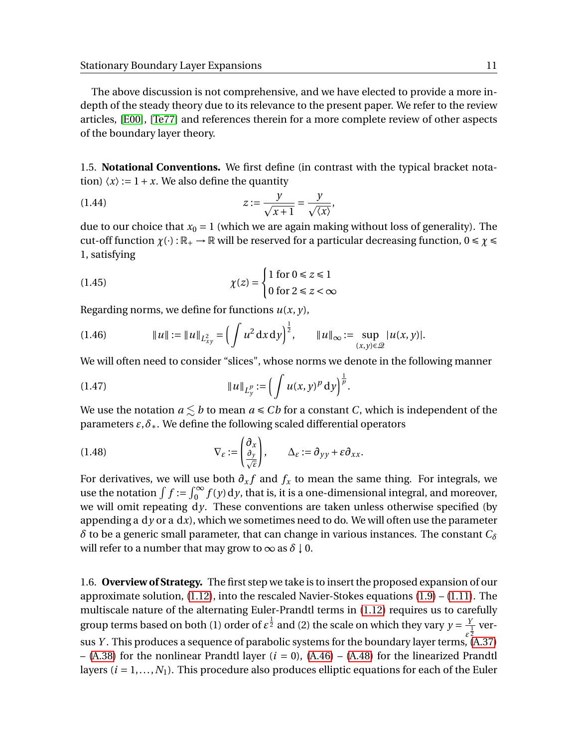The above discussion is not comprehensive, and we have elected to provide a more in-depth of the steady theory due to its relevance to the present paper. We refer to the review articles, [E00], [Te77] and references therein for a more complete review of other aspects of the boundary layer theory.

1.5. **Notational Conventions.** We first define (in contrast with the typical bracket notation) $\langle x \rangle := 1 + x$. We also define the quantity

$$z := \frac{y}{\sqrt{x+1}} = \frac{y}{\sqrt{\langle x \rangle}}, \tag{1.44}$$

due to our choice that $x_0 = 1$ (which we are again making without loss of generality). The cut-off function $\chi(\cdot) : \mathbb{R}_+ \to \mathbb{R}$ will be reserved for a particular decreasing function, $0 \leq \chi \leq 1$, satisfying

$$\chi(z) = \begin{cases} 1 \text{ for } 0 \leq z \leq 1 \\ 0 \text{ for } 2 \leq z < \infty \end{cases} \tag{1.45}$$

Regarding norms, we define for functions $u(x, y)$,

$$\|u\| := \|u\|_{L^2_{xy}} = \Big( \int u^2 \, \mathrm{d}x \, \mathrm{d}y \Big)^{\frac{1}{2}}, \qquad \|u\|_\infty := \sup_{(x,y) \in \mathcal{Q}} |u(x, y)|. \tag{1.46}$$

We will often need to consider "slices", whose norms we denote in the following manner

$$\|u\|_{L^p_y} := \Big( \int u(x, y)^p \, \mathrm{d}y \Big)^{\frac{1}{p}}. \tag{1.47}$$

We use the notation $a \lesssim b$ to mean $a \leq Cb$ for a constant $C$, which is independent of the parameters $\varepsilon, \delta_*$. We define the following scaled differential operators

$$\nabla_\varepsilon := \begin{pmatrix} \partial_x \\ \frac{\partial_y}{\sqrt{\varepsilon}} \end{pmatrix}, \qquad \Delta_\varepsilon := \partial_{yy} + \varepsilon \partial_{xx}. \tag{1.48}$$

For derivatives, we will use both $\partial_x f$ and $f_x$ to mean the same thing. For integrals, we use the notation $\int f := \int_0^\infty f(y) \, \mathrm{d}y$, that is, it is a one-dimensional integral, and moreover, we will omit repeating $\mathrm{d}y$. These conventions are taken unless otherwise specified (by appending a $\mathrm{d}y$ or a $\mathrm{d}x$), which we sometimes need to do. We will often use the parameter $\delta$ to be a generic small parameter, that can change in various instances. The constant $C_\delta$ will refer to a number that may grow to $\infty$ as $\delta \downarrow 0$.

1.6. **Overview of Strategy.** The first step we take is to insert the proposed expansion of our approximate solution, (1.12), into the rescaled Navier-Stokes equations (1.9) – (1.11). The multiscale nature of the alternating Euler-Prandtl terms in (1.12) requires us to carefully group terms based on both (1) order of $\varepsilon^{\frac{1}{2}}$ and (2) the scale on which they vary $y = \frac{Y}{\varepsilon^{\frac{1}{2}}}$ versus $Y$. This produces a sequence of parabolic systems for the boundary layer terms, (A.37) – (A.38) for the nonlinear Prandtl layer ($i = 0$), (A.46) – (A.48) for the linearized Prandtl layers ($i = 1, \ldots, N_1$). This procedure also produces elliptic equations for each of the Euler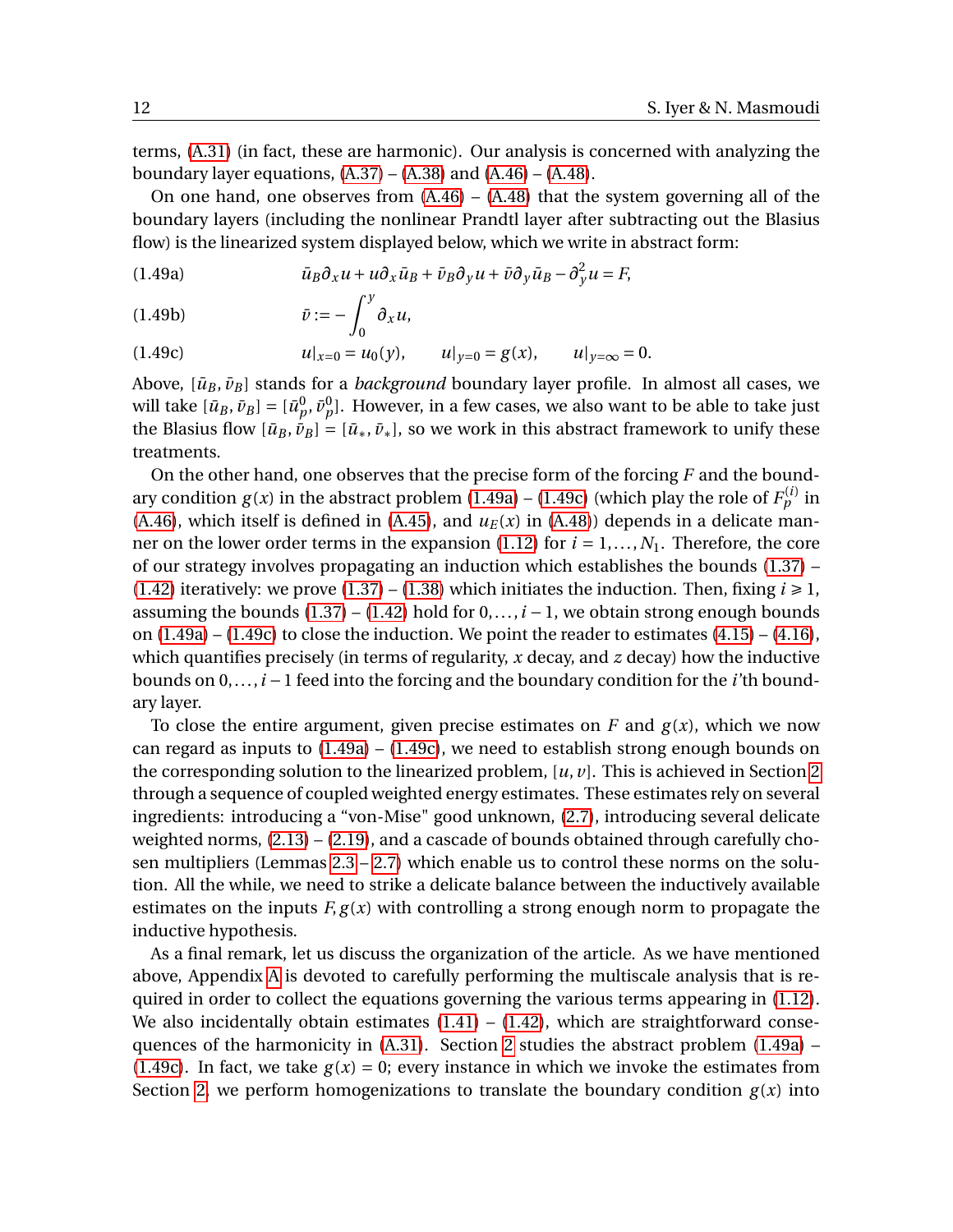terms, (A.31) (in fact, these are harmonic). Our analysis is concerned with analyzing the boundary layer equations, (A.37) – (A.38) and (A.46) – (A.48).

On one hand, one observes from (A.46) – (A.48) that the system governing all of the boundary layers (including the nonlinear Prandtl layer after subtracting out the Blasius flow) is the linearized system displayed below, which we write in abstract form:

$$\bar{u}_B \partial_x u + u \partial_x \bar{u}_B + \bar{v}_B \partial_y u + \bar{v} \partial_y \bar{u}_B - \partial_y^2 u = F, \tag{1.49a}$$

$$\bar{v} := -\int_0^y \partial_x u, \tag{1.49b}$$

$$u|_{x=0} = u_0(y), \qquad u|_{y=0} = g(x), \qquad u|_{y=\infty} = 0. \tag{1.49c}$$

Above, $[\bar{u}_B, \bar{v}_B]$ stands for a *background* boundary layer profile. In almost all cases, we will take $[\bar{u}_B, \bar{v}_B] = [\bar{u}_p^0, \bar{v}_p^0]$. However, in a few cases, we also want to be able to take just the Blasius flow $[\bar{u}_B, \bar{v}_B] = [\bar{u}_*, \bar{v}_*]$, so we work in this abstract framework to unify these treatments.

On the other hand, one observes that the precise form of the forcing $F$ and the boundary condition $g(x)$ in the abstract problem (1.49a) – (1.49c) (which play the role of $F_p^{(i)}$ in (A.46), which itself is defined in (A.45), and $u_E(x)$ in (A.48)) depends in a delicate manner on the lower order terms in the expansion (1.12) for $i = 1, \dots, N_1$. Therefore, the core of our strategy involves propagating an induction which establishes the bounds (1.37) – (1.42) iteratively: we prove (1.37) – (1.38) which initiates the induction. Then, fixing $i \geq 1$, assuming the bounds (1.37) – (1.42) hold for $0, \dots, i-1$, we obtain strong enough bounds on (1.49a) – (1.49c) to close the induction. We point the reader to estimates (4.15) – (4.16), which quantifies precisely (in terms of regularity, $x$ decay, and $z$ decay) how the inductive bounds on $0, \dots, i-1$ feed into the forcing and the boundary condition for the $i$'th boundary layer.

To close the entire argument, given precise estimates on $F$ and $g(x)$, which we now can regard as inputs to (1.49a) – (1.49c), we need to establish strong enough bounds on the corresponding solution to the linearized problem, $[u, v]$. This is achieved in Section 2 through a sequence of coupled weighted energy estimates. These estimates rely on several ingredients: introducing a "von-Mise" good unknown, (2.7), introducing several delicate weighted norms, (2.13) – (2.19), and a cascade of bounds obtained through carefully chosen multipliers (Lemmas 2.3 – 2.7) which enable us to control these norms on the solution. All the while, we need to strike a delicate balance between the inductively available estimates on the inputs $F, g(x)$ with controlling a strong enough norm to propagate the inductive hypothesis.

As a final remark, let us discuss the organization of the article. As we have mentioned above, Appendix A is devoted to carefully performing the multiscale analysis that is required in order to collect the equations governing the various terms appearing in (1.12). We also incidentally obtain estimates (1.41) – (1.42), which are straightforward consequences of the harmonicity in (A.31). Section 2 studies the abstract problem (1.49a) – (1.49c). In fact, we take $g(x) = 0$; every instance in which we invoke the estimates from Section 2, we perform homogenizations to translate the boundary condition $g(x)$ into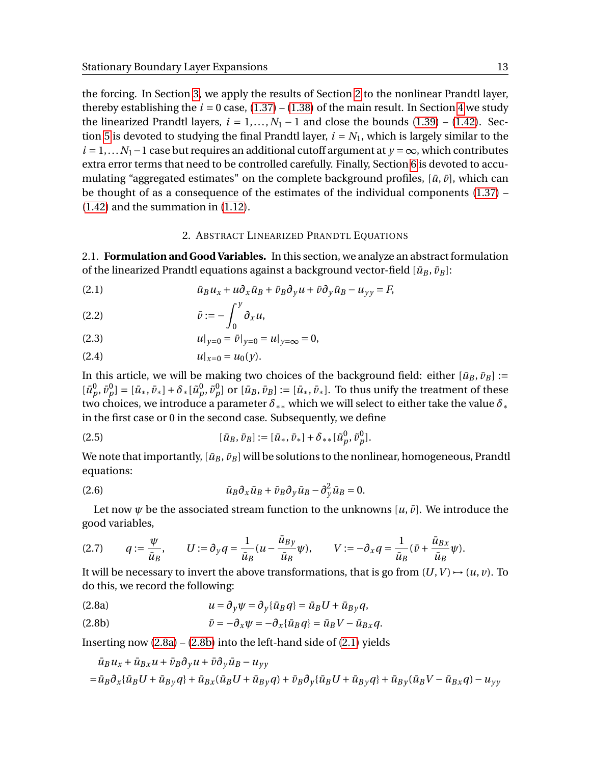the forcing. In Section 3, we apply the results of Section 2 to the nonlinear Prandtl layer, thereby establishing the $i = 0$ case, (1.37) – (1.38) of the main result. In Section 4 we study the linearized Prandtl layers, $i = 1, \dots, N_1 - 1$ and close the bounds (1.39) – (1.42). Section 5 is devoted to studying the final Prandtl layer, $i = N_1$, which is largely similar to the $i = 1, \dots N_1 - 1$ case but requires an additional cutoff argument at $y = \infty$, which contributes extra error terms that need to be controlled carefully. Finally, Section 6 is devoted to accumulating "aggregated estimates" on the complete background profiles, $[\bar{u}, \bar{v}]$, which can be thought of as a consequence of the estimates of the individual components (1.37) – (1.42) and the summation in (1.12).

## 2. Abstract Linearized Prandtl Equations

### 2.1. Formulation and Good Variables.

In this section, we analyze an abstract formulation of the linearized Prandtl equations against a background vector-field $[\bar{u}_B, \bar{v}_B]$:

$$\bar{u}_B u_x + u\partial_x \bar{u}_B + \bar{v}_B \partial_y u + \bar{v}\partial_y \bar{u}_B - u_{yy} = F, \tag{2.1}$$

$$\bar{v} := -\int_0^y \partial_x u, \tag{2.2}$$

$$u|_{y=0} = \bar{v}|_{y=0} = u|_{y=\infty} = 0, \tag{2.3}$$

$$u|_{x=0} = u_0(y). \tag{2.4}$$

In this article, we will be making two choices of the background field: either $[\bar{u}_B, \bar{v}_B] := [\bar{u}^0_p, \bar{v}^0_p] = [\bar{u}_*, \bar{v}_*] + \delta_* [\tilde{u}^0_p, \tilde{v}^0_p]$ or $[\bar{u}_B, \bar{v}_B] := [\bar{u}_*, \bar{v}_*]$. To thus unify the treatment of these two choices, we introduce a parameter $\delta_{**}$ which we will select to either take the value $\delta_*$ in the first case or 0 in the second case. Subsequently, we define

$$[\bar{u}_B, \bar{v}_B] := [\bar{u}_*, \bar{v}_*] + \delta_{**} [\tilde{u}^0_p, \tilde{v}^0_p]. \tag{2.5}$$

We note that importantly, $[\bar{u}_B, \bar{v}_B]$ will be solutions to the nonlinear, homogeneous, Prandtl equations:

$$\bar{u}_B \partial_x \bar{u}_B + \bar{v}_B \partial_y \bar{u}_B - \partial_y^2 \bar{u}_B = 0. \tag{2.6}$$

Let now $\psi$ be the associated stream function to the unknowns $[u, \bar{v}]$. We introduce the good variables,

$$q := \frac{\psi}{\bar{u}_B}, \qquad U := \partial_y q = \frac{1}{\bar{u}_B}\Big(u - \frac{\bar{u}_{By}}{\bar{u}_B}\psi\Big), \qquad V := -\partial_x q = \frac{1}{\bar{u}_B}\Big(\bar{v} + \frac{\bar{u}_{Bx}}{\bar{u}_B}\psi\Big). \tag{2.7}$$

It will be necessary to invert the above transformations, that is go from $(U, V) \mapsto (u, v)$. To do this, we record the following:

$$u = \partial_y \psi = \partial_y \{\bar{u}_B q\} = \bar{u}_B U + \bar{u}_{By} q, \tag{2.8a}$$

$$\bar{v} = -\partial_x \psi = -\partial_x \{\bar{u}_B q\} = \bar{u}_B V - \bar{u}_{Bx} q. \tag{2.8b}$$

Inserting now (2.8a) – (2.8b) into the left-hand side of (2.1) yields

$$\begin{aligned}
&\bar{u}_B u_x + \bar{u}_{Bx} u + \bar{v}_B \partial_y u + \bar{v}\partial_y \bar{u}_B - u_{yy} \\
=&\bar{u}_B \partial_x \{\bar{u}_B U + \bar{u}_{By} q\} + \bar{u}_{Bx}(\bar{u}_B U + \bar{u}_{By} q) + \bar{v}_B \partial_y \{\bar{u}_B U + \bar{u}_{By} q\} + \bar{u}_{By}(\bar{u}_B V - \bar{u}_{Bx} q) - u_{yy}
\end{aligned}$$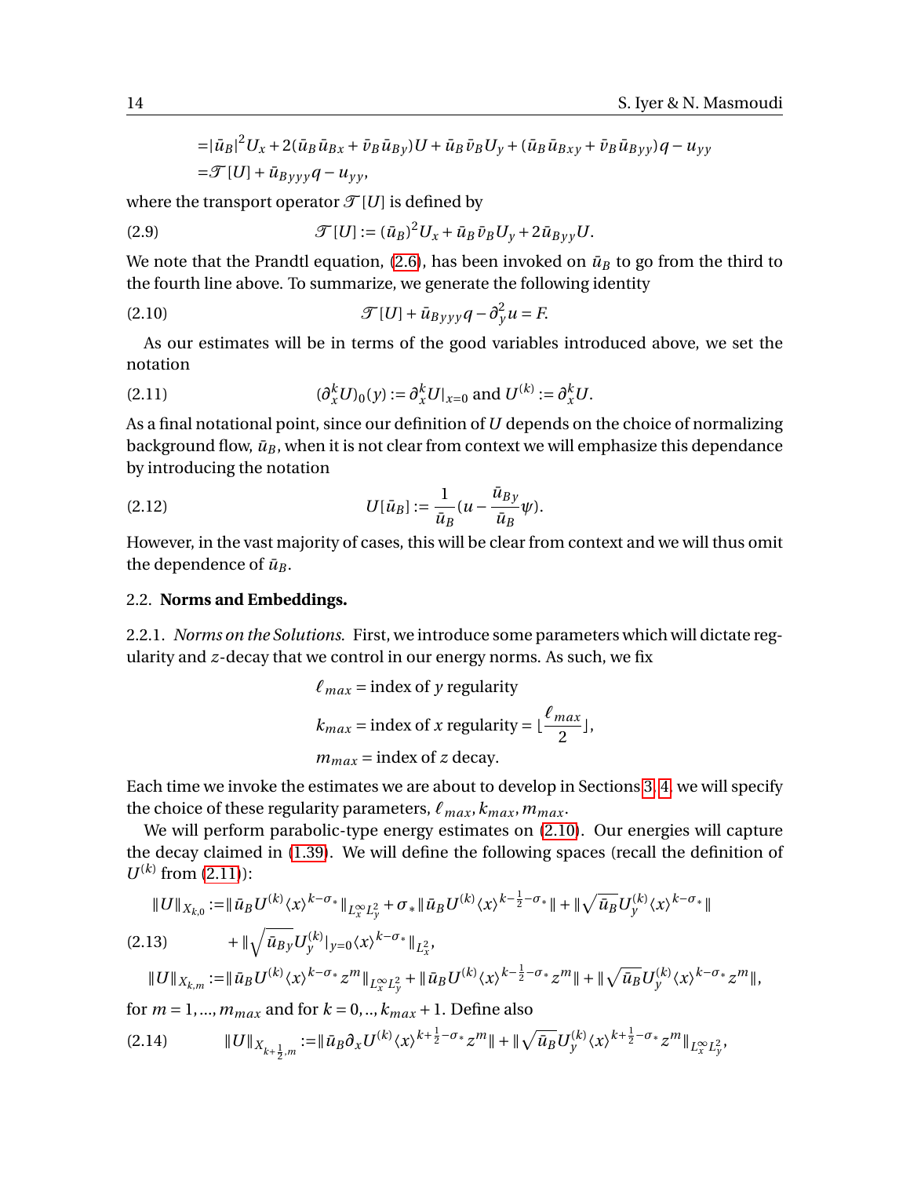$$
\begin{aligned}
&= |\bar{u}_B|^2 U_x + 2(\bar{u}_B \bar{u}_{Bx} + \bar{v}_B \bar{u}_{By}) U + \bar{u}_B \bar{v}_B U_y + (\bar{u}_B \bar{u}_{Bxy} + \bar{v}_B \bar{u}_{Byy}) q - u_{yy} \\
&= \mathcal{T}[U] + \bar{u}_{Byyy} q - u_{yy},
\end{aligned}
$$

where the transport operator $\mathcal{T}[U]$ is defined by

$$
\mathcal{T}[U] := (\bar{u}_B)^2 U_x + \bar{u}_B \bar{v}_B U_y + 2\bar{u}_{Byy} U. \tag{2.9}
$$

We note that the Prandtl equation, (2.6), has been invoked on $\bar{u}_B$ to go from the third to the fourth line above. To summarize, we generate the following identity

$$
\mathcal{T}[U] + \bar{u}_{Byyy} q - \partial_y^2 u = F. \tag{2.10}
$$

As our estimates will be in terms of the good variables introduced above, we set the notation

$$
(\partial_x^k U)_0(y) := \partial_x^k U|_{x=0} \text{ and } U^{(k)} := \partial_x^k U. \tag{2.11}
$$

As a final notational point, since our definition of $U$ depends on the choice of normalizing background flow, $\bar{u}_B$, when it is not clear from context we will emphasize this dependance by introducing the notation

$$
U[\bar{u}_B] := \frac{1}{\bar{u}_B}\Big(u - \frac{\bar{u}_{By}}{\bar{u}_B}\psi\Big). \tag{2.12}
$$

However, in the vast majority of cases, this will be clear from context and we will thus omit the dependence of $\bar{u}_B$.

## 2.2. Norms and Embeddings.

2.2.1. *Norms on the Solutions.* First, we introduce some parameters which will dictate regularity and $z$-decay that we control in our energy norms. As such, we fix

$$
\begin{aligned}
&\ell_{max} = \text{index of } y \text{ regularity} \\
&k_{max} = \text{index of } x \text{ regularity} = \lfloor \frac{\ell_{max}}{2} \rfloor, \\
&m_{max} = \text{index of } z \text{ decay.}
\end{aligned}
$$

Each time we invoke the estimates we are about to develop in Sections 3, 4, we will specify the choice of these regularity parameters, $\ell_{max}, k_{max}, m_{max}$.

We will perform parabolic-type energy estimates on (2.10). Our energies will capture the decay claimed in (1.39). We will define the following spaces (recall the definition of $U^{(k)}$ from (2.11)):

$$
\begin{aligned}
\|U\|_{X_{k,0}} :=& \|\bar{u}_B U^{(k)} \langle x\rangle^{k-\sigma_*}\|_{L^\infty_x L^2_y} + \sigma_* \|\bar{u}_B U^{(k)} \langle x\rangle^{k-\frac{1}{2}-\sigma_*}\| + \|\sqrt{\bar{u}_B} U^{(k)}_y \langle x\rangle^{k-\sigma_*}\| \\
&+ \|\sqrt{\bar{u}_{By}} U^{(k)}_y|_{y=0} \langle x\rangle^{k-\sigma_*}\|_{L^2_x}, \qquad (2.13)\\
\|U\|_{X_{k,m}} :=& \|\bar{u}_B U^{(k)} \langle x\rangle^{k-\sigma_*} z^m\|_{L^\infty_x L^2_y} + \|\bar{u}_B U^{(k)} \langle x\rangle^{k-\frac{1}{2}-\sigma_*} z^m\| + \|\sqrt{\bar{u}_B} U^{(k)}_y \langle x\rangle^{k-\sigma_*} z^m\|,
\end{aligned}
$$

for $m = 1, ..., m_{max}$ and for $k = 0, .., k_{max} + 1$. Define also

$$
\|U\|_{X_{k+\frac{1}{2},m}} := \|\bar{u}_B \partial_x U^{(k)} \langle x\rangle^{k+\frac{1}{2}-\sigma_*} z^m\| + \|\sqrt{\bar{u}_B} U^{(k)}_y \langle x\rangle^{k+\frac{1}{2}-\sigma_*} z^m\|_{L^\infty_x L^2_y}, \tag{2.14}
$$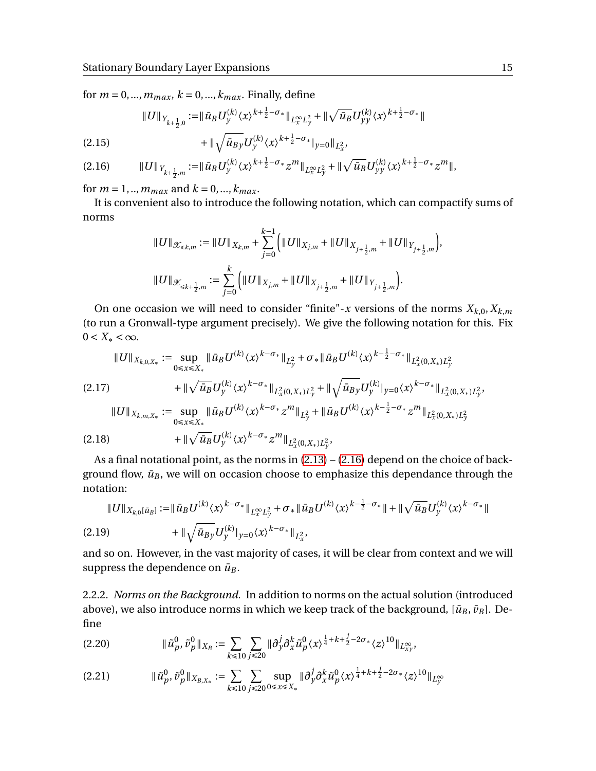for $m = 0, ..., m_{max}$, $k = 0, ..., k_{max}$. Finally, define

$$
\begin{aligned}
\|U\|_{Y_{k+\frac{1}{2},0}} := &\|\bar{u}_B U_y^{(k)} \langle x \rangle^{k+\frac{1}{2}-\sigma_*}\|_{L^\infty_x L^2_y} + \|\sqrt{\bar{u}_B} U_{yy}^{(k)} \langle x \rangle^{k+\frac{1}{2}-\sigma_*}\| \\
&+ \|\sqrt{\bar{u}_{By}} U_y^{(k)} \langle x \rangle^{k+\frac{1}{2}-\sigma_*}|_{y=0}\|_{L^2_x},
\end{aligned} \tag{2.15}
$$

$$
\|U\|_{Y_{k+\frac{1}{2},m}} := \|\bar{u}_B U_y^{(k)} \langle x \rangle^{k+\frac{1}{2}-\sigma_*} z^m\|_{L^\infty_x L^2_y} + \|\sqrt{\bar{u}_B} U_{yy}^{(k)} \langle x \rangle^{k+\frac{1}{2}-\sigma_*} z^m\|, \tag{2.16}
$$

for $m = 1, .., m_{max}$ and $k = 0, ..., k_{max}$.

It is convenient also to introduce the following notation, which can compactify sums of norms

$$
\|U\|_{\mathscr{X}_{\le k,m}} := \|U\|_{X_{k,m}} + \sum_{j=0}^{k-1} \Big( \|U\|_{X_{j,m}} + \|U\|_{X_{j+\frac{1}{2},m}} + \|U\|_{Y_{j+\frac{1}{2},m}} \Big),
$$

$$
\|U\|_{\mathscr{X}_{\le k+\frac{1}{2},m}} := \sum_{j=0}^{k} \Big( \|U\|_{X_{j,m}} + \|U\|_{X_{j+\frac{1}{2},m}} + \|U\|_{Y_{j+\frac{1}{2},m}} \Big).
$$

On one occasion we will need to consider "finite"-$x$ versions of the norms $X_{k,0}, X_{k,m}$ (to run a Gronwall-type argument precisely). We give the following notation for this. Fix $0 < X_* < \infty$.

$$
\begin{aligned}
\|U\|_{X_{k,0,X_*}} := &\sup_{0 \le x \le X_*} \|\bar{u}_B U^{(k)} \langle x \rangle^{k-\sigma_*}\|_{L^2_y} + \sigma_* \|\bar{u}_B U^{(k)} \langle x \rangle^{k-\frac{1}{2}-\sigma_*}\|_{L^2_x(0,X_*) L^2_y} \\
&+ \|\sqrt{\bar{u}_B} U_y^{(k)} \langle x \rangle^{k-\sigma_*}\|_{L^2_x(0,X_*) L^2_y} + \|\sqrt{\bar{u}_{By}} U_y^{(k)}|_{y=0} \langle x \rangle^{k-\sigma_*}\|_{L^2_x(0,X_*) L^2_y},
\end{aligned} \tag{2.17}
$$

$$
\begin{aligned}
\|U\|_{X_{k,m,X_*}} := &\sup_{0 \le x \le X_*} \|\bar{u}_B U^{(k)} \langle x \rangle^{k-\sigma_*} z^m\|_{L^2_y} + \|\bar{u}_B U^{(k)} \langle x \rangle^{k-\frac{1}{2}-\sigma_*} z^m\|_{L^2_x(0,X_*) L^2_y} \\
&+ \|\sqrt{\bar{u}_B} U_y^{(k)} \langle x \rangle^{k-\sigma_*} z^m\|_{L^2_x(0,X_*) L^2_y},
\end{aligned} \tag{2.18}
$$

As a final notational point, as the norms in (2.13) – (2.16) depend on the choice of background flow, $\bar{u}_B$, we will on occasion choose to emphasize this dependance through the notation:

$$
\begin{aligned}
\|U\|_{X_{k,0}[\bar{u}_B]} := &\|\bar{u}_B U^{(k)} \langle x \rangle^{k-\sigma_*}\|_{L^\infty_x L^2_y} + \sigma_* \|\bar{u}_B U^{(k)} \langle x \rangle^{k-\frac{1}{2}-\sigma_*}\| + \|\sqrt{\bar{u}_B} U_y^{(k)} \langle x \rangle^{k-\sigma_*}\| \\
&+ \|\sqrt{\bar{u}_{By}} U_y^{(k)}|_{y=0} \langle x \rangle^{k-\sigma_*}\|_{L^2_x},
\end{aligned} \tag{2.19}
$$

and so on. However, in the vast majority of cases, it will be clear from context and we will suppress the dependence on $\bar{u}_B$.

2.2.2. *Norms on the Background.* In addition to norms on the actual solution (introduced above), we also introduce norms in which we keep track of the background, $[\bar{u}_B, \bar{v}_B]$. Define

$$
\|\bar{u}^0_p, \bar{v}^0_p\|_{X_B} := \sum_{k \le 10} \sum_{j \le 20} \|\partial_y^j \partial_x^k \bar{u}^0_p \langle x \rangle^{\frac{1}{4}+k+\frac{j}{2}-2\sigma_*} \langle z \rangle^{10}\|_{L^\infty_{xy}}, \tag{2.20}
$$

$$
\|\bar{u}^0_p, \bar{v}^0_p\|_{X_{B,X_*}} := \sum_{k \le 10} \sum_{j \le 20} \sup_{0 \le x \le X_*} \|\partial_y^j \partial_x^k \bar{u}^0_p \langle x \rangle^{\frac{1}{4}+k+\frac{j}{2}-2\sigma_*} \langle z \rangle^{10}\|_{L^\infty_y} \tag{2.21}
$$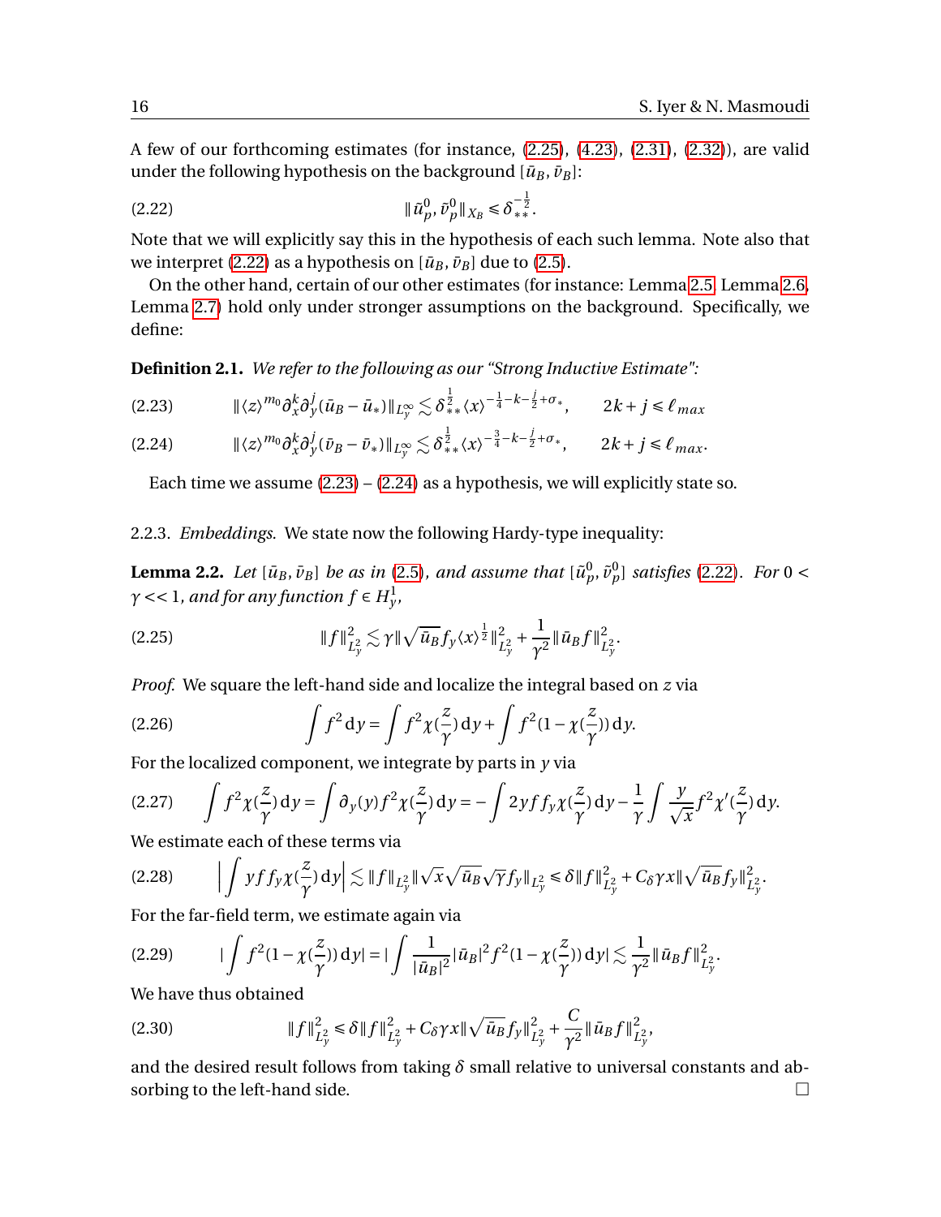A few of our forthcoming estimates (for instance, (2.25), (4.23), (2.31), (2.32)), are valid under the following hypothesis on the background $[\bar{u}_B, \bar{v}_B]$:

$$\|\tilde{u}_p^0, \tilde{v}_p^0\|_{X_B} \le \delta_{**}^{-\frac{1}{2}}. \tag{2.22}$$

Note that we will explicitly say this in the hypothesis of each such lemma. Note also that we interpret (2.22) as a hypothesis on $[\bar{u}_B, \bar{v}_B]$ due to (2.5).

On the other hand, certain of our other estimates (for instance: Lemma 2.5, Lemma 2.6, Lemma 2.7) hold only under stronger assumptions on the background. Specifically, we define:

**Definition 2.1.** *We refer to the following as our "Strong Inductive Estimate":*

$$\|\langle z\rangle^{m_0}\partial_x^k \partial_y^j(\bar{u}_B - \bar{u}_*)\|_{L_y^\infty} \lesssim \delta_{**}^{\frac{1}{2}} \langle x\rangle^{-\frac{1}{4}-k-\frac{j}{2}+\sigma_*}, \qquad 2k+j \le \ell_{max} \tag{2.23}$$

$$\|\langle z\rangle^{m_0}\partial_x^k \partial_y^j(\bar{v}_B - \bar{v}_*)\|_{L_y^\infty} \lesssim \delta_{**}^{\frac{1}{2}} \langle x\rangle^{-\frac{3}{4}-k-\frac{j}{2}+\sigma_*}, \qquad 2k+j \le \ell_{max}. \tag{2.24}$$

Each time we assume (2.23) – (2.24) as a hypothesis, we will explicitly state so.

2.2.3. *Embeddings.* We state now the following Hardy-type inequality:

**Lemma 2.2.** *Let $[\bar{u}_B, \bar{v}_B]$ be as in (2.5), and assume that $[\tilde{u}_p^0, \tilde{v}_p^0]$ satisfies (2.22). For $0 < \gamma << 1$, and for any function $f \in H_y^1$,*

$$\|f\|_{L_y^2}^2 \lesssim \gamma \|\sqrt{\bar{u}_B} f_y \langle x\rangle^{\frac{1}{2}}\|_{L_y^2}^2 + \frac{1}{\gamma^2}\|\bar{u}_B f\|_{L_y^2}^2. \tag{2.25}$$

*Proof.* We square the left-hand side and localize the integral based on $z$ via

$$\int f^2 \,\mathrm{d}y = \int f^2 \chi(\frac{z}{\gamma})\,\mathrm{d}y + \int f^2(1-\chi(\frac{z}{\gamma}))\,\mathrm{d}y. \tag{2.26}$$

For the localized component, we integrate by parts in $y$ via

$$\int f^2 \chi(\frac{z}{\gamma})\,\mathrm{d}y = \int \partial_y(y) f^2 \chi(\frac{z}{\gamma})\,\mathrm{d}y = -\int 2y f f_y \chi(\frac{z}{\gamma})\,\mathrm{d}y - \frac{1}{\gamma}\int \frac{y}{\sqrt{x}} f^2 \chi'(\frac{z}{\gamma})\,\mathrm{d}y. \tag{2.27}$$

We estimate each of these terms via

$$\Big|\int y f f_y \chi(\frac{z}{\gamma})\,\mathrm{d}y\Big| \lesssim \|f\|_{L_y^2}\|\sqrt{x}\sqrt{\bar{u}_B}\sqrt{\gamma} f_y\|_{L_y^2} \le \delta\|f\|_{L_y^2}^2 + C_\delta \gamma x\|\sqrt{\bar{u}_B} f_y\|_{L_y^2}^2. \tag{2.28}$$

For the far-field term, we estimate again via

$$\Big|\int f^2(1-\chi(\frac{z}{\gamma}))\,\mathrm{d}y\Big| = \Big|\int \frac{1}{|\bar{u}_B|^2}|\bar{u}_B|^2 f^2(1-\chi(\frac{z}{\gamma}))\,\mathrm{d}y\Big| \lesssim \frac{1}{\gamma^2}\|\bar{u}_B f\|_{L_y^2}^2. \tag{2.29}$$

We have thus obtained

$$\|f\|_{L_y^2}^2 \le \delta\|f\|_{L_y^2}^2 + C_\delta \gamma x\|\sqrt{\bar{u}_B} f_y\|_{L_y^2}^2 + \frac{C}{\gamma^2}\|\bar{u}_B f\|_{L_y^2}^2, \tag{2.30}$$

and the desired result follows from taking $\delta$ small relative to universal constants and absorbing to the left-hand side. □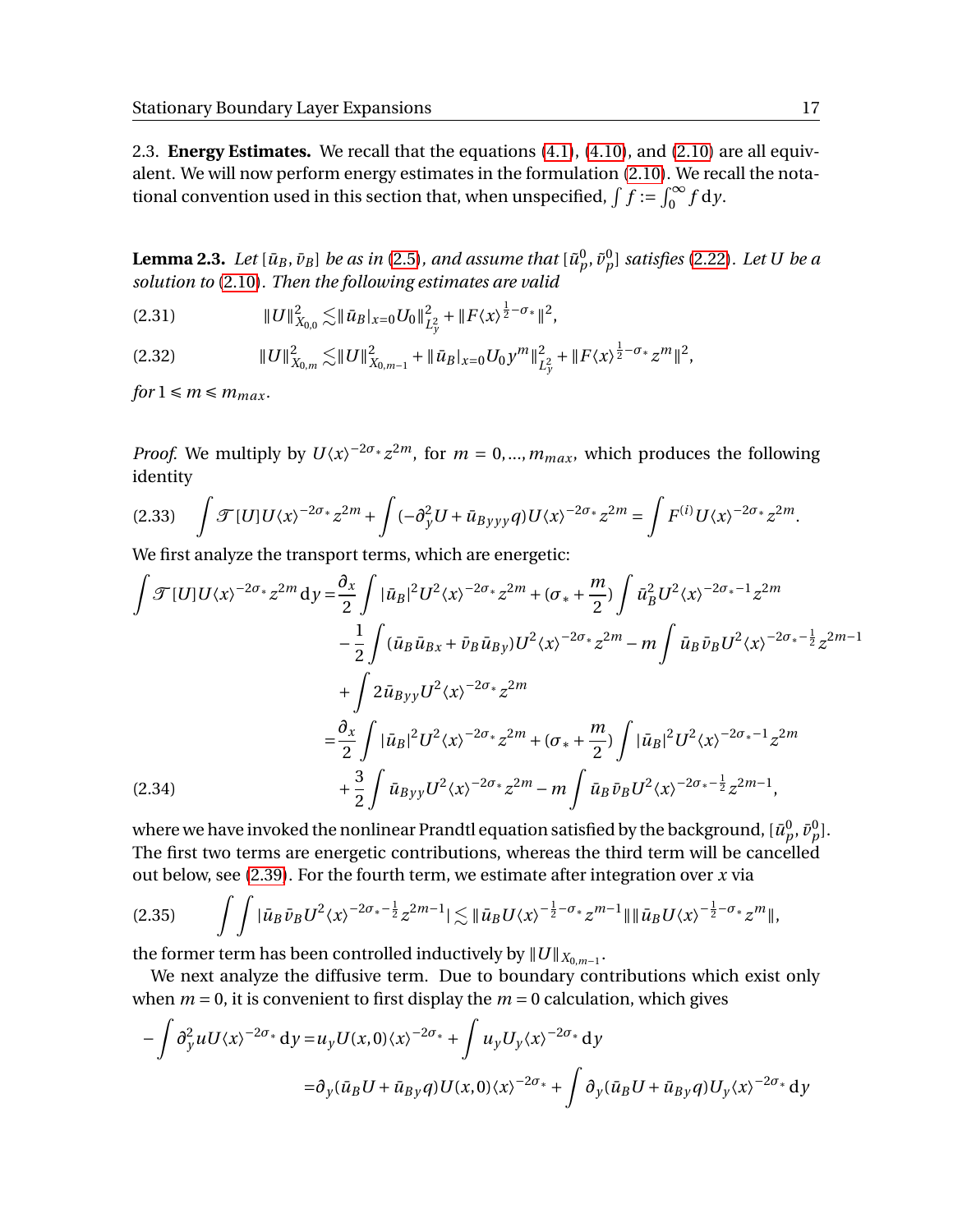2.3. **Energy Estimates.** We recall that the equations (4.1), (4.10), and (2.10) are all equivalent. We will now perform energy estimates in the formulation (2.10). We recall the notational convention used in this section that, when unspecified, $\int f := \int_0^\infty f \, \mathrm{d}y$.

**Lemma 2.3.** *Let $[\bar{u}_B, \bar{v}_B]$ be as in (2.5), and assume that $[\bar{u}_p^0, \bar{v}_p^0]$ satisfies (2.22). Let $U$ be a solution to (2.10). Then the following estimates are valid*

$$\|U\|_{X_{0,0}}^2 \lesssim \|\bar{u}_B|_{x=0} U_0\|_{L_y^2}^2 + \|F\langle x\rangle^{\frac{1}{2}-\sigma_*}\|^2, \tag{2.31}$$

$$\|U\|_{X_{0,m}}^2 \lesssim \|U\|_{X_{0,m-1}}^2 + \|\bar{u}_B|_{x=0} U_0 y^m\|_{L_y^2}^2 + \|F\langle x\rangle^{\frac{1}{2}-\sigma_*} z^m\|^2, \tag{2.32}$$

*for $1 \leqslant m \leqslant m_{max}$.*

*Proof.* We multiply by $U\langle x\rangle^{-2\sigma_*} z^{2m}$, for $m = 0, ..., m_{max}$, which produces the following identity

$$\int \mathcal{T}[U] U \langle x\rangle^{-2\sigma_*} z^{2m} + \int (-\partial_y^2 U + \bar{u}_{Byyy} q) U \langle x\rangle^{-2\sigma_*} z^{2m} = \int F^{(i)} U \langle x\rangle^{-2\sigma_*} z^{2m}. \tag{2.33}$$

We first analyze the transport terms, which are energetic:

$$\begin{aligned}
\int \mathcal{T}[U] U \langle x\rangle^{-2\sigma_*} z^{2m} \, \mathrm{d}y =& \frac{\partial_x}{2} \int |\bar{u}_B|^2 U^2 \langle x\rangle^{-2\sigma_*} z^{2m} + (\sigma_* + \frac{m}{2}) \int \bar{u}_B^2 U^2 \langle x\rangle^{-2\sigma_*-1} z^{2m} \\
& - \frac{1}{2} \int (\bar{u}_B \bar{u}_{Bx} + \bar{v}_B \bar{u}_{By}) U^2 \langle x\rangle^{-2\sigma_*} z^{2m} - m \int \bar{u}_B \bar{v}_B U^2 \langle x\rangle^{-2\sigma_* - \frac{1}{2}} z^{2m-1} \\
& + \int 2\bar{u}_{Byy} U^2 \langle x\rangle^{-2\sigma_*} z^{2m} \\
=& \frac{\partial_x}{2} \int |\bar{u}_B|^2 U^2 \langle x\rangle^{-2\sigma_*} z^{2m} + (\sigma_* + \frac{m}{2}) \int |\bar{u}_B|^2 U^2 \langle x\rangle^{-2\sigma_*-1} z^{2m} \\
& + \frac{3}{2} \int \bar{u}_{Byy} U^2 \langle x\rangle^{-2\sigma_*} z^{2m} - m \int \bar{u}_B \bar{v}_B U^2 \langle x\rangle^{-2\sigma_* - \frac{1}{2}} z^{2m-1},
\end{aligned} \tag{2.34}$$

where we have invoked the nonlinear Prandtl equation satisfied by the background, $[\bar{u}_p^0, \bar{v}_p^0]$. The first two terms are energetic contributions, whereas the third term will be cancelled out below, see (2.39). For the fourth term, we estimate after integration over $x$ via

$$\int\int |\bar{u}_B \bar{v}_B U^2 \langle x\rangle^{-2\sigma_* - \frac{1}{2}} z^{2m-1}| \lesssim \|\bar{u}_B U \langle x\rangle^{-\frac{1}{2}-\sigma_*} z^{m-1}\| \|\bar{u}_B U \langle x\rangle^{-\frac{1}{2}-\sigma_*} z^m\|, \tag{2.35}$$

the former term has been controlled inductively by $\|U\|_{X_{0,m-1}}$.

We next analyze the diffusive term. Due to boundary contributions which exist only when $m = 0$, it is convenient to first display the $m = 0$ calculation, which gives

$$\begin{aligned}
-\int \partial_y^2 u U \langle x\rangle^{-2\sigma_*} \, \mathrm{d}y =& u_y U(x,0) \langle x\rangle^{-2\sigma_*} + \int u_y U_y \langle x\rangle^{-2\sigma_*} \, \mathrm{d}y \\
=& \partial_y(\bar{u}_B U + \bar{u}_{By} q) U(x,0) \langle x\rangle^{-2\sigma_*} + \int \partial_y(\bar{u}_B U + \bar{u}_{By} q) U_y \langle x\rangle^{-2\sigma_*} \, \mathrm{d}y
\end{aligned}$$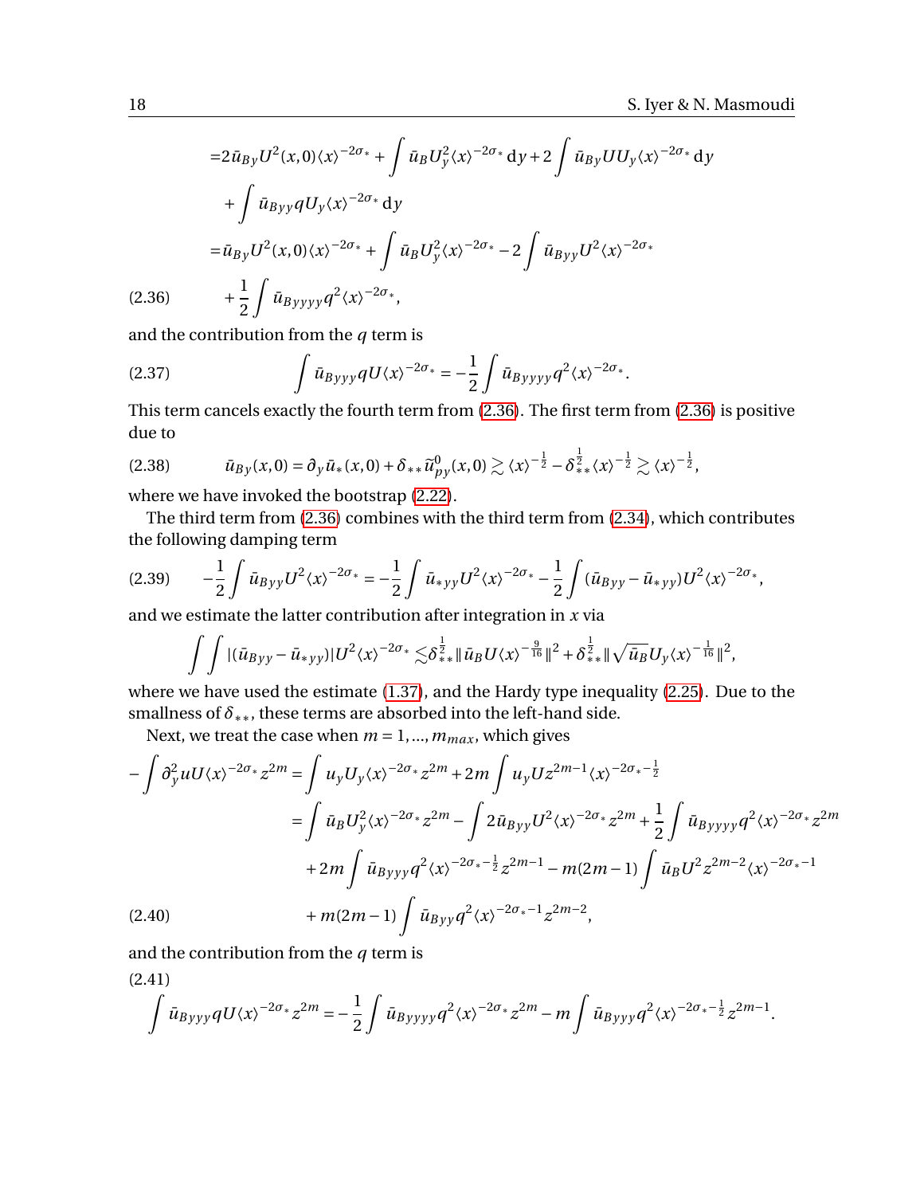$$
\begin{aligned}
&= 2\bar{u}_{By} U^2(x,0)\langle x\rangle^{-2\sigma_*} + \int \bar{u}_B U_y^2 \langle x\rangle^{-2\sigma_*}\,\mathrm{d}y + 2\int \bar{u}_{By} U U_y \langle x\rangle^{-2\sigma_*}\,\mathrm{d}y \\
&\quad + \int \bar{u}_{Byy} q U_y \langle x\rangle^{-2\sigma_*}\,\mathrm{d}y \\
&= \bar{u}_{By} U^2(x,0)\langle x\rangle^{-2\sigma_*} + \int \bar{u}_B U_y^2 \langle x\rangle^{-2\sigma_*} - 2\int \bar{u}_{Byy} U^2 \langle x\rangle^{-2\sigma_*} \\
&\quad + \frac{1}{2}\int \bar{u}_{Byyyy} q^2 \langle x\rangle^{-2\sigma_*},
\end{aligned}
\tag{2.36}
$$

and the contribution from the $q$ term is

$$
\int \bar{u}_{Byyy} q U \langle x\rangle^{-2\sigma_*} = -\frac{1}{2}\int \bar{u}_{Byyyy} q^2 \langle x\rangle^{-2\sigma_*}. \tag{2.37}
$$

This term cancels exactly the fourth term from (2.36). The first term from (2.36) is positive due to

$$
\bar{u}_{By}(x,0) = \partial_y \bar{u}_*(x,0) + \delta_{**}\tilde{u}^0_{py}(x,0) \gtrsim \langle x\rangle^{-\frac{1}{2}} - \delta_{**}^{\frac{1}{2}}\langle x\rangle^{-\frac{1}{2}} \gtrsim \langle x\rangle^{-\frac{1}{2}}, \tag{2.38}
$$

where we have invoked the bootstrap (2.22).

The third term from (2.36) combines with the third term from (2.34), which contributes the following damping term

$$
-\frac{1}{2}\int \bar{u}_{Byy} U^2 \langle x\rangle^{-2\sigma_*} = -\frac{1}{2}\int \bar{u}_{*yy} U^2 \langle x\rangle^{-2\sigma_*} - \frac{1}{2}\int (\bar{u}_{Byy} - \bar{u}_{*yy}) U^2 \langle x\rangle^{-2\sigma_*}, \tag{2.39}
$$

and we estimate the latter contribution after integration in $x$ via

$$
\int\int |(\bar{u}_{Byy} - \bar{u}_{*yy})| U^2 \langle x\rangle^{-2\sigma_*} \lesssim \delta_{**}^{\frac{1}{2}} \|\bar{u}_B U \langle x\rangle^{-\frac{9}{16}}\|^2 + \delta_{**}^{\frac{1}{2}} \|\sqrt{\bar{u}_B} U_y \langle x\rangle^{-\frac{1}{16}}\|^2,
$$

where we have used the estimate (1.37), and the Hardy type inequality (2.25). Due to the smallness of $\delta_{**}$, these terms are absorbed into the left-hand side.

Next, we treat the case when $m = 1, ..., m_{max}$, which gives

$$
\begin{aligned}
-\int \partial_y^2 u U \langle x\rangle^{-2\sigma_*} z^{2m} &= \int u_y U_y \langle x\rangle^{-2\sigma_*} z^{2m} + 2m\int u_y U z^{2m-1}\langle x\rangle^{-2\sigma_*-\frac{1}{2}} \\
&= \int \bar{u}_B U_y^2 \langle x\rangle^{-2\sigma_*} z^{2m} - \int 2\bar{u}_{Byy} U^2 \langle x\rangle^{-2\sigma_*} z^{2m} + \frac{1}{2}\int \bar{u}_{Byyyy} q^2 \langle x\rangle^{-2\sigma_*} z^{2m} \\
&\quad + 2m\int \bar{u}_{Byyy} q^2 \langle x\rangle^{-2\sigma_*-\frac{1}{2}} z^{2m-1} - m(2m-1)\int \bar{u}_B U^2 z^{2m-2}\langle x\rangle^{-2\sigma_*-1} \\
&\quad + m(2m-1)\int \bar{u}_{Byy} q^2 \langle x\rangle^{-2\sigma_*-1} z^{2m-2},
\end{aligned}
\tag{2.40}
$$

and the contribution from the $q$ term is

$$
\int \bar{u}_{Byyy} q U \langle x\rangle^{-2\sigma_*} z^{2m} = -\frac{1}{2}\int \bar{u}_{Byyyy} q^2 \langle x\rangle^{-2\sigma_*} z^{2m} - m\int \bar{u}_{Byyy} q^2 \langle x\rangle^{-2\sigma_*-\frac{1}{2}} z^{2m-1}. \tag{2.41}
$$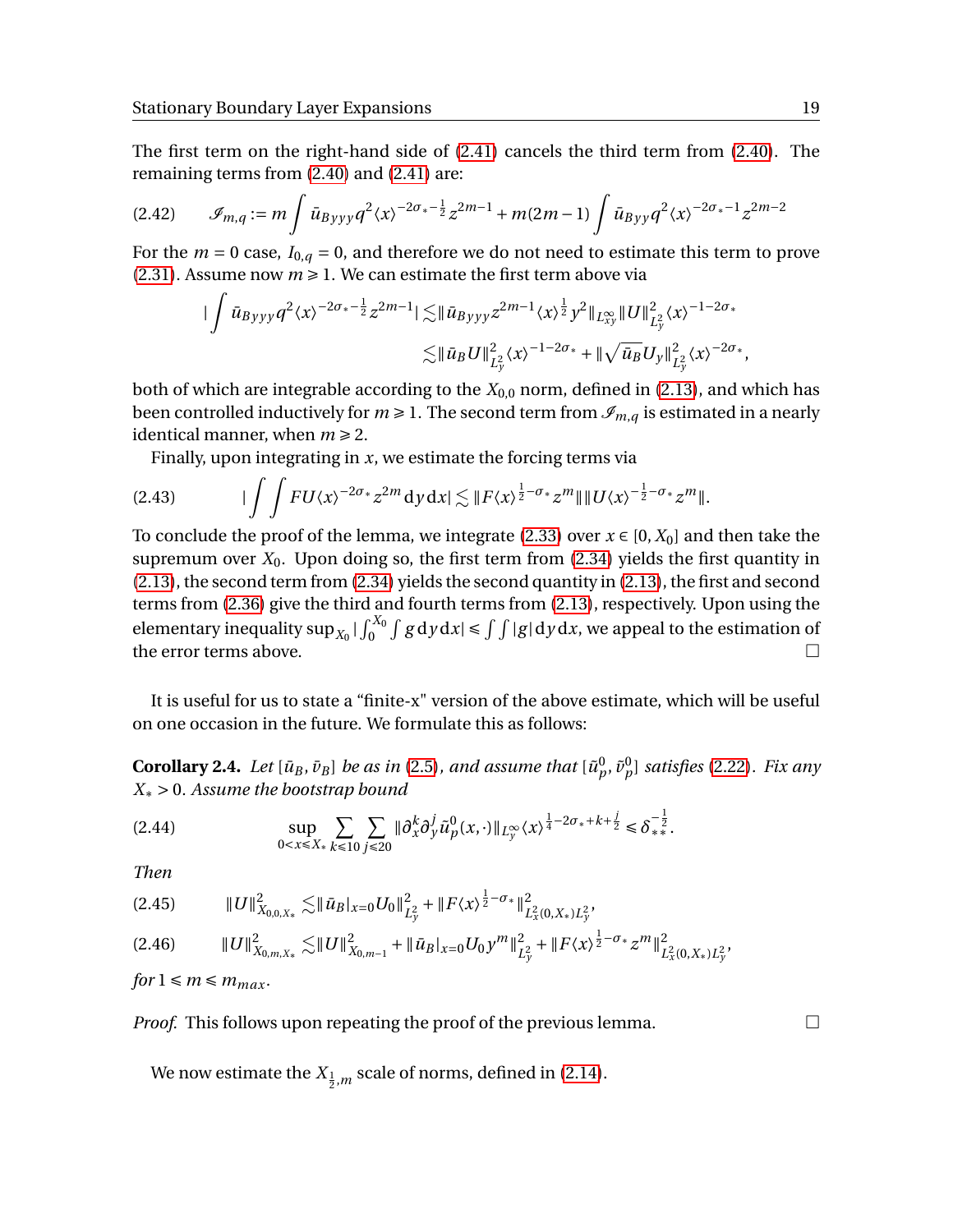The first term on the right-hand side of (2.41) cancels the third term from (2.40). The remaining terms from (2.40) and (2.41) are:

$$\mathscr{I}_{m,q} := m\int \bar{u}_{Byyy} q^2 \langle x\rangle^{-2\sigma_*-\frac{1}{2}} z^{2m-1} + m(2m-1)\int \bar{u}_{Byy} q^2 \langle x\rangle^{-2\sigma_*-1} z^{2m-2} \tag{2.42}$$

For the $m=0$ case, $I_{0,q}=0$, and therefore we do not need to estimate this term to prove (2.31). Assume now $m \geqslant 1$. We can estimate the first term above via

$$\begin{aligned}|\int \bar{u}_{Byyy} q^2 \langle x\rangle^{-2\sigma_*-\frac{1}{2}} z^{2m-1}| &\lesssim \|\bar{u}_{Byyy} z^{2m-1}\langle x\rangle^{\frac{1}{2}} y^2\|_{L^\infty_{xy}} \|U\|^2_{L^2_y}\langle x\rangle^{-1-2\sigma_*}\\ &\lesssim \|\bar{u}_B U\|^2_{L^2_y}\langle x\rangle^{-1-2\sigma_*} + \|\sqrt{\bar{u}_B} U_y\|^2_{L^2_y}\langle x\rangle^{-2\sigma_*},\end{aligned}$$

both of which are integrable according to the $X_{0,0}$ norm, defined in (2.13), and which has been controlled inductively for $m \geqslant 1$. The second term from $\mathscr{I}_{m,q}$ is estimated in a nearly identical manner, when $m \geqslant 2$.

Finally, upon integrating in $x$, we estimate the forcing terms via

$$|\int\int F U \langle x\rangle^{-2\sigma_*} z^{2m}\,\mathrm{d}y\,\mathrm{d}x| \lesssim \|F\langle x\rangle^{\frac{1}{2}-\sigma_*} z^m\| \|U\langle x\rangle^{-\frac{1}{2}-\sigma_*} z^m\|. \tag{2.43}$$

To conclude the proof of the lemma, we integrate (2.33) over $x \in [0, X_0]$ and then take the supremum over $X_0$. Upon doing so, the first term from (2.34) yields the first quantity in (2.13), the second term from (2.34) yields the second quantity in (2.13), the first and second terms from (2.36) give the third and fourth terms from (2.13), respectively. Upon using the elementary inequality $\sup_{X_0}|\int_0^{X_0}\int g\,\mathrm{d}y\,\mathrm{d}x| \leqslant \int\int |g|\,\mathrm{d}y\,\mathrm{d}x$, we appeal to the estimation of the error terms above. □

It is useful for us to state a "finite-x" version of the above estimate, which will be useful on one occasion in the future. We formulate this as follows:

**Corollary 2.4.** *Let $[\bar{u}_B, \bar{v}_B]$ be as in (2.5), and assume that $[\tilde{u}^0_p, \tilde{v}^0_p]$ satisfies (2.22). Fix any $X_* > 0$. Assume the bootstrap bound*

$$\sup_{0<x\leqslant X_*}\sum_{k\leqslant 10}\sum_{j\leqslant 20}\|\partial_x^k\partial_y^j \tilde{u}^0_p(x,\cdot)\|_{L^\infty_y}\langle x\rangle^{\frac{1}{4}-2\sigma_*+k+\frac{j}{2}} \leqslant \delta_{**}^{-\frac{1}{2}}. \tag{2.44}$$

*Then*

$$\|U\|^2_{X_{0,0,X_*}} \lesssim \|\bar{u}_B|_{x=0} U_0\|^2_{L^2_y} + \|F\langle x\rangle^{\frac{1}{2}-\sigma_*}\|^2_{L^2_x(0,X_*)L^2_y}, \tag{2.45}$$

$$\|U\|^2_{X_{0,m,X_*}} \lesssim \|U\|^2_{X_{0,m-1}} + \|\bar{u}_B|_{x=0} U_0 y^m\|^2_{L^2_y} + \|F\langle x\rangle^{\frac{1}{2}-\sigma_*} z^m\|^2_{L^2_x(0,X_*)L^2_y}, \tag{2.46}$$

*for $1 \leqslant m \leqslant m_{max}$.*

*Proof.* This follows upon repeating the proof of the previous lemma. □

We now estimate the $X_{\frac{1}{2},m}$ scale of norms, defined in (2.14).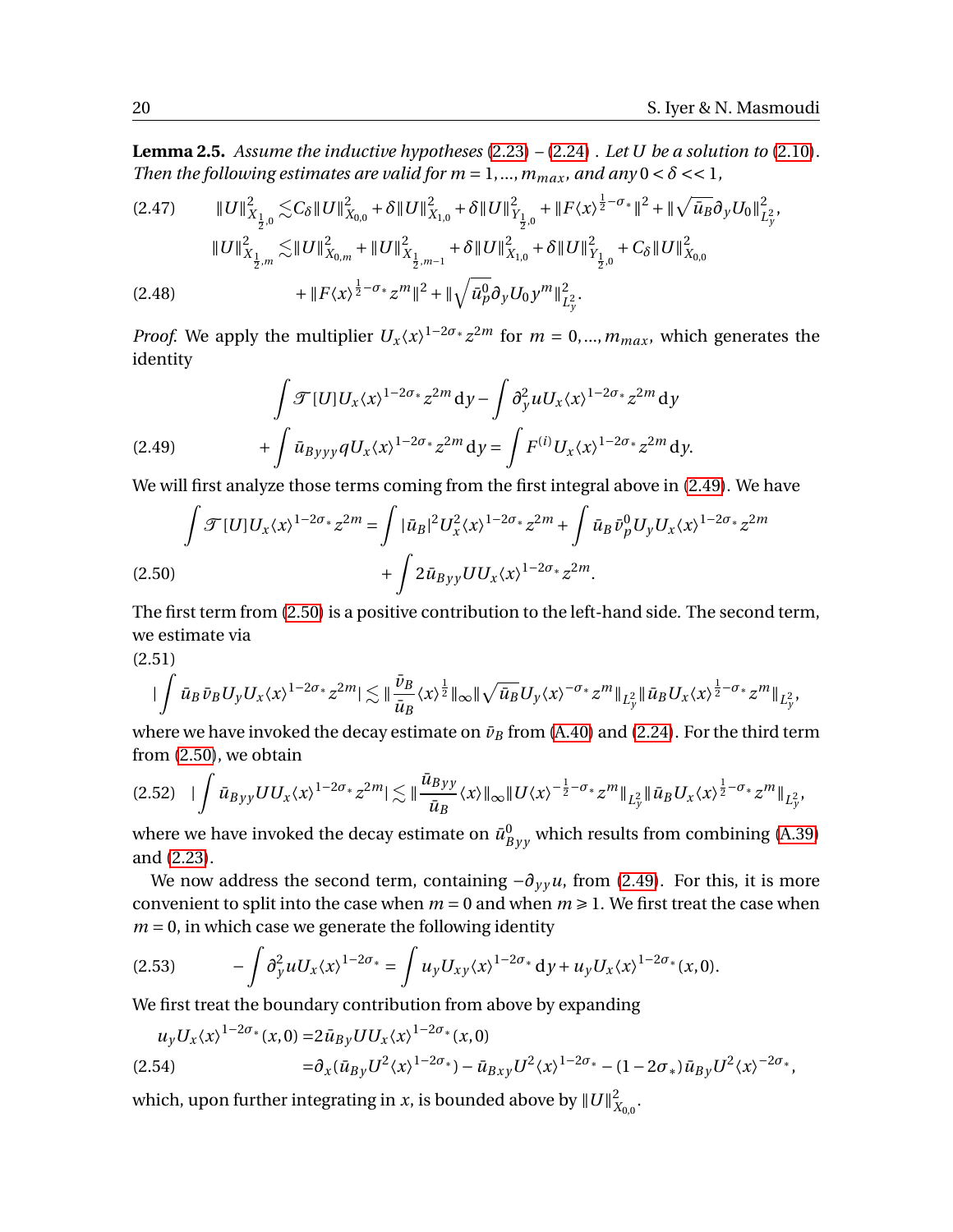**Lemma 2.5.** *Assume the inductive hypotheses (2.23) – (2.24) . Let $U$ be a solution to (2.10). Then the following estimates are valid for $m = 1, ..., m_{max}$, and any $0 < \delta << 1$,*

$$\|U\|^2_{X_{\frac{1}{2},0}} \lesssim C_\delta \|U\|^2_{X_{0,0}} + \delta \|U\|^2_{X_{1,0}} + \delta \|U\|^2_{Y_{\frac{1}{2},0}} + \|F\langle x\rangle^{\frac{1}{2}-\sigma_*}\|^2 + \|\sqrt{\bar{u}_B}\partial_y U_0\|^2_{L^2_y}, \tag{2.47}$$

$$\begin{aligned}\|U\|^2_{X_{\frac{1}{2},m}} \lesssim & \|U\|^2_{X_{0,m}} + \|U\|^2_{X_{\frac{1}{2},m-1}} + \delta \|U\|^2_{X_{1,0}} + \delta \|U\|^2_{Y_{\frac{1}{2},0}} + C_\delta \|U\|^2_{X_{0,0}} \\ & + \|F\langle x\rangle^{\frac{1}{2}-\sigma_*} z^m\|^2 + \|\sqrt{\bar{u}^0_p}\partial_y U_0 y^m\|^2_{L^2_y}.\end{aligned} \tag{2.48}$$

*Proof.* We apply the multiplier $U_x \langle x\rangle^{1-2\sigma_*} z^{2m}$ for $m = 0, ..., m_{max}$, which generates the identity

$$\begin{aligned}&\int \mathcal{T}[U] U_x \langle x\rangle^{1-2\sigma_*} z^{2m}\, \mathrm{d}y - \int \partial_y^2 u U_x \langle x\rangle^{1-2\sigma_*} z^{2m}\, \mathrm{d}y \\ & + \int \bar{u}_{Byyy} q U_x \langle x\rangle^{1-2\sigma_*} z^{2m}\, \mathrm{d}y = \int F^{(i)} U_x \langle x\rangle^{1-2\sigma_*} z^{2m}\, \mathrm{d}y.\end{aligned} \tag{2.49}$$

We will first analyze those terms coming from the first integral above in (2.49). We have

$$\begin{aligned}\int \mathcal{T}[U] U_x \langle x\rangle^{1-2\sigma_*} z^{2m} = & \int |\bar{u}_B|^2 U_x^2 \langle x\rangle^{1-2\sigma_*} z^{2m} + \int \bar{u}_B \bar{v}^0_p U_y U_x \langle x\rangle^{1-2\sigma_*} z^{2m} \\ & + \int 2\bar{u}_{Byy} U U_x \langle x\rangle^{1-2\sigma_*} z^{2m}.\end{aligned} \tag{2.50}$$

The first term from (2.50) is a positive contribution to the left-hand side. The second term, we estimate via

$$\Big|\int \bar{u}_B \bar{v}_B U_y U_x \langle x\rangle^{1-2\sigma_*} z^{2m}\Big| \lesssim \Big\|\frac{\bar{v}_B}{\bar{u}_B}\langle x\rangle^{\frac{1}{2}}\Big\|_\infty \|\sqrt{\bar{u}_B} U_y \langle x\rangle^{-\sigma_*} z^m\|_{L^2_y} \|\bar{u}_B U_x \langle x\rangle^{\frac{1}{2}-\sigma_*} z^m\|_{L^2_y}, \tag{2.51}$$

where we have invoked the decay estimate on $\bar{v}_B$ from (A.40) and (2.24). For the third term from (2.50), we obtain

$$\Big|\int \bar{u}_{Byy} U U_x \langle x\rangle^{1-2\sigma_*} z^{2m}\Big| \lesssim \Big\|\frac{\bar{u}_{Byy}}{\bar{u}_B}\langle x\rangle\Big\|_\infty \|U \langle x\rangle^{-\frac{1}{2}-\sigma_*} z^m\|_{L^2_y} \|\bar{u}_B U_x \langle x\rangle^{\frac{1}{2}-\sigma_*} z^m\|_{L^2_y}, \tag{2.52}$$

where we have invoked the decay estimate on $\bar{u}^0_{Byy}$ which results from combining (A.39) and (2.23).

We now address the second term, containing $-\partial_{yy} u$, from (2.49). For this, it is more convenient to split into the case when $m = 0$ and when $m \geq 1$. We first treat the case when $m = 0$, in which case we generate the following identity

$$-\int \partial_y^2 u U_x \langle x\rangle^{1-2\sigma_*} = \int u_y U_{xy} \langle x\rangle^{1-2\sigma_*}\, \mathrm{d}y + u_y U_x \langle x\rangle^{1-2\sigma_*}(x, 0). \tag{2.53}$$

We first treat the boundary contribution from above by expanding

$$\begin{aligned}u_y U_x \langle x\rangle^{1-2\sigma_*}(x, 0) = & 2\bar{u}_{By} U U_x \langle x\rangle^{1-2\sigma_*}(x, 0) \\ = & \partial_x(\bar{u}_{By} U^2 \langle x\rangle^{1-2\sigma_*}) - \bar{u}_{Bxy} U^2 \langle x\rangle^{1-2\sigma_*} - (1-2\sigma_*)\bar{u}_{By} U^2 \langle x\rangle^{-2\sigma_*},\end{aligned} \tag{2.54}$$

which, upon further integrating in $x$, is bounded above by $\|U\|^2_{X_{0,0}}$.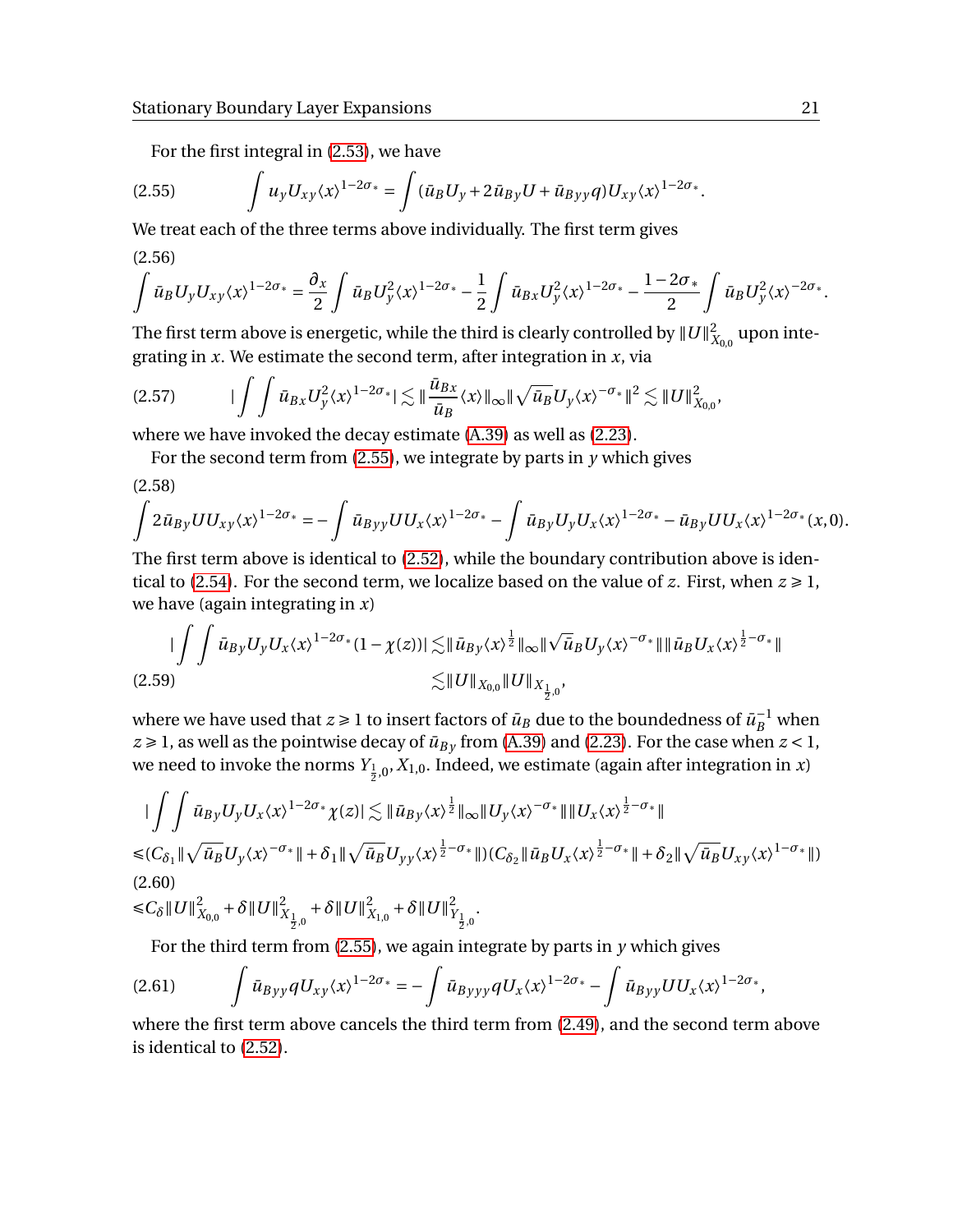For the first integral in (2.53), we have

$$\int u_y U_{xy} \langle x \rangle^{1-2\sigma_*} = \int (\bar{u}_B U_y + 2\bar{u}_{By} U + \bar{u}_{Byy} q) U_{xy} \langle x \rangle^{1-2\sigma_*}. \tag{2.55}$$

We treat each of the three terms above individually. The first term gives

$$\int \bar{u}_B U_y U_{xy} \langle x \rangle^{1-2\sigma_*} = \frac{\partial_x}{2} \int \bar{u}_B U_y^2 \langle x \rangle^{1-2\sigma_*} - \frac{1}{2} \int \bar{u}_{Bx} U_y^2 \langle x \rangle^{1-2\sigma_*} - \frac{1-2\sigma_*}{2} \int \bar{u}_B U_y^2 \langle x \rangle^{-2\sigma_*}. \tag{2.56}$$

The first term above is energetic, while the third is clearly controlled by $\|U\|^2_{X_{0,0}}$ upon integrating in $x$. We estimate the second term, after integration in $x$, via

$$\Big| \int \int \bar{u}_{Bx} U_y^2 \langle x \rangle^{1-2\sigma_*} \Big| \lesssim \Big\| \frac{\bar{u}_{Bx}}{\bar{u}_B} \langle x \rangle \Big\|_\infty \| \sqrt{\bar{u}_B} U_y \langle x \rangle^{-\sigma_*} \|^2 \lesssim \|U\|^2_{X_{0,0}}, \tag{2.57}$$

where we have invoked the decay estimate (A.39) as well as (2.23).

For the second term from (2.55), we integrate by parts in $y$ which gives

$$\int 2\bar{u}_{By} U U_{xy} \langle x \rangle^{1-2\sigma_*} = -\int \bar{u}_{Byy} U U_x \langle x \rangle^{1-2\sigma_*} - \int \bar{u}_{By} U_y U_x \langle x \rangle^{1-2\sigma_*} - \bar{u}_{By} U U_x \langle x \rangle^{1-2\sigma_*}(x,0). \tag{2.58}$$

The first term above is identical to (2.52), while the boundary contribution above is identical to (2.54). For the second term, we localize based on the value of $z$. First, when $z \geq 1$, we have (again integrating in $x$)

$$\begin{aligned} \Big| \int \int \bar{u}_{By} U_y U_x \langle x \rangle^{1-2\sigma_*} (1-\chi(z)) \Big| &\lesssim \| \bar{u}_{By} \langle x \rangle^{\frac{1}{2}} \|_\infty \| \sqrt{\bar{u}_B} U_y \langle x \rangle^{-\sigma_*} \| \| \bar{u}_B U_x \langle x \rangle^{\frac{1}{2}-\sigma_*} \| \\ &\lesssim \|U\|_{X_{0,0}} \|U\|_{X_{\frac{1}{2},0}}, \end{aligned} \tag{2.59}$$

where we have used that $z \geq 1$ to insert factors of $\bar{u}_B$ due to the boundedness of $\bar{u}_B^{-1}$ when $z \geq 1$, as well as the pointwise decay of $\bar{u}_{By}$ from (A.39) and (2.23). For the case when $z < 1$, we need to invoke the norms $Y_{\frac{1}{2},0}, X_{1,0}$. Indeed, we estimate (again after integration in $x$)

$$\begin{aligned} \Big| \int \int \bar{u}_{By} U_y U_x \langle x \rangle^{1-2\sigma_*} \chi(z) \Big| &\lesssim \| \bar{u}_{By} \langle x \rangle^{\frac{1}{2}} \|_\infty \| U_y \langle x \rangle^{-\sigma_*} \| \| U_x \langle x \rangle^{\frac{1}{2}-\sigma_*} \| \\ &\leq (C_{\delta_1} \| \sqrt{\bar{u}_B} U_y \langle x \rangle^{-\sigma_*} \| + \delta_1 \| \sqrt{\bar{u}_B} U_{yy} \langle x \rangle^{\frac{1}{2}-\sigma_*} \|)(C_{\delta_2} \| \bar{u}_B U_x \langle x \rangle^{\frac{1}{2}-\sigma_*} \| + \delta_2 \| \sqrt{\bar{u}_B} U_{xy} \langle x \rangle^{1-\sigma_*} \|) \\ &\leq C_\delta \|U\|^2_{X_{0,0}} + \delta \|U\|^2_{X_{\frac{1}{2},0}} + \delta \|U\|^2_{X_{1,0}} + \delta \|U\|^2_{Y_{\frac{1}{2},0}}. \end{aligned} \tag{2.60}$$

For the third term from (2.55), we again integrate by parts in $y$ which gives

$$\int \bar{u}_{Byy} q U_{xy} \langle x \rangle^{1-2\sigma_*} = -\int \bar{u}_{Byyy} q U_x \langle x \rangle^{1-2\sigma_*} - \int \bar{u}_{Byy} U U_x \langle x \rangle^{1-2\sigma_*}, \tag{2.61}$$

where the first term above cancels the third term from (2.49), and the second term above is identical to (2.52).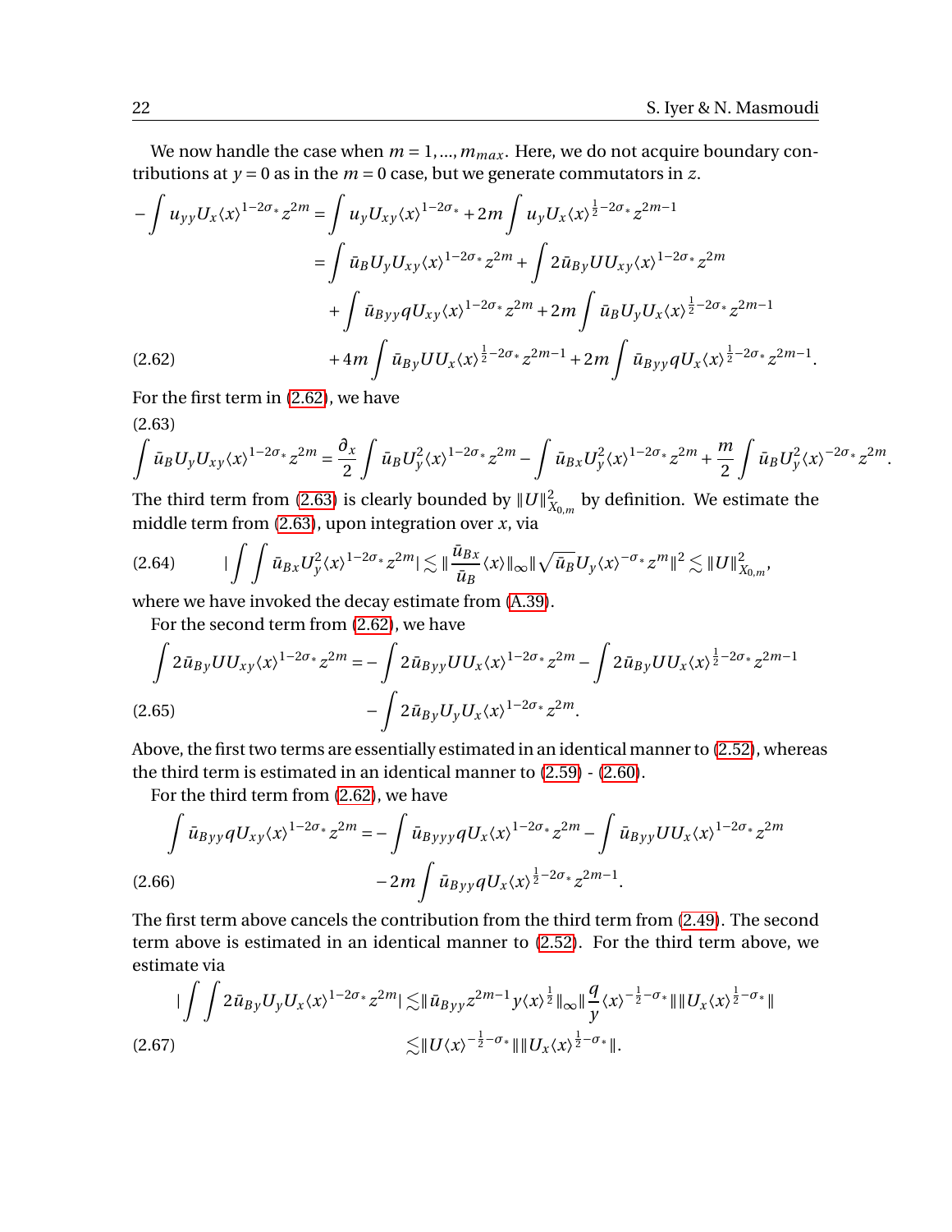We now handle the case when $m = 1, ..., m_{max}$. Here, we do not acquire boundary contributions at $y = 0$ as in the $m = 0$ case, but we generate commutators in $z$.

$$
\begin{aligned}
-\int u_{yy} U_x \langle x \rangle^{1-2\sigma_*} z^{2m} &= \int u_y U_{xy} \langle x \rangle^{1-2\sigma_*} + 2m \int u_y U_x \langle x \rangle^{\frac{1}{2}-2\sigma_*} z^{2m-1} \\
&= \int \bar{u}_B U_y U_{xy} \langle x \rangle^{1-2\sigma_*} z^{2m} + \int 2\bar{u}_{By} U U_{xy} \langle x \rangle^{1-2\sigma_*} z^{2m} \\
&\quad + \int \bar{u}_{Byy} q U_{xy} \langle x \rangle^{1-2\sigma_*} z^{2m} + 2m \int \bar{u}_B U_y U_x \langle x \rangle^{\frac{1}{2}-2\sigma_*} z^{2m-1} \\
&\quad + 4m \int \bar{u}_{By} U U_x \langle x \rangle^{\frac{1}{2}-2\sigma_*} z^{2m-1} + 2m \int \bar{u}_{Byy} q U_x \langle x \rangle^{\frac{1}{2}-2\sigma_*} z^{2m-1}.
\end{aligned} \tag{2.62}
$$

For the first term in (2.62), we have

$$
\int \bar{u}_B U_y U_{xy} \langle x \rangle^{1-2\sigma_*} z^{2m} = \frac{\partial_x}{2} \int \bar{u}_B U_y^2 \langle x \rangle^{1-2\sigma_*} z^{2m} - \int \bar{u}_{Bx} U_y^2 \langle x \rangle^{1-2\sigma_*} z^{2m} + \frac{m}{2} \int \bar{u}_B U_y^2 \langle x \rangle^{-2\sigma_*} z^{2m}. \tag{2.63}
$$

The third term from (2.63) is clearly bounded by $\|U\|_{X_{0,m}}^2$ by definition. We estimate the middle term from (2.63), upon integration over $x$, via

$$
\Big| \int \int \bar{u}_{Bx} U_y^2 \langle x \rangle^{1-2\sigma_*} z^{2m} \Big| \lesssim \Big\| \frac{\bar{u}_{Bx}}{\bar{u}_B} \langle x \rangle \Big\|_\infty \| \sqrt{\bar{u}_B} U_y \langle x \rangle^{-\sigma_*} z^m \|^2 \lesssim \|U\|_{X_{0,m}}^2, \tag{2.64}
$$

where we have invoked the decay estimate from (A.39).

For the second term from (2.62), we have

$$
\begin{aligned}
\int 2\bar{u}_{By} U U_{xy} \langle x \rangle^{1-2\sigma_*} z^{2m} = &- \int 2\bar{u}_{Byy} U U_x \langle x \rangle^{1-2\sigma_*} z^{2m} - \int 2\bar{u}_{By} U U_x \langle x \rangle^{\frac{1}{2}-2\sigma_*} z^{2m-1} \\
&- \int 2\bar{u}_{By} U_y U_x \langle x \rangle^{1-2\sigma_*} z^{2m}.
\end{aligned} \tag{2.65}
$$

Above, the first two terms are essentially estimated in an identical manner to (2.52), whereas the third term is estimated in an identical manner to (2.59) - (2.60).

For the third term from (2.62), we have

$$
\begin{aligned}
\int \bar{u}_{Byy} q U_{xy} \langle x \rangle^{1-2\sigma_*} z^{2m} = &- \int \bar{u}_{Byyy} q U_x \langle x \rangle^{1-2\sigma_*} z^{2m} - \int \bar{u}_{Byy} U U_x \langle x \rangle^{1-2\sigma_*} z^{2m} \\
&- 2m \int \bar{u}_{Byy} q U_x \langle x \rangle^{\frac{1}{2}-2\sigma_*} z^{2m-1}.
\end{aligned} \tag{2.66}
$$

The first term above cancels the contribution from the third term from (2.49). The second term above is estimated in an identical manner to (2.52). For the third term above, we estimate via

$$
\begin{aligned}
\Big| \int \int 2\bar{u}_{By} U_y U_x \langle x \rangle^{1-2\sigma_*} z^{2m} \Big| &\lesssim \| \bar{u}_{Byy} z^{2m-1} y \langle x \rangle^{\frac{1}{2}} \|_\infty \Big\| \frac{q}{y} \langle x \rangle^{-\frac{1}{2}-\sigma_*} \Big\| \| U_x \langle x \rangle^{\frac{1}{2}-\sigma_*} \| \\
&\lesssim \| U \langle x \rangle^{-\frac{1}{2}-\sigma_*} \| \| U_x \langle x \rangle^{\frac{1}{2}-\sigma_*} \|.
\end{aligned} \tag{2.67}
$$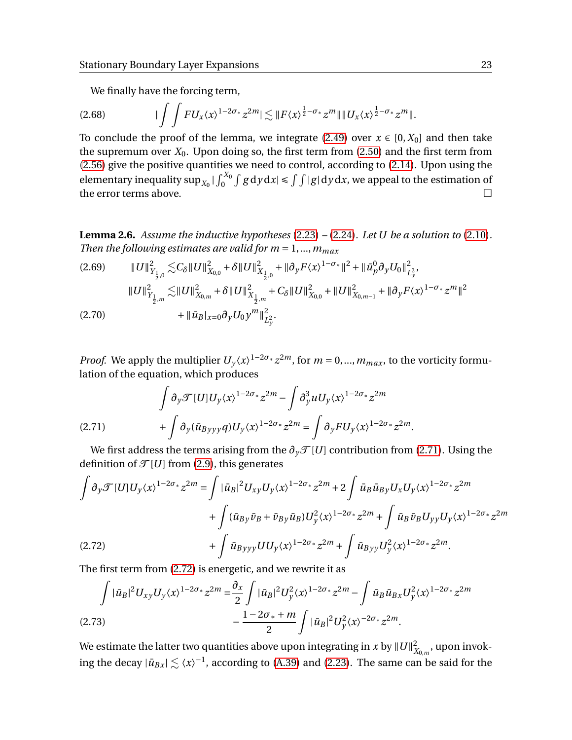We finally have the forcing term,

$$
|\int\int F U_x \langle x\rangle^{1-2\sigma_*} z^{2m}| \lesssim \|F\langle x\rangle^{\frac{1}{2}-\sigma_*} z^m\| \|U_x \langle x\rangle^{\frac{1}{2}-\sigma_*} z^m\|. \tag{2.68}
$$

To conclude the proof of the lemma, we integrate (2.49) over $x \in [0, X_0]$ and then take the supremum over $X_0$. Upon doing so, the first term from (2.50) and the first term from (2.56) give the positive quantities we need to control, according to (2.14). Upon using the elementary inequality $\sup_{X_0} |\int_0^{X_0} \int g \, dy \, dx| \le \int\int |g| \, dy \, dx$, we appeal to the estimation of the error terms above. $\square$

**Lemma 2.6.** *Assume the inductive hypotheses (2.23) – (2.24). Let $U$ be a solution to (2.10). Then the following estimates are valid for $m = 1, ..., m_{max}$*

$$
\|U\|_{Y_{\frac{1}{2},0}}^2 \lesssim C_\delta \|U\|_{X_{0,0}}^2 + \delta \|U\|_{X_{\frac{1}{2},0}}^2 + \|\partial_y F\langle x\rangle^{1-\sigma_*}\|^2 + \|\bar{u}_p^0 \partial_y U_0\|_{L^2_y}^2, \tag{2.69}
$$

$$
\begin{aligned}
\|U\|_{Y_{\frac{1}{2},m}}^2 \lesssim & \|U\|_{X_{0,m}}^2 + \delta \|U\|_{X_{\frac{1}{2},m}}^2 + C_\delta \|U\|_{X_{0,0}}^2 + \|U\|_{X_{0,m-1}}^2 + \|\partial_y F\langle x\rangle^{1-\sigma_*} z^m\|^2 \\
& + \|\bar{u}_B|_{x=0} \partial_y U_0 y^m\|_{L^2_y}^2.
\end{aligned} \tag{2.70}
$$

*Proof.* We apply the multiplier $U_y \langle x\rangle^{1-2\sigma_*} z^{2m}$, for $m = 0, ..., m_{max}$, to the vorticity formulation of the equation, which produces

$$
\begin{aligned}
& \int \partial_y \mathcal{T}[U] U_y \langle x\rangle^{1-2\sigma_*} z^{2m} - \int \partial_y^3 u U_y \langle x\rangle^{1-2\sigma_*} z^{2m} \\
& + \int \partial_y (\bar{u}_{Byyy} q) U_y \langle x\rangle^{1-2\sigma_*} z^{2m} = \int \partial_y F U_y \langle x\rangle^{1-2\sigma_*} z^{2m}.
\end{aligned} \tag{2.71}
$$

We first address the terms arising from the $\partial_y \mathcal{T}[U]$ contribution from (2.71). Using the definition of $\mathcal{T}[U]$ from (2.9), this generates

$$
\begin{aligned}
\int \partial_y \mathcal{T}[U] U_y \langle x\rangle^{1-2\sigma_*} z^{2m} = & \int |\bar{u}_B|^2 U_{xy} U_y \langle x\rangle^{1-2\sigma_*} z^{2m} + 2\int \bar{u}_B \bar{u}_{By} U_x U_y \langle x\rangle^{1-2\sigma_*} z^{2m} \\
& + \int (\bar{u}_{By} \bar{v}_B + \bar{v}_{By} \bar{u}_B) U_y^2 \langle x\rangle^{1-2\sigma_*} z^{2m} + \int \bar{u}_B \bar{v}_B U_{yy} U_y \langle x\rangle^{1-2\sigma_*} z^{2m} \\
& + \int \bar{u}_{Byyy} U U_y \langle x\rangle^{1-2\sigma_*} z^{2m} + \int \bar{u}_{Byy} U_y^2 \langle x\rangle^{1-2\sigma_*} z^{2m}.
\end{aligned} \tag{2.72}
$$

The first term from (2.72) is energetic, and we rewrite it as

$$
\begin{aligned}
\int |\bar{u}_B|^2 U_{xy} U_y \langle x\rangle^{1-2\sigma_*} z^{2m} = & \frac{\partial_x}{2} \int |\bar{u}_B|^2 U_y^2 \langle x\rangle^{1-2\sigma_*} z^{2m} - \int \bar{u}_B \bar{u}_{Bx} U_y^2 \langle x\rangle^{1-2\sigma_*} z^{2m} \\
& - \frac{1-2\sigma_* + m}{2} \int |\bar{u}_B|^2 U_y^2 \langle x\rangle^{-2\sigma_*} z^{2m}.
\end{aligned} \tag{2.73}
$$

We estimate the latter two quantities above upon integrating in $x$ by $\|U\|_{X_{0,m}}^2$, upon invoking the decay $|\bar{u}_{Bx}| \lesssim \langle x\rangle^{-1}$, according to (A.39) and (2.23). The same can be said for the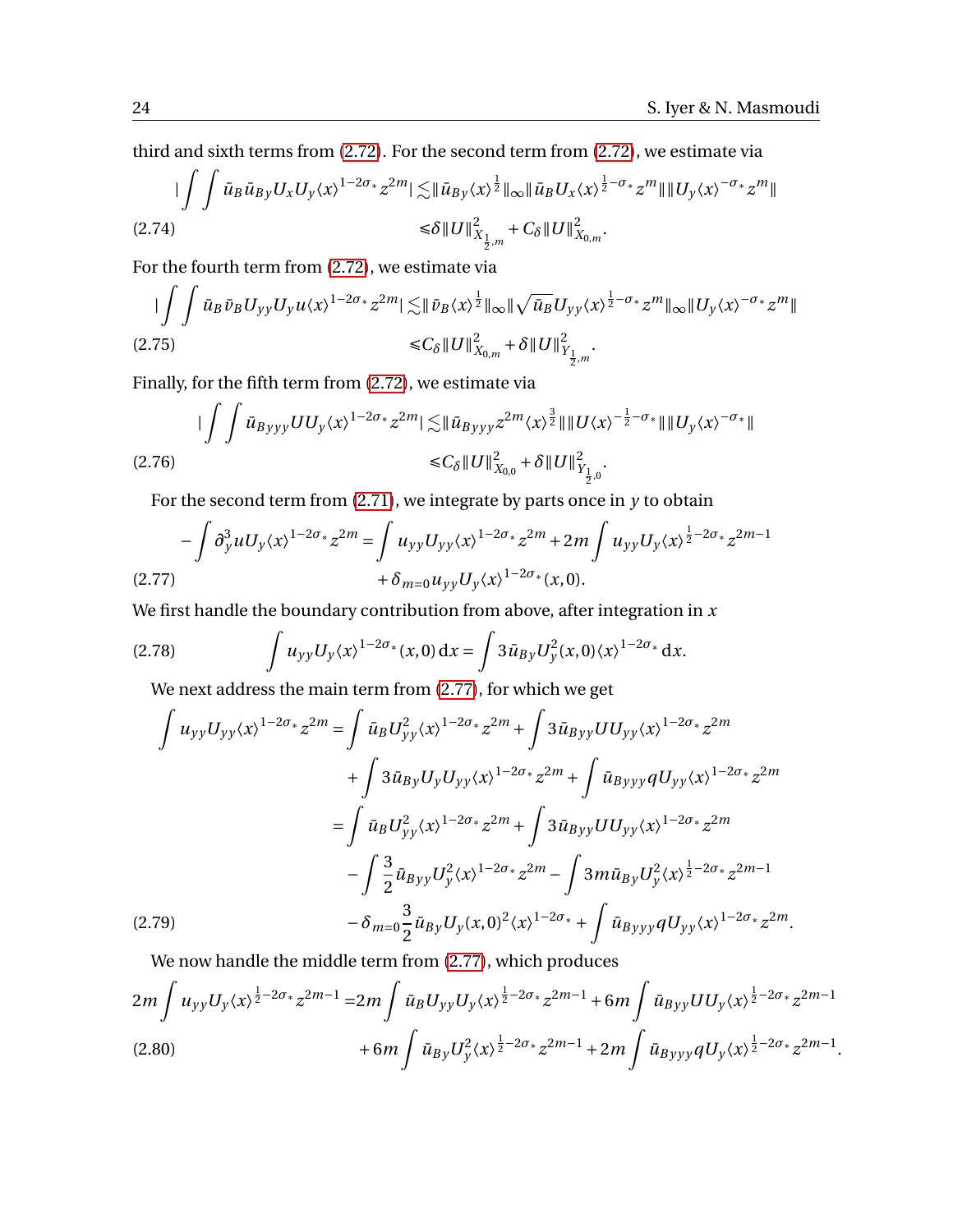third and sixth terms from (2.72). For the second term from (2.72), we estimate via

$$
\begin{aligned}
|\int\int \bar{u}_B \bar{u}_{By} U_x U_y \langle x\rangle^{1-2\sigma_*} z^{2m}| &\lesssim \|\bar{u}_{By}\langle x\rangle^{\frac{1}{2}}\|_\infty \|\bar{u}_B U_x \langle x\rangle^{\frac{1}{2}-\sigma_*} z^m\| \|U_y \langle x\rangle^{-\sigma_*} z^m\| \\
&\leq \delta \|U\|^2_{X_{\frac{1}{2},m}} + C_\delta \|U\|^2_{X_{0,m}}. \qquad (2.74)
\end{aligned}
$$

For the fourth term from (2.72), we estimate via

$$
\begin{aligned}
|\int\int \bar{u}_B \bar{v}_B U_{yy} U_y u \langle x\rangle^{1-2\sigma_*} z^{2m}| &\lesssim \|\bar{v}_B \langle x\rangle^{\frac{1}{2}}\|_\infty \|\sqrt{\bar{u}_B} U_{yy} \langle x\rangle^{\frac{1}{2}-\sigma_*} z^m\|_\infty \|U_y \langle x\rangle^{-\sigma_*} z^m\| \\
&\leq C_\delta \|U\|^2_{X_{0,m}} + \delta \|U\|^2_{Y_{\frac{1}{2},m}}. \qquad (2.75)
\end{aligned}
$$

Finally, for the fifth term from (2.72), we estimate via

$$
\begin{aligned}
|\int\int \bar{u}_{Byyy} U U_y \langle x\rangle^{1-2\sigma_*} z^{2m}| &\lesssim \|\bar{u}_{Byyy} z^{2m} \langle x\rangle^{\frac{3}{2}}\| \|U \langle x\rangle^{-\frac{1}{2}-\sigma_*}\| \|U_y \langle x\rangle^{-\sigma_*}\| \\
&\leq C_\delta \|U\|^2_{X_{0,0}} + \delta \|U\|^2_{Y_{\frac{1}{2},0}}. \qquad (2.76)
\end{aligned}
$$

For the second term from (2.71), we integrate by parts once in $y$ to obtain

$$
\begin{aligned}
-\int \partial_y^3 u U_y \langle x\rangle^{1-2\sigma_*} z^{2m} =& \int u_{yy} U_{yy} \langle x\rangle^{1-2\sigma_*} z^{2m} + 2m \int u_{yy} U_y \langle x\rangle^{\frac{1}{2}-2\sigma_*} z^{2m-1} \\
&+ \delta_{m=0} u_{yy} U_y \langle x\rangle^{1-2\sigma_*}(x,0). \qquad (2.77)
\end{aligned}
$$

We first handle the boundary contribution from above, after integration in $x$

$$
\int u_{yy} U_y \langle x\rangle^{1-2\sigma_*}(x,0)\,\mathrm{d}x = \int 3\bar{u}_{By} U_y^2(x,0) \langle x\rangle^{1-2\sigma_*}\,\mathrm{d}x. \qquad (2.78)
$$

We next address the main term from (2.77), for which we get

$$
\begin{aligned}
\int u_{yy} U_{yy} \langle x\rangle^{1-2\sigma_*} z^{2m} =& \int \bar{u}_B U_{yy}^2 \langle x\rangle^{1-2\sigma_*} z^{2m} + \int 3\bar{u}_{Byy} U U_{yy} \langle x\rangle^{1-2\sigma_*} z^{2m} \\
&+ \int 3\bar{u}_{By} U_y U_{yy} \langle x\rangle^{1-2\sigma_*} z^{2m} + \int \bar{u}_{Byyy} q U_{yy} \langle x\rangle^{1-2\sigma_*} z^{2m} \\
=& \int \bar{u}_B U_{yy}^2 \langle x\rangle^{1-2\sigma_*} z^{2m} + \int 3\bar{u}_{Byy} U U_{yy} \langle x\rangle^{1-2\sigma_*} z^{2m} \\
&- \int \frac{3}{2} \bar{u}_{Byy} U_y^2 \langle x\rangle^{1-2\sigma_*} z^{2m} - \int 3m \bar{u}_{By} U_y^2 \langle x\rangle^{\frac{1}{2}-2\sigma_*} z^{2m-1} \\
&- \delta_{m=0} \frac{3}{2} \bar{u}_{By} U_y(x,0)^2 \langle x\rangle^{1-2\sigma_*} + \int \bar{u}_{Byyy} q U_{yy} \langle x\rangle^{1-2\sigma_*} z^{2m}. \qquad (2.79)
\end{aligned}
$$

We now handle the middle term from (2.77), which produces

$$
\begin{aligned}
2m \int u_{yy} U_y \langle x\rangle^{\frac{1}{2}-2\sigma_*} z^{2m-1} =& 2m \int \bar{u}_B U_{yy} U_y \langle x\rangle^{\frac{1}{2}-2\sigma_*} z^{2m-1} + 6m \int \bar{u}_{Byy} U U_y \langle x\rangle^{\frac{1}{2}-2\sigma_*} z^{2m-1} \\
&+ 6m \int \bar{u}_{By} U_y^2 \langle x\rangle^{\frac{1}{2}-2\sigma_*} z^{2m-1} + 2m \int \bar{u}_{Byyy} q U_y \langle x\rangle^{\frac{1}{2}-2\sigma_*} z^{2m-1}. \qquad (2.80)
\end{aligned}
$$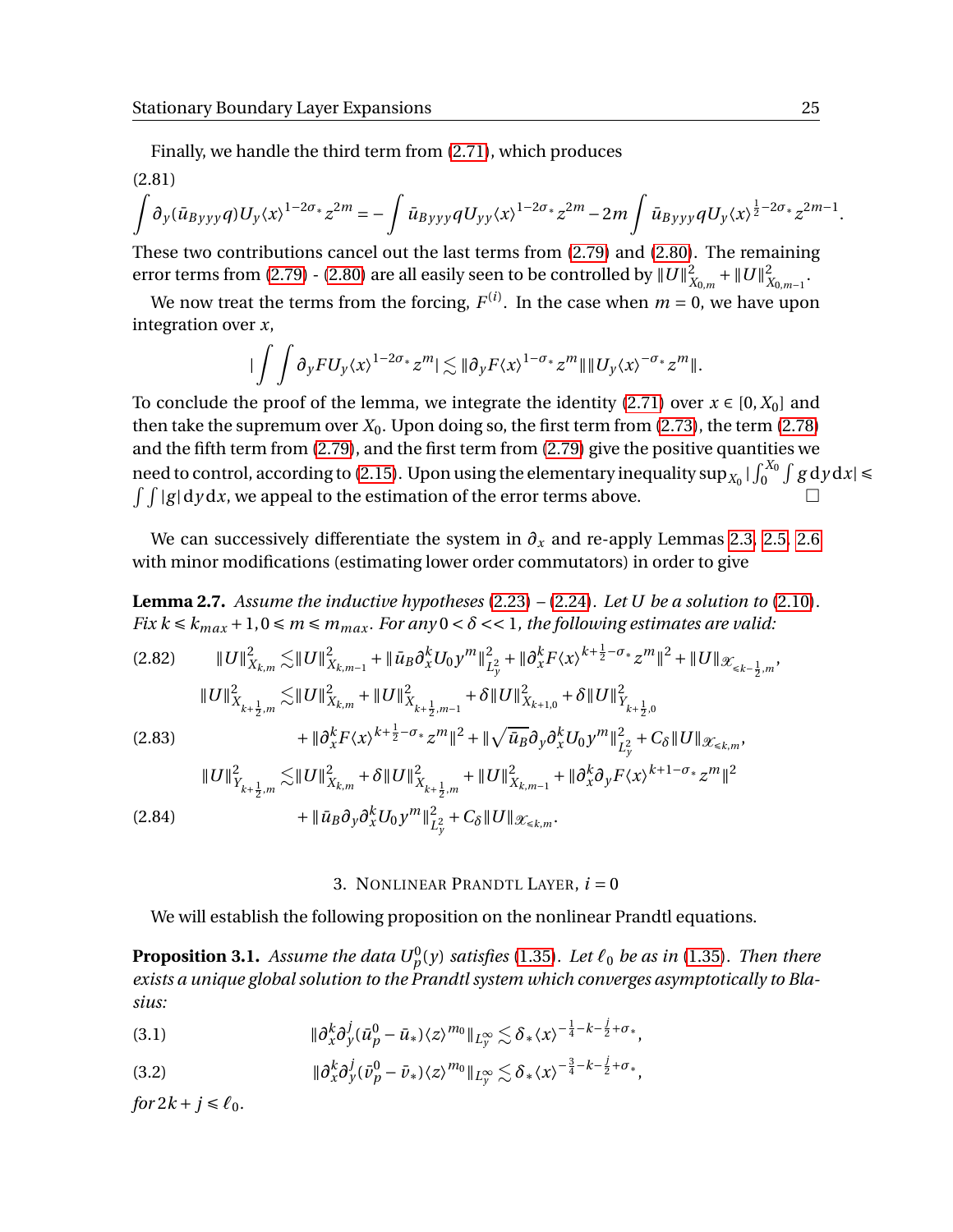Finally, we handle the third term from (2.71), which produces

$$\int \partial_y(\bar{u}_{Byyy} q) U_y \langle x \rangle^{1-2\sigma_*} z^{2m} = -\int \bar{u}_{Byyy} q U_{yy} \langle x \rangle^{1-2\sigma_*} z^{2m} - 2m \int \bar{u}_{Byyy} q U_y \langle x \rangle^{\frac{1}{2}-2\sigma_*} z^{2m-1}. \tag{2.81}$$

These two contributions cancel out the last terms from (2.79) and (2.80). The remaining error terms from (2.79) - (2.80) are all easily seen to be controlled by $\|U\|_{X_{0,m}}^2 + \|U\|_{X_{0,m-1}}^2$.

We now treat the terms from the forcing, $F^{(i)}$. In the case when $m = 0$, we have upon integration over $x$,

$$\Big| \int \int \partial_y F U_y \langle x \rangle^{1-2\sigma_*} z^m \Big| \lesssim \|\partial_y F \langle x \rangle^{1-\sigma_*} z^m\| \|U_y \langle x \rangle^{-\sigma_*} z^m\|.$$

To conclude the proof of the lemma, we integrate the identity (2.71) over $x \in [0, X_0]$ and then take the supremum over $X_0$. Upon doing so, the first term from (2.73), the term (2.78) and the fifth term from (2.79), and the first term from (2.79) give the positive quantities we need to control, according to (2.15). Upon using the elementary inequality $\sup_{X_0} |\int_0^{X_0} \int g \, dy \, dx| \leq \int \int |g| \, dy \, dx$, we appeal to the estimation of the error terms above. □

We can successively differentiate the system in $\partial_x$ and re-apply Lemmas 2.3, 2.5, 2.6 with minor modifications (estimating lower order commutators) in order to give

**Lemma 2.7.** *Assume the inductive hypotheses (2.23) – (2.24). Let $U$ be a solution to (2.10). Fix $k \leq k_{max} + 1, 0 \leq m \leq m_{max}$. For any $0 < \delta << 1$, the following estimates are valid:*

$$\|U\|_{X_{k,m}}^2 \lesssim \|U\|_{X_{k,m-1}}^2 + \|\bar{u}_B \partial_x^k U_0 y^m\|_{L_y^2}^2 + \|\partial_x^k F \langle x \rangle^{k+\frac{1}{2}-\sigma_*} z^m\|^2 + \|U\|_{\mathscr{X}_{\leq k-\frac{1}{2},m}}, \tag{2.82}$$

$$\begin{aligned} \|U\|_{X_{k+\frac{1}{2},m}}^2 \lesssim & \|U\|_{X_{k,m}}^2 + \|U\|_{X_{k+\frac{1}{2},m-1}}^2 + \delta \|U\|_{X_{k+1,0}}^2 + \delta \|U\|_{Y_{k+\frac{1}{2},0}}^2 \\ & + \|\partial_x^k F \langle x \rangle^{k+\frac{1}{2}-\sigma_*} z^m\|^2 + \|\sqrt{\bar{u}_B} \partial_y \partial_x^k U_0 y^m\|_{L_y^2}^2 + C_\delta \|U\|_{\mathscr{X}_{\leq k,m}}, \end{aligned} \tag{2.83}$$

$$\begin{aligned} \|U\|_{Y_{k+\frac{1}{2},m}}^2 \lesssim & \|U\|_{X_{k,m}}^2 + \delta \|U\|_{X_{k+\frac{1}{2},m}}^2 + \|U\|_{X_{k,m-1}}^2 + \|\partial_x^k \partial_y F \langle x \rangle^{k+1-\sigma_*} z^m\|^2 \\ & + \|\bar{u}_B \partial_y \partial_x^k U_0 y^m\|_{L_y^2}^2 + C_\delta \|U\|_{\mathscr{X}_{\leq k,m}}. \end{aligned} \tag{2.84}$$

## 3. Nonlinear Prandtl Layer, $i = 0$

We will establish the following proposition on the nonlinear Prandtl equations.

**Proposition 3.1.** *Assume the data $U_p^0(y)$ satisfies (1.35). Let $\ell_0$ be as in (1.35). Then there exists a unique global solution to the Prandtl system which converges asymptotically to Blasius:*

$$\|\partial_x^k \partial_y^j (\bar{u}_p^0 - \bar{u}_*) \langle z \rangle^{m_0}\|_{L_y^\infty} \lesssim \delta_* \langle x \rangle^{-\frac{1}{4}-k-\frac{j}{2}+\sigma_*}, \tag{3.1}$$

$$\|\partial_x^k \partial_y^j (\bar{v}_p^0 - \bar{v}_*) \langle z \rangle^{m_0}\|_{L_y^\infty} \lesssim \delta_* \langle x \rangle^{-\frac{3}{4}-k-\frac{j}{2}+\sigma_*}, \tag{3.2}$$

*for $2k + j \leq \ell_0$.*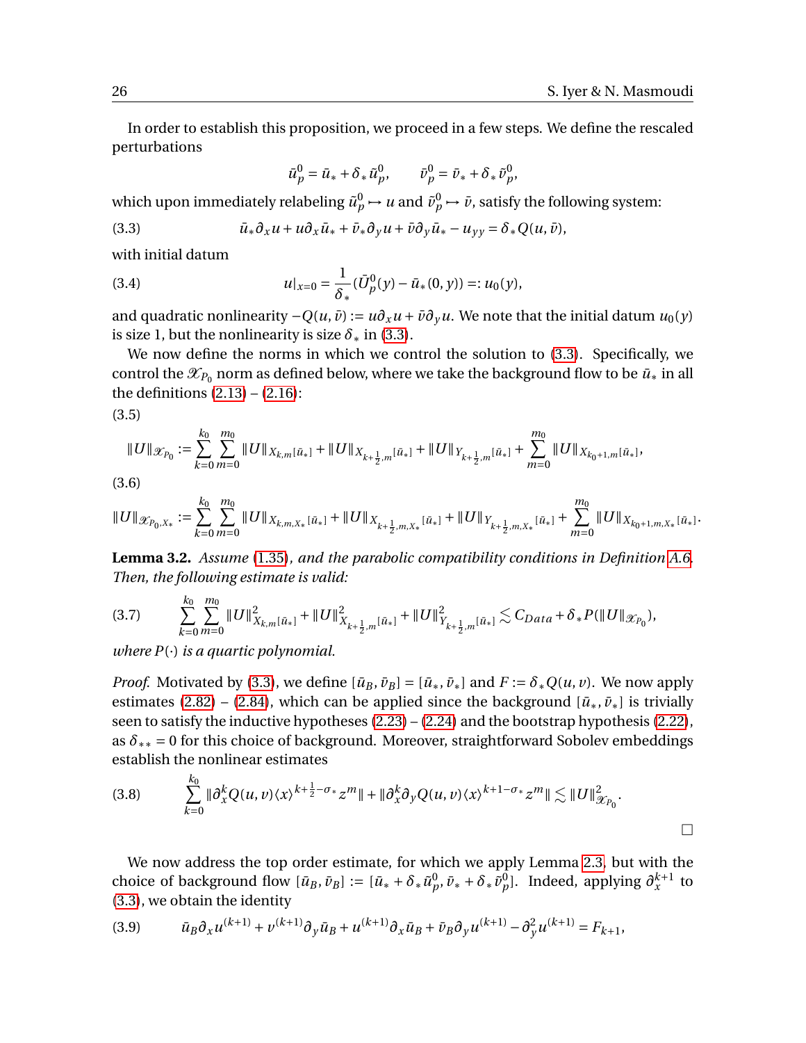In order to establish this proposition, we proceed in a few steps. We define the rescaled perturbations

$$\bar{u}_p^0 = \bar{u}_* + \delta_* \tilde{u}_p^0, \qquad \bar{v}_p^0 = \bar{v}_* + \delta_* \tilde{v}_p^0,$$

which upon immediately relabeling $\tilde{u}_p^0 \mapsto u$ and $\tilde{v}_p^0 \mapsto \bar{v}$, satisfy the following system:

$$\bar{u}_* \partial_x u + u \partial_x \bar{u}_* + \bar{v}_* \partial_y u + \bar{v} \partial_y \bar{u}_* - u_{yy} = \delta_* Q(u, \bar{v}), \tag{3.3}$$

with initial datum

$$u|_{x=0} = \frac{1}{\delta_*} (\bar{U}_P^0(y) - \bar{u}_*(0, y)) =: u_0(y), \tag{3.4}$$

and quadratic nonlinearity $-Q(u, \bar{v}) := u \partial_x u + \bar{v} \partial_y u$. We note that the initial datum $u_0(y)$ is size 1, but the nonlinearity is size $\delta_*$ in (3.3).

We now define the norms in which we control the solution to (3.3). Specifically, we control the $\mathscr{X}_{P_0}$ norm as defined below, where we take the background flow to be $\bar{u}_*$ in all the definitions (2.13) – (2.16):

$$\|U\|_{\mathscr{X}_{P_0}} := \sum_{k=0}^{k_0} \sum_{m=0}^{m_0} \|U\|_{X_{k,m}[\bar{u}_*]} + \|U\|_{X_{k+\frac{1}{2},m}[\bar{u}_*]} + \|U\|_{Y_{k+\frac{1}{2},m}[\bar{u}_*]} + \sum_{m=0}^{m_0} \|U\|_{X_{k_0+1,m}[\bar{u}_*]}, \tag{3.5}$$

$$\|U\|_{\mathscr{X}_{P_0,X_*}} := \sum_{k=0}^{k_0} \sum_{m=0}^{m_0} \|U\|_{X_{k,m,X_*}[\bar{u}_*]} + \|U\|_{X_{k+\frac{1}{2},m,X_*}[\bar{u}_*]} + \|U\|_{Y_{k+\frac{1}{2},m,X_*}[\bar{u}_*]} + \sum_{m=0}^{m_0} \|U\|_{X_{k_0+1,m,X_*}[\bar{u}_*]}. \tag{3.6}$$

**Lemma 3.2.** *Assume (1.35), and the parabolic compatibility conditions in Definition A.6. Then, the following estimate is valid:*

$$\sum_{k=0}^{k_0} \sum_{m=0}^{m_0} \|U\|_{X_{k,m}[\bar{u}_*]}^2 + \|U\|_{X_{k+\frac{1}{2},m}[\bar{u}_*]}^2 + \|U\|_{Y_{k+\frac{1}{2},m}[\bar{u}_*]}^2 \lesssim C_{Data} + \delta_* P(\|U\|_{\mathscr{X}_{P_0}}), \tag{3.7}$$

*where $P(\cdot)$ is a quartic polynomial.*

*Proof.* Motivated by (3.3), we define $[\bar{u}_B, \bar{v}_B] = [\bar{u}_*, \bar{v}_*]$ and $F := \delta_* Q(u, v)$. We now apply estimates (2.82) – (2.84), which can be applied since the background $[\bar{u}_*, \bar{v}_*]$ is trivially seen to satisfy the inductive hypotheses (2.23) – (2.24) and the bootstrap hypothesis (2.22), as $\delta_{**} = 0$ for this choice of background. Moreover, straightforward Sobolev embeddings establish the nonlinear estimates

$$\sum_{k=0}^{k_0} \|\partial_x^k Q(u, v) \langle x \rangle^{k+\frac{1}{2}-\sigma_*} z^m\| + \|\partial_x^k \partial_y Q(u, v) \langle x \rangle^{k+1-\sigma_*} z^m\| \lesssim \|U\|_{\mathscr{X}_{P_0}}^2. \tag{3.8}$$

□

We now address the top order estimate, for which we apply Lemma 2.3, but with the choice of background flow $[\bar{u}_B, \bar{v}_B] := [\bar{u}_* + \delta_* \tilde{u}_p^0, \bar{v}_* + \delta_* \tilde{v}_p^0]$. Indeed, applying $\partial_x^{k+1}$ to (3.3), we obtain the identity

$$\bar{u}_B \partial_x u^{(k+1)} + v^{(k+1)} \partial_y \bar{u}_B + u^{(k+1)} \partial_x \bar{u}_B + \bar{v}_B \partial_y u^{(k+1)} - \partial_y^2 u^{(k+1)} = F_{k+1}, \tag{3.9}$$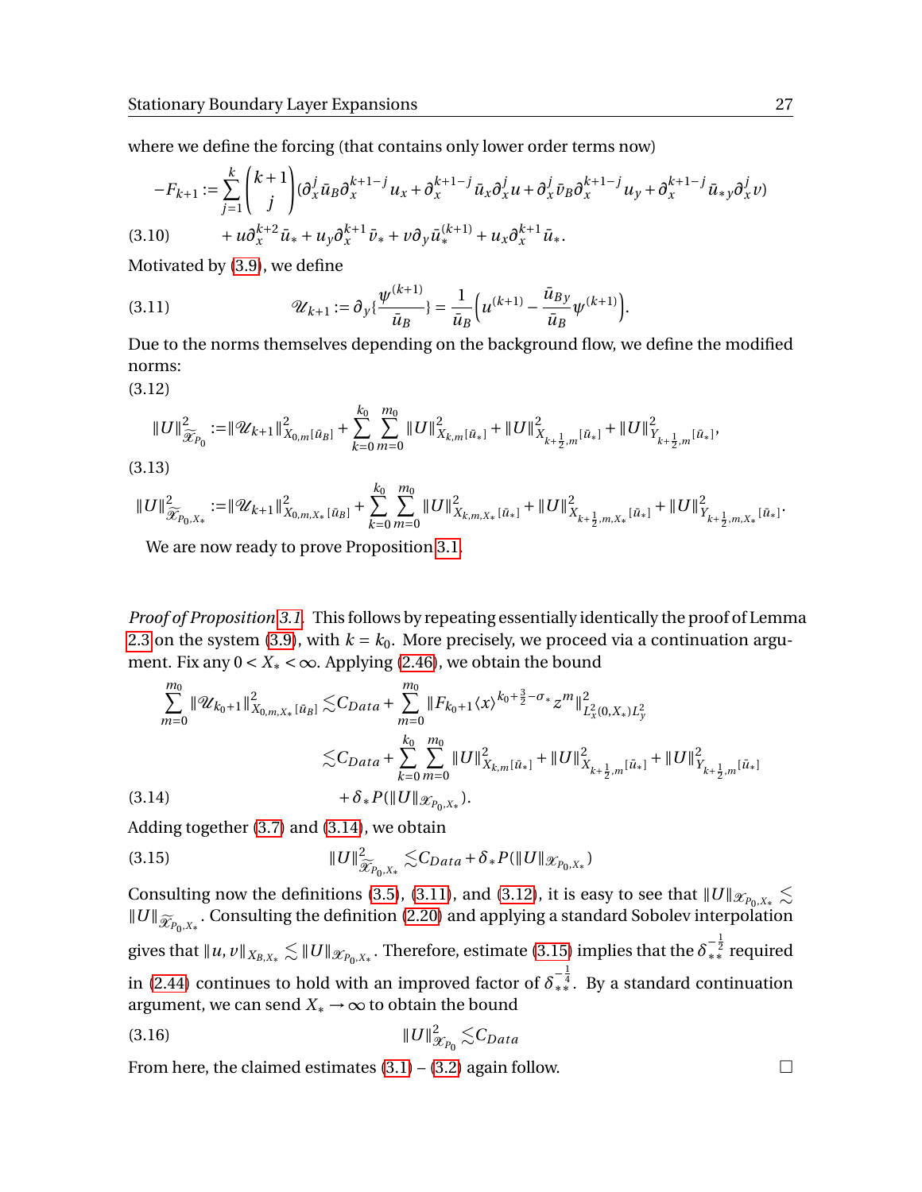where we define the forcing (that contains only lower order terms now)

$$-F_{k+1} := \sum_{j=1}^{k} \binom{k+1}{j} (\partial_x^j \bar{u}_B \partial_x^{k+1-j} u_x + \partial_x^{k+1-j} \bar{u}_x \partial_x^j u + \partial_x^j \bar{v}_B \partial_x^{k+1-j} u_y + \partial_x^{k+1-j} \bar{u}_{*y} \partial_x^j v)$$

$$+ u \partial_x^{k+2} \bar{u}_* + u_y \partial_x^{k+1} \bar{v}_* + v \partial_y \bar{u}_*^{(k+1)} + u_x \partial_x^{k+1} \bar{u}_*. \tag{3.10}$$

Motivated by (3.9), we define

$$\mathscr{U}_{k+1} := \partial_y \{ \frac{\psi^{(k+1)}}{\bar{u}_B} \} = \frac{1}{\bar{u}_B} \Big( u^{(k+1)} - \frac{\bar{u}_{By}}{\bar{u}_B} \psi^{(k+1)} \Big). \tag{3.11}$$

Due to the norms themselves depending on the background flow, we define the modified norms:

$$\|U\|^2_{\widetilde{\mathscr{X}}_{P_0}} := \|\mathscr{U}_{k+1}\|^2_{X_{0,m}[\bar{u}_B]} + \sum_{k=0}^{k_0} \sum_{m=0}^{m_0} \|U\|^2_{X_{k,m}[\bar{u}_*]} + \|U\|^2_{X_{k+\frac{1}{2},m}[\bar{u}_*]} + \|U\|^2_{Y_{k+\frac{1}{2},m}[\bar{u}_*]}, \tag{3.12}$$

$$\|U\|^2_{\widetilde{\mathscr{X}}_{P_0,X_*}} := \|\mathscr{U}_{k+1}\|^2_{X_{0,m,X_*}[\bar{u}_B]} + \sum_{k=0}^{k_0} \sum_{m=0}^{m_0} \|U\|^2_{X_{k,m,X_*}[\bar{u}_*]} + \|U\|^2_{X_{k+\frac{1}{2},m,X_*}[\bar{u}_*]} + \|U\|^2_{Y_{k+\frac{1}{2},m,X_*}[\bar{u}_*]}. \tag{3.13}$$

We are now ready to prove Proposition 3.1.

*Proof of Proposition 3.1.* This follows by repeating essentially identically the proof of Lemma 2.3 on the system (3.9), with $k = k_0$. More precisely, we proceed via a continuation argument. Fix any $0 < X_* < \infty$. Applying (2.46), we obtain the bound

$$\begin{aligned}
\sum_{m=0}^{m_0} \|\mathscr{U}_{k_0+1}\|^2_{X_{0,m,X_*}[\bar{u}_B]} \lesssim & C_{Data} + \sum_{m=0}^{m_0} \|F_{k_0+1} \langle x \rangle^{k_0 + \frac{3}{2} - \sigma_*} z^m \|^2_{L^2_x(0,X_*) L^2_y} \\
\lesssim & C_{Data} + \sum_{k=0}^{k_0} \sum_{m=0}^{m_0} \|U\|^2_{X_{k,m}[\bar{u}_*]} + \|U\|^2_{X_{k+\frac{1}{2},m}[\bar{u}_*]} + \|U\|^2_{Y_{k+\frac{1}{2},m}[\bar{u}_*]} \\
& + \delta_* P(\|U\|_{\mathscr{X}_{P_0,X_*}}).
\end{aligned} \tag{3.14}$$

Adding together (3.7) and (3.14), we obtain

$$\|U\|^2_{\widetilde{\mathscr{X}}_{P_0,X_*}} \lesssim C_{Data} + \delta_* P(\|U\|_{\mathscr{X}_{P_0,X_*}}) \tag{3.15}$$

Consulting now the definitions (3.5), (3.11), and (3.12), it is easy to see that $\|U\|_{\mathscr{X}_{P_0,X_*}} \lesssim \|U\|_{\widetilde{\mathscr{X}}_{P_0,X_*}}$. Consulting the definition (2.20) and applying a standard Sobolev interpolation gives that $\|u, v\|_{X_{B,X_*}} \lesssim \|U\|_{\mathscr{X}_{P_0,X_*}}$. Therefore, estimate (3.15) implies that the $\delta_{**}^{-\frac{1}{2}}$ required in (2.44) continues to hold with an improved factor of $\delta_{**}^{-\frac{1}{4}}$. By a standard continuation argument, we can send $X_* \to \infty$ to obtain the bound

$$\|U\|^2_{\mathscr{X}_{P_0}} \lesssim C_{Data} \tag{3.16}$$

From here, the claimed estimates (3.1) – (3.2) again follow. □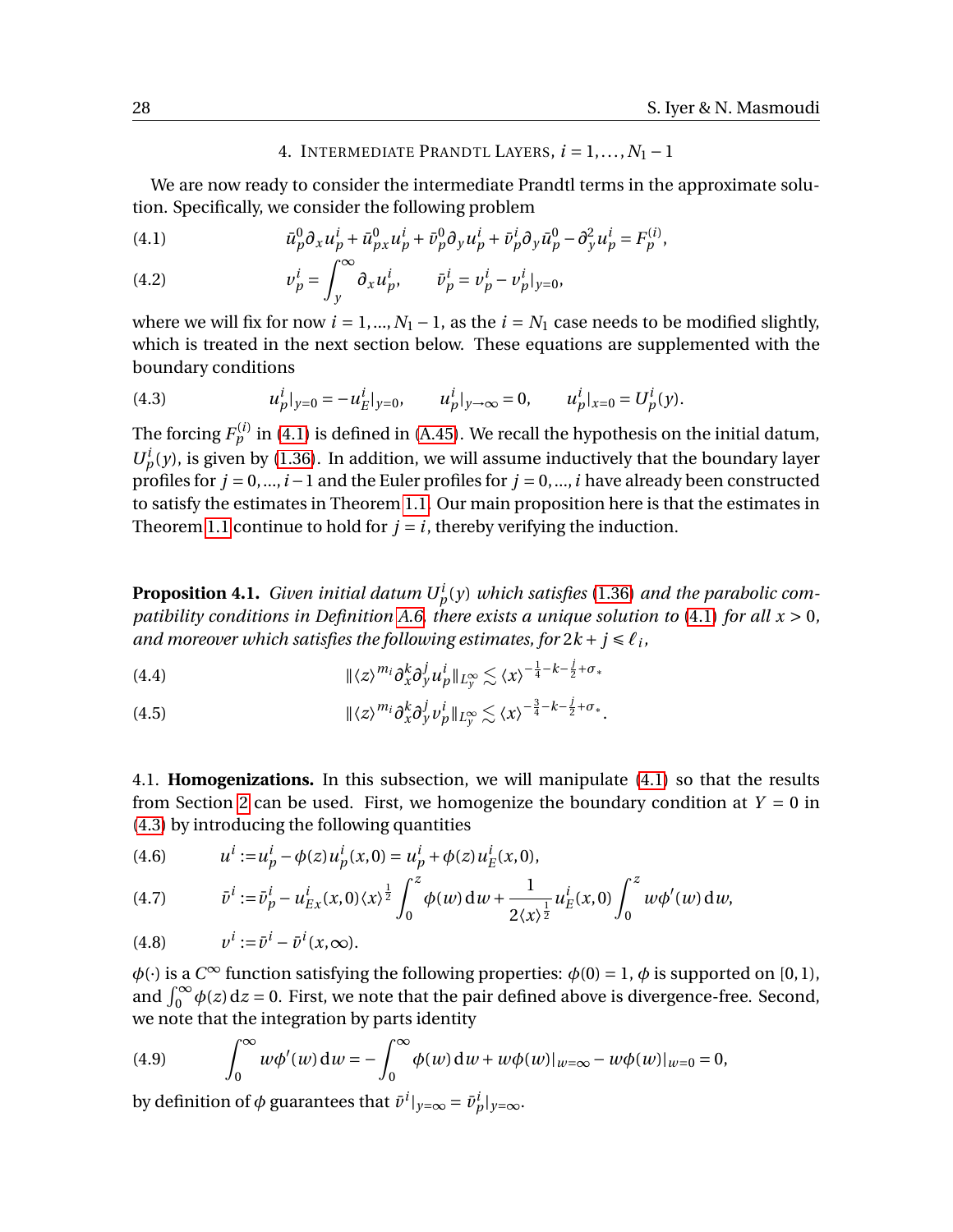## 4. Intermediate Prandtl Layers, $i = 1, \dots, N_1 - 1$

We are now ready to consider the intermediate Prandtl terms in the approximate solution. Specifically, we consider the following problem

$$\bar{u}^0_p \partial_x u^i_p + \bar{u}^0_{px} u^i_p + \bar{v}^0_p \partial_y u^i_p + \bar{v}^i_p \partial_y \bar{u}^0_p - \partial_y^2 u^i_p = F^{(i)}_p, \tag{4.1}$$

$$v^i_p = \int_y^\infty \partial_x u^i_p, \qquad \bar{v}^i_p = v^i_p - v^i_p|_{y=0}, \tag{4.2}$$

where we will fix for now $i = 1, ..., N_1 - 1$, as the $i = N_1$ case needs to be modified slightly, which is treated in the next section below. These equations are supplemented with the boundary conditions

$$u^i_p|_{y=0} = -u^i_E|_{y=0}, \qquad u^i_p|_{y\to\infty} = 0, \qquad u^i_p|_{x=0} = U^i_p(y). \tag{4.3}$$

The forcing $F^{(i)}_p$ in (4.1) is defined in (A.45). We recall the hypothesis on the initial datum, $U^i_p(y)$, is given by (1.36). In addition, we will assume inductively that the boundary layer profiles for $j = 0, ..., i-1$ and the Euler profiles for $j = 0, ..., i$ have already been constructed to satisfy the estimates in Theorem 1.1. Our main proposition here is that the estimates in Theorem 1.1 continue to hold for $j = i$, thereby verifying the induction.

**Proposition 4.1.** *Given initial datum $U^i_p(y)$ which satisfies (1.36) and the parabolic compatibility conditions in Definition A.6, there exists a unique solution to (4.1) for all $x > 0$, and moreover which satisfies the following estimates, for $2k + j \le \ell_i$,*

$$\| \langle z \rangle^{m_i} \partial_x^k \partial_y^j u^i_p \|_{L^\infty_y} \lesssim \langle x \rangle^{-\frac{1}{4} - k - \frac{j}{2} + \sigma_*} \tag{4.4}$$

$$\| \langle z \rangle^{m_i} \partial_x^k \partial_y^j v^i_p \|_{L^\infty_y} \lesssim \langle x \rangle^{-\frac{3}{4} - k - \frac{j}{2} + \sigma_*}. \tag{4.5}$$

4.1. **Homogenizations.** In this subsection, we will manipulate (4.1) so that the results from Section 2 can be used. First, we homogenize the boundary condition at $Y = 0$ in (4.3) by introducing the following quantities

$$u^i := u^i_p - \phi(z) u^i_p(x,0) = u^i_p + \phi(z) u^i_E(x,0), \tag{4.6}$$

$$\bar{v}^i := \bar{v}^i_p - u^i_{Ex}(x,0) \langle x \rangle^{\frac{1}{2}} \int_0^z \phi(w)\, \mathrm{d}w + \frac{1}{2\langle x \rangle^{\frac{1}{2}}} u^i_E(x,0) \int_0^z w \phi'(w)\, \mathrm{d}w, \tag{4.7}$$

$$v^i := \bar{v}^i - \bar{v}^i(x,\infty). \tag{4.8}$$

$\phi(\cdot)$ is a $C^\infty$ function satisfying the following properties: $\phi(0) = 1$, $\phi$ is supported on $[0,1)$, and $\int_0^\infty \phi(z)\, \mathrm{d}z = 0$. First, we note that the pair defined above is divergence-free. Second, we note that the integration by parts identity

$$\int_0^\infty w \phi'(w)\, \mathrm{d}w = -\int_0^\infty \phi(w)\, \mathrm{d}w + w\phi(w)|_{w=\infty} - w\phi(w)|_{w=0} = 0, \tag{4.9}$$

by definition of $\phi$ guarantees that $\bar{v}^i|_{y=\infty} = \bar{v}^i_p|_{y=\infty}$.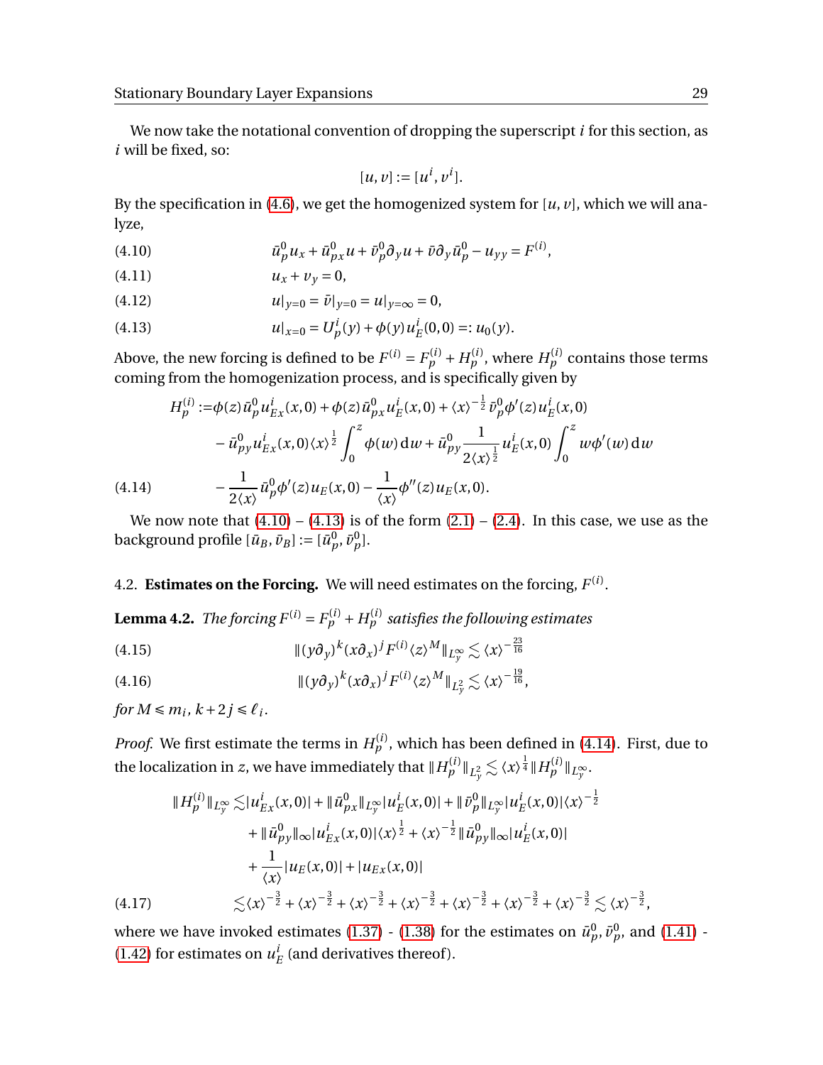We now take the notational convention of dropping the superscript $i$ for this section, as $i$ will be fixed, so:

$$[u, v] := [u^i, v^i].$$

By the specification in (4.6), we get the homogenized system for $[u, v]$, which we will analyze,

$$\bar{u}_p^0 u_x + \bar{u}_{px}^0 u + \bar{v}_p^0 \partial_y u + \bar{v} \partial_y \bar{u}_p^0 - u_{yy} = F^{(i)}, \tag{4.10}$$

$$u_x + v_y = 0, \tag{4.11}$$

$$u|_{y=0} = \bar{v}|_{y=0} = u|_{y=\infty} = 0, \tag{4.12}$$

$$u|_{x=0} = U_p^i(y) + \phi(y) u_E^i(0,0) =: u_0(y). \tag{4.13}$$

Above, the new forcing is defined to be $F^{(i)} = F_p^{(i)} + H_p^{(i)}$, where $H_p^{(i)}$ contains those terms coming from the homogenization process, and is specifically given by

$$\begin{aligned}
H_p^{(i)} :=& \phi(z) \bar{u}_p^0 u_{Ex}^i(x,0) + \phi(z) \bar{u}_{px}^0 u_E^i(x,0) + \langle x \rangle^{-\frac{1}{2}} \bar{v}_p^0 \phi'(z) u_E^i(x,0) \\
& - \bar{u}_{py}^0 u_{Ex}^i(x,0) \langle x \rangle^{\frac{1}{2}} \int_0^z \phi(w) \, \mathrm{d}w + \bar{u}_{py}^0 \frac{1}{2\langle x \rangle^{\frac{1}{2}}} u_E^i(x,0) \int_0^z w \phi'(w) \, \mathrm{d}w \\
& - \frac{1}{2\langle x \rangle} \bar{u}_p^0 \phi'(z) u_E(x,0) - \frac{1}{\langle x \rangle} \phi''(z) u_E(x,0).
\end{aligned} \tag{4.14}$$

We now note that (4.10) – (4.13) is of the form (2.1) – (2.4). In this case, we use as the background profile $[\bar{u}_B, \bar{v}_B] := [\bar{u}_p^0, \bar{v}_p^0]$.

## 4.2. **Estimates on the Forcing.**

We will need estimates on the forcing, $F^{(i)}$.

**Lemma 4.2.** *The forcing $F^{(i)} = F_p^{(i)} + H_p^{(i)}$ satisfies the following estimates*

$$\|(y\partial_y)^k (x\partial_x)^j F^{(i)} \langle z \rangle^M \|_{L_y^\infty} \lesssim \langle x \rangle^{-\frac{23}{16}} \tag{4.15}$$

$$\|(y\partial_y)^k (x\partial_x)^j F^{(i)} \langle z \rangle^M \|_{L_y^2} \lesssim \langle x \rangle^{-\frac{19}{16}}, \tag{4.16}$$

*for $M \le m_i$, $k + 2j \le \ell_i$.*

*Proof.* We first estimate the terms in $H_p^{(i)}$, which has been defined in (4.14). First, due to the localization in $z$, we have immediately that $\|H_p^{(i)}\|_{L_y^2} \lesssim \langle x \rangle^{\frac{1}{4}} \|H_p^{(i)}\|_{L_y^\infty}$.

$$\begin{aligned}
\|H_p^{(i)}\|_{L_y^\infty} \lesssim & |u_{Ex}^i(x,0)| + \|\bar{u}_{px}^0\|_{L_y^\infty} |u_E^i(x,0)| + \|\bar{v}_p^0\|_{L_y^\infty} |u_E^i(x,0)| \langle x \rangle^{-\frac{1}{2}} \\
& + \|\bar{u}_{py}^0\|_\infty |u_{Ex}^i(x,0)| \langle x \rangle^{\frac{1}{2}} + \langle x \rangle^{-\frac{1}{2}} \|\bar{u}_{py}^0\|_\infty |u_E^i(x,0)| \\
& + \frac{1}{\langle x \rangle} |u_E(x,0)| + |u_{Ex}(x,0)| \\
\lesssim & \langle x \rangle^{-\frac{3}{2}} + \langle x \rangle^{-\frac{3}{2}} + \langle x \rangle^{-\frac{3}{2}} + \langle x \rangle^{-\frac{3}{2}} + \langle x \rangle^{-\frac{3}{2}} + \langle x \rangle^{-\frac{3}{2}} + \langle x \rangle^{-\frac{3}{2}} \lesssim \langle x \rangle^{-\frac{3}{2}},
\end{aligned} \tag{4.17}$$

where we have invoked estimates (1.37) - (1.38) for the estimates on $\bar{u}_p^0, \bar{v}_p^0$, and (1.41) - (1.42) for estimates on $u_E^i$ (and derivatives thereof).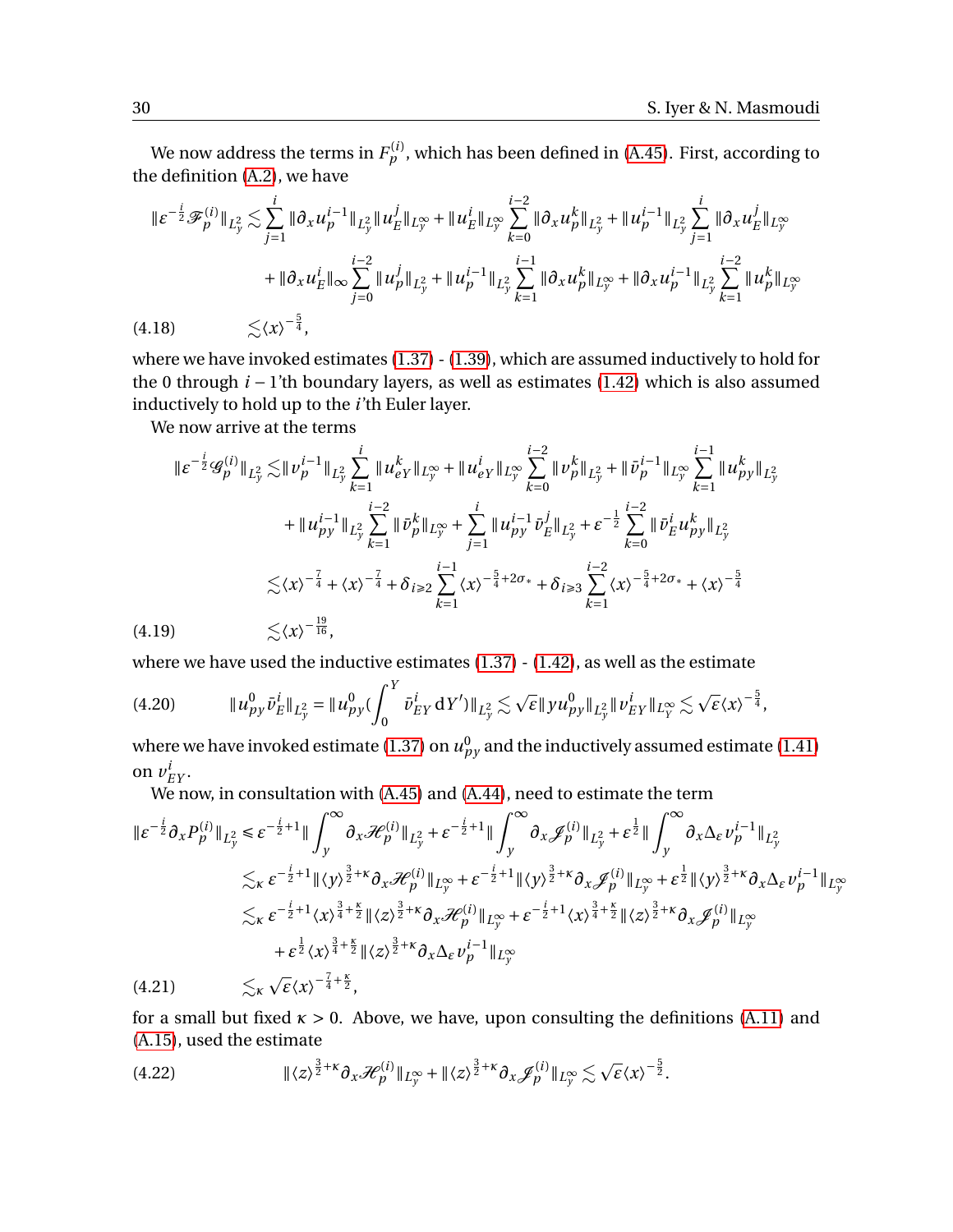We now address the terms in $F_p^{(i)}$, which has been defined in (A.45). First, according to the definition (A.2), we have

$$
\begin{aligned}
\|\varepsilon^{-\frac{i}{2}}\mathscr{F}_p^{(i)}\|_{L^2_y} \lesssim & \sum_{j=1}^{i} \|\partial_x u_p^{i-1}\|_{L^2_y}\|u_E^j\|_{L^\infty_y} + \|u_E^i\|_{L^\infty_y}\sum_{k=0}^{i-2}\|\partial_x u_p^k\|_{L^2_y} + \|u_p^{i-1}\|_{L^2_y}\sum_{j=1}^{i}\|\partial_x u_E^j\|_{L^\infty_y} \\
& + \|\partial_x u_E^i\|_\infty \sum_{j=0}^{i-2}\|u_p^j\|_{L^2_y} + \|u_p^{i-1}\|_{L^2_y}\sum_{k=1}^{i-1}\|\partial_x u_p^k\|_{L^\infty_y} + \|\partial_x u_p^{i-1}\|_{L^2_y}\sum_{k=1}^{i-2}\|u_p^k\|_{L^\infty_y}
\end{aligned}
$$

$$
(4.18) \qquad \lesssim \langle x\rangle^{-\frac{5}{4}},
$$

where we have invoked estimates (1.37) - (1.39), which are assumed inductively to hold for the 0 through $i-1$'th boundary layers, as well as estimates (1.42) which is also assumed inductively to hold up to the $i$'th Euler layer.

We now arrive at the terms

$$
\begin{aligned}
\|\varepsilon^{-\frac{i}{2}}\mathscr{G}_p^{(i)}\|_{L^2_y} \lesssim & \|v_p^{i-1}\|_{L^2_y}\sum_{k=1}^{i}\|u_{eY}^k\|_{L^\infty_y} + \|u_{eY}^i\|_{L^\infty_y}\sum_{k=0}^{i-2}\|v_p^k\|_{L^2_y} + \|\bar{v}_p^{i-1}\|_{L^\infty_y}\sum_{k=1}^{i-1}\|u_{py}^k\|_{L^2_y} \\
& + \|u_{py}^{i-1}\|_{L^2_y}\sum_{k=1}^{i-2}\|\bar{v}_p^k\|_{L^\infty_y} + \sum_{j=1}^{i}\|u_{py}^{i-1}\bar{v}_E^j\|_{L^2_y} + \varepsilon^{-\frac{1}{2}}\sum_{k=0}^{i-2}\|\bar{v}_E^i u_{py}^k\|_{L^2_y} \\
\lesssim & \langle x\rangle^{-\frac{7}{4}} + \langle x\rangle^{-\frac{7}{4}} + \delta_{i\geq 2}\sum_{k=1}^{i-1}\langle x\rangle^{-\frac{5}{4}+2\sigma_*} + \delta_{i\geq 3}\sum_{k=1}^{i-2}\langle x\rangle^{-\frac{5}{4}+2\sigma_*} + \langle x\rangle^{-\frac{5}{4}}
\end{aligned}
$$

$$
(4.19) \qquad \lesssim \langle x\rangle^{-\frac{19}{16}},
$$

where we have used the inductive estimates (1.37) - (1.42), as well as the estimate

$$
(4.20) \qquad \|u_{py}^0\bar{v}_E^i\|_{L^2_y} = \|u_{py}^0(\int_0^Y \bar{v}_{EY}^i \,\mathrm{d}Y')\|_{L^2_y} \lesssim \sqrt{\varepsilon}\|y u_{py}^0\|_{L^2_y}\|v_{EY}^i\|_{L^\infty_Y} \lesssim \sqrt{\varepsilon}\langle x\rangle^{-\frac{5}{4}},
$$

where we have invoked estimate (1.37) on $u_{py}^0$ and the inductively assumed estimate (1.41) on $v_{EY}^i$.

We now, in consultation with (A.45) and (A.44), need to estimate the term

$$
\begin{aligned}
\|\varepsilon^{-\frac{i}{2}}\partial_x P_p^{(i)}\|_{L^2_y} \leq & \varepsilon^{-\frac{i}{2}+1}\|\int_y^\infty \partial_x\mathscr{H}_p^{(i)}\|_{L^2_y} + \varepsilon^{-\frac{i}{2}+1}\|\int_y^\infty \partial_x\mathscr{J}_p^{(i)}\|_{L^2_y} + \varepsilon^{\frac{1}{2}}\|\int_y^\infty \partial_x\Delta_\varepsilon v_p^{i-1}\|_{L^2_y} \\
\lesssim_\kappa & \varepsilon^{-\frac{i}{2}+1}\|\langle y\rangle^{\frac{3}{2}+\kappa}\partial_x\mathscr{H}_p^{(i)}\|_{L^\infty_y} + \varepsilon^{-\frac{i}{2}+1}\|\langle y\rangle^{\frac{3}{2}+\kappa}\partial_x\mathscr{J}_p^{(i)}\|_{L^\infty_y} + \varepsilon^{\frac{1}{2}}\|\langle y\rangle^{\frac{3}{2}+\kappa}\partial_x\Delta_\varepsilon v_p^{i-1}\|_{L^\infty_y} \\
\lesssim_\kappa & \varepsilon^{-\frac{i}{2}+1}\langle x\rangle^{\frac{3}{4}+\frac{\kappa}{2}}\|\langle z\rangle^{\frac{3}{2}+\kappa}\partial_x\mathscr{H}_p^{(i)}\|_{L^\infty_y} + \varepsilon^{-\frac{i}{2}+1}\langle x\rangle^{\frac{3}{4}+\frac{\kappa}{2}}\|\langle z\rangle^{\frac{3}{2}+\kappa}\partial_x\mathscr{J}_p^{(i)}\|_{L^\infty_y} \\
& + \varepsilon^{\frac{1}{2}}\langle x\rangle^{\frac{3}{4}+\frac{\kappa}{2}}\|\langle z\rangle^{\frac{3}{2}+\kappa}\partial_x\Delta_\varepsilon v_p^{i-1}\|_{L^\infty_y}
\end{aligned}
$$

$$
(4.21) \qquad \lesssim_\kappa \sqrt{\varepsilon}\langle x\rangle^{-\frac{7}{4}+\frac{\kappa}{2}},
$$

for a small but fixed $\kappa > 0$. Above, we have, upon consulting the definitions (A.11) and (A.15), used the estimate

$$
(4.22) \qquad \|\langle z\rangle^{\frac{3}{2}+\kappa}\partial_x\mathscr{H}_p^{(i)}\|_{L^\infty_y} + \|\langle z\rangle^{\frac{3}{2}+\kappa}\partial_x\mathscr{J}_p^{(i)}\|_{L^\infty_y} \lesssim \sqrt{\varepsilon}\langle x\rangle^{-\frac{5}{2}}.
$$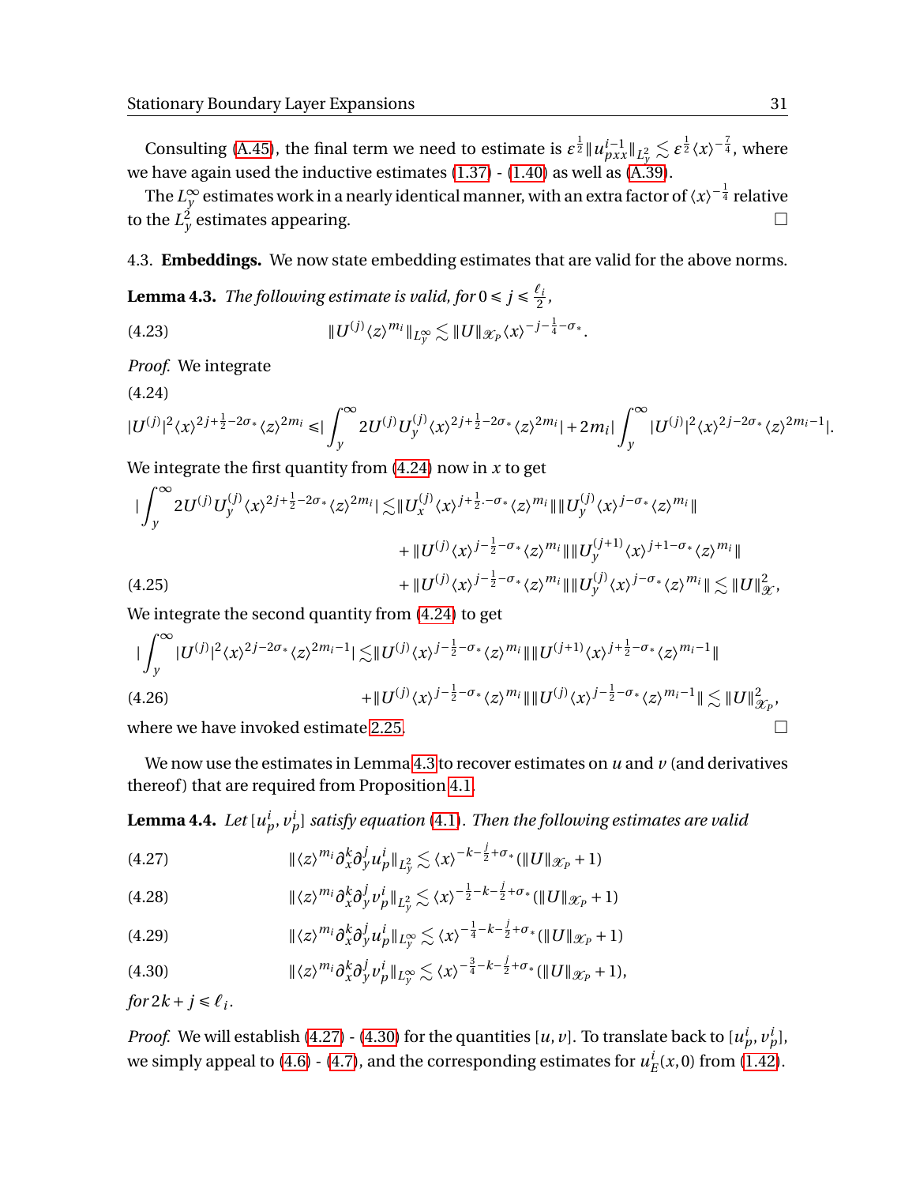Consulting (A.45), the final term we need to estimate is $\varepsilon^{\frac{1}{2}}\|u^{i-1}_{pxx}\|_{L^2_y} \lesssim \varepsilon^{\frac{1}{2}}\langle x\rangle^{-\frac{7}{4}}$, where we have again used the inductive estimates (1.37) - (1.40) as well as (A.39).

The $L^\infty_y$ estimates work in a nearly identical manner, with an extra factor of $\langle x\rangle^{-\frac{1}{4}}$ relative to the $L^2_y$ estimates appearing. ☐

4.3. **Embeddings.** We now state embedding estimates that are valid for the above norms.

**Lemma 4.3.** *The following estimate is valid, for* $0 \leq j \leq \frac{\ell_i}{2}$,

$$\|U^{(j)}\langle z\rangle^{m_i}\|_{L^\infty_y} \lesssim \|U\|_{\mathcal{X}_P}\langle x\rangle^{-j-\frac{1}{4}-\sigma_*}. \tag{4.23}$$

*Proof.* We integrate

$$|U^{(j)}|^2\langle x\rangle^{2j+\frac{1}{2}-2\sigma_*}\langle z\rangle^{2m_i} \leq \Big|\int_y^\infty 2U^{(j)}U^{(j)}_y\langle x\rangle^{2j+\frac{1}{2}-2\sigma_*}\langle z\rangle^{2m_i}\Big| + 2m_i\Big|\int_y^\infty |U^{(j)}|^2\langle x\rangle^{2j-2\sigma_*}\langle z\rangle^{2m_i-1}\Big|. \tag{4.24}$$

We integrate the first quantity from (4.24) now in $x$ to get

$$\begin{aligned}
\Big|\int_y^\infty 2U^{(j)}U^{(j)}_y\langle x\rangle^{2j+\frac{1}{2}-2\sigma_*}\langle z\rangle^{2m_i}\Big| \lesssim& \|U^{(j)}_x\langle x\rangle^{j+\frac{1}{2}\cdot-\sigma_*}\langle z\rangle^{m_i}\|\|U^{(j)}_y\langle x\rangle^{j-\sigma_*}\langle z\rangle^{m_i}\| \\
&+ \|U^{(j)}\langle x\rangle^{j-\frac{1}{2}-\sigma_*}\langle z\rangle^{m_i}\|\|U^{(j+1)}_y\langle x\rangle^{j+1-\sigma_*}\langle z\rangle^{m_i}\| \\
&+ \|U^{(j)}\langle x\rangle^{j-\frac{1}{2}-\sigma_*}\langle z\rangle^{m_i}\|\|U^{(j)}_y\langle x\rangle^{j-\sigma_*}\langle z\rangle^{m_i}\| \lesssim \|U\|^2_{\mathcal{X}},
\end{aligned} \tag{4.25}$$

We integrate the second quantity from (4.24) to get

$$\begin{aligned}
\Big|\int_y^\infty |U^{(j)}|^2\langle x\rangle^{2j-2\sigma_*}\langle z\rangle^{2m_i-1}\Big| \lesssim& \|U^{(j)}\langle x\rangle^{j-\frac{1}{2}-\sigma_*}\langle z\rangle^{m_i}\|\|U^{(j+1)}\langle x\rangle^{j+\frac{1}{2}-\sigma_*}\langle z\rangle^{m_i-1}\| \\
&+ \|U^{(j)}\langle x\rangle^{j-\frac{1}{2}-\sigma_*}\langle z\rangle^{m_i}\|\|U^{(j)}\langle x\rangle^{j-\frac{1}{2}-\sigma_*}\langle z\rangle^{m_i-1}\| \lesssim \|U\|^2_{\mathcal{X}_P},
\end{aligned} \tag{4.26}$$

where we have invoked estimate 2.25. ☐

We now use the estimates in Lemma 4.3 to recover estimates on $u$ and $v$ (and derivatives thereof) that are required from Proposition 4.1.

**Lemma 4.4.** *Let* $[u^i_p, v^i_p]$ *satisfy equation* (4.1)*. Then the following estimates are valid*

$$\|\langle z\rangle^{m_i}\partial_x^k\partial_y^j u^i_p\|_{L^2_y} \lesssim \langle x\rangle^{-k-\frac{j}{2}+\sigma_*}(\|U\|_{\mathcal{X}_P}+1) \tag{4.27}$$

$$\|\langle z\rangle^{m_i}\partial_x^k\partial_y^j v^i_p\|_{L^2_y} \lesssim \langle x\rangle^{-\frac{1}{2}-k-\frac{j}{2}+\sigma_*}(\|U\|_{\mathcal{X}_P}+1) \tag{4.28}$$

$$\|\langle z\rangle^{m_i}\partial_x^k\partial_y^j u^i_p\|_{L^\infty_y} \lesssim \langle x\rangle^{-\frac{1}{4}-k-\frac{j}{2}+\sigma_*}(\|U\|_{\mathcal{X}_P}+1) \tag{4.29}$$

$$\|\langle z\rangle^{m_i}\partial_x^k\partial_y^j v^i_p\|_{L^\infty_y} \lesssim \langle x\rangle^{-\frac{3}{4}-k-\frac{j}{2}+\sigma_*}(\|U\|_{\mathcal{X}_P}+1), \tag{4.30}$$

*for* $2k+j \leq \ell_i$.

*Proof.* We will establish (4.27) - (4.30) for the quantities $[u, v]$. To translate back to $[u^i_p, v^i_p]$, we simply appeal to (4.6) - (4.7), and the corresponding estimates for $u^i_E(x,0)$ from (1.42).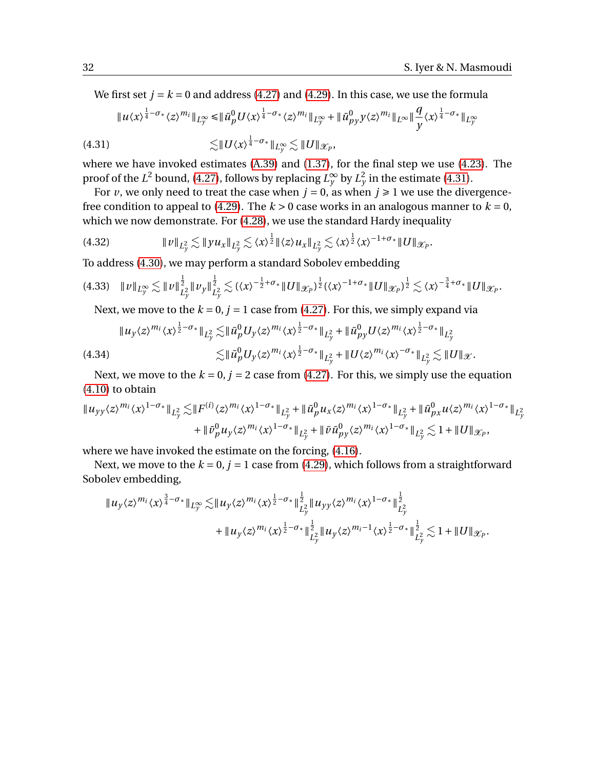We first set $j = k = 0$ and address (4.27) and (4.29). In this case, we use the formula

$$
\begin{aligned}
\|u\langle x\rangle^{\frac{1}{4}-\sigma_*}\langle z\rangle^{m_i}\|_{L^\infty_y} \leq & \|\bar{u}^0_p U \langle x\rangle^{\frac{1}{4}-\sigma_*}\langle z\rangle^{m_i}\|_{L^\infty_y} + \|\bar{u}^0_{py} y \langle z\rangle^{m_i}\|_{L^\infty}\|\frac{q}{y}\langle x\rangle^{\frac{1}{4}-\sigma_*}\|_{L^\infty_y} \\
\lesssim & \|U\langle x\rangle^{\frac{1}{4}-\sigma_*}\|_{L^\infty_y} \lesssim \|U\|_{\mathscr{X}_P}, \qquad (4.31)
\end{aligned}
$$

where we have invoked estimates (A.39) and (1.37), for the final step we use (4.23). The proof of the $L^2$ bound, (4.27), follows by replacing $L^\infty_y$ by $L^2_y$ in the estimate (4.31).

For $v$, we only need to treat the case when $j = 0$, as when $j \geq 1$ we use the divergence-free condition to appeal to (4.29). The $k > 0$ case works in an analogous manner to $k = 0$, which we now demonstrate. For (4.28), we use the standard Hardy inequality

$$
\|v\|_{L^2_y} \lesssim \|y u_x\|_{L^2_y} \lesssim \langle x\rangle^{\frac{1}{2}}\|\langle z\rangle u_x\|_{L^2_y} \lesssim \langle x\rangle^{\frac{1}{2}}\langle x\rangle^{-1+\sigma_*}\|U\|_{\mathscr{X}_P}. \qquad (4.32)
$$

To address (4.30), we may perform a standard Sobolev embedding

$$
\|v\|_{L^\infty_y} \lesssim \|v\|_{L^2_y}^{\frac{1}{2}}\|v_y\|_{L^2_y}^{\frac{1}{2}} \lesssim (\langle x\rangle^{-\frac{1}{2}+\sigma_*}\|U\|_{\mathscr{X}_P})^{\frac{1}{2}}(\langle x\rangle^{-1+\sigma_*}\|U\|_{\mathscr{X}_P})^{\frac{1}{2}} \lesssim \langle x\rangle^{-\frac{3}{4}+\sigma_*}\|U\|_{\mathscr{X}_P}. \qquad (4.33)
$$

Next, we move to the $k = 0$, $j = 1$ case from (4.27). For this, we simply expand via

$$
\begin{aligned}
\|u_y\langle z\rangle^{m_i}\langle x\rangle^{\frac{1}{2}-\sigma_*}\|_{L^2_y} \lesssim & \|\bar{u}^0_p U_y\langle z\rangle^{m_i}\langle x\rangle^{\frac{1}{2}-\sigma_*}\|_{L^2_y} + \|\bar{u}^0_{py} U\langle z\rangle^{m_i}\langle x\rangle^{\frac{1}{2}-\sigma_*}\|_{L^2_y} \\
\lesssim & \|\bar{u}^0_p U_y\langle z\rangle^{m_i}\langle x\rangle^{\frac{1}{2}-\sigma_*}\|_{L^2_y} + \|U\langle z\rangle^{m_i}\langle x\rangle^{-\sigma_*}\|_{L^2_y} \lesssim \|U\|_{\mathscr{X}}. \qquad (4.34)
\end{aligned}
$$

Next, we move to the $k = 0$, $j = 2$ case from (4.27). For this, we simply use the equation (4.10) to obtain

$$
\begin{aligned}
\|u_{yy}\langle z\rangle^{m_i}\langle x\rangle^{1-\sigma_*}\|_{L^2_y} \lesssim & \|F^{(i)}\langle z\rangle^{m_i}\langle x\rangle^{1-\sigma_*}\|_{L^2_y} + \|\bar{u}^0_p u_x\langle z\rangle^{m_i}\langle x\rangle^{1-\sigma_*}\|_{L^2_y} + \|\bar{u}^0_{px} u\langle z\rangle^{m_i}\langle x\rangle^{1-\sigma_*}\|_{L^2_y} \\
& + \|\bar{v}^0_p u_y\langle z\rangle^{m_i}\langle x\rangle^{1-\sigma_*}\|_{L^2_y} + \|\bar{v}\bar{u}^0_{py}\langle z\rangle^{m_i}\langle x\rangle^{1-\sigma_*}\|_{L^2_y} \lesssim 1 + \|U\|_{\mathscr{X}_P},
\end{aligned}
$$

where we have invoked the estimate on the forcing, (4.16).

Next, we move to the $k = 0$, $j = 1$ case from (4.29), which follows from a straightforward Sobolev embedding,

$$
\begin{aligned}
\|u_y\langle z\rangle^{m_i}\langle x\rangle^{\frac{3}{4}-\sigma_*}\|_{L^\infty_y} \lesssim & \|u_y\langle z\rangle^{m_i}\langle x\rangle^{\frac{1}{2}-\sigma_*}\|_{L^2_y}^{\frac{1}{2}}\|u_{yy}\langle z\rangle^{m_i}\langle x\rangle^{1-\sigma_*}\|_{L^2_y}^{\frac{1}{2}} \\
& + \|u_y\langle z\rangle^{m_i}\langle x\rangle^{\frac{1}{2}-\sigma_*}\|_{L^2_y}^{\frac{1}{2}}\|u_y\langle z\rangle^{m_i-1}\langle x\rangle^{\frac{1}{2}-\sigma_*}\|_{L^2_y}^{\frac{1}{2}} \lesssim 1 + \|U\|_{\mathscr{X}_P}.
\end{aligned}
$$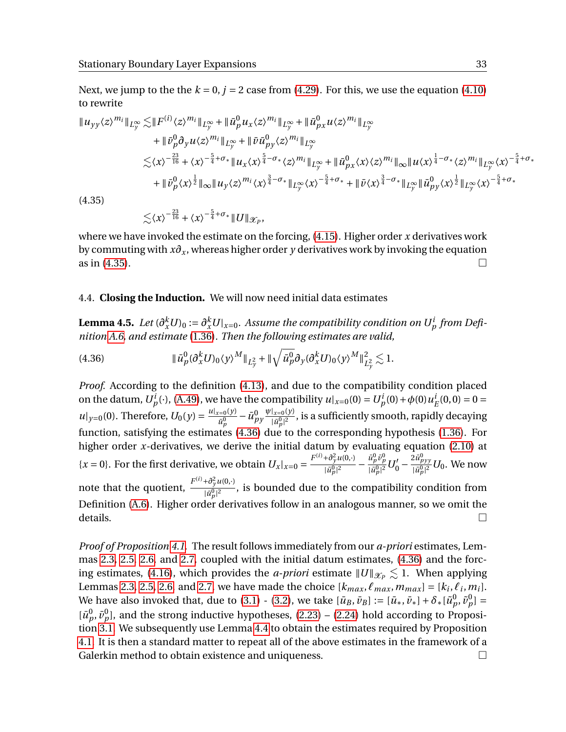Next, we jump to the the $k = 0, j = 2$ case from (4.29). For this, we use the equation (4.10) to rewrite

$$
\begin{aligned}
\|u_{yy}\langle z\rangle^{m_i}\|_{L^\infty_y} \lesssim & \|F^{(i)}\langle z\rangle^{m_i}\|_{L^\infty_y} + \|\bar{u}^0_p u_x \langle z\rangle^{m_i}\|_{L^\infty_y} + \|\bar{u}^0_{px} u \langle z\rangle^{m_i}\|_{L^\infty_y} \\
& + \|\bar{v}^0_p \partial_y u \langle z\rangle^{m_i}\|_{L^\infty_y} + \|\bar{v}\bar{u}^0_{py}\langle z\rangle^{m_i}\|_{L^\infty_y} \\
\lesssim & \langle x\rangle^{-\frac{23}{16}} + \langle x\rangle^{-\frac{5}{4}+\sigma_*}\|u_x\langle x\rangle^{\frac{5}{4}-\sigma_*}\langle z\rangle^{m_i}\|_{L^\infty_y} + \|\bar{u}^0_{px}\langle x\rangle\langle z\rangle^{m_i}\|_\infty \|u\langle x\rangle^{\frac{1}{4}-\sigma_*}\langle z\rangle^{m_i}\|_{L^\infty_y}\langle x\rangle^{-\frac{5}{4}+\sigma_*} \\
& + \|\bar{v}^0_p\langle x\rangle^{\frac{1}{2}}\|_\infty \|u_y\langle z\rangle^{m_i}\langle x\rangle^{\frac{3}{4}-\sigma_*}\|_{L^\infty_y}\langle x\rangle^{-\frac{5}{4}+\sigma_*} + \|\bar{v}\langle x\rangle^{\frac{3}{4}-\sigma_*}\|_{L^\infty_y}\|\bar{u}^0_{py}\langle x\rangle^{\frac{1}{2}}\|_{L^\infty_y}\langle x\rangle^{-\frac{5}{4}+\sigma_*} \\
\lesssim & \langle x\rangle^{-\frac{23}{16}} + \langle x\rangle^{-\frac{5}{4}+\sigma_*}\|U\|_{\mathcal{X}_P},
\end{aligned} \tag{4.35}
$$

where we have invoked the estimate on the forcing, (4.15). Higher order $x$ derivatives work by commuting with $x\partial_x$, whereas higher order $y$ derivatives work by invoking the equation as in (4.35). □

### 4.4. Closing the Induction.

We will now need initial data estimates

**Lemma 4.5.** *Let $(\partial_x^k U)_0 := \partial_x^k U|_{x=0}$. Assume the compatibility condition on $U^i_p$ from Definition A.6, and estimate (1.36). Then the following estimates are valid,*

$$
\|\bar{u}^0_p(\partial_x^k U)_0\langle y\rangle^M\|_{L^2_y} + \|\sqrt{\bar{u}^0_p}\partial_y(\partial_x^k U)_0\langle y\rangle^M\|^2_{L^2_y} \lesssim 1. \tag{4.36}
$$

*Proof.* According to the definition (4.13), and due to the compatibility condition placed on the datum, $U^i_p(\cdot)$, (A.49), we have the compatibility $u|_{x=0}(0) = U^i_p(0) + \phi(0)u^i_E(0,0) = 0 = u|_{y=0}(0)$. Therefore, $U_0(y) = \frac{u|_{x=0}(y)}{\bar{u}^0_p} - \bar{u}^0_{py}\frac{\psi|_{x=0}(y)}{|\bar{u}^0_p|^2}$, is a sufficiently smooth, rapidly decaying function, satisfying the estimates (4.36) due to the corresponding hypothesis (1.36). For higher order $x$-derivatives, we derive the initial datum by evaluating equation (2.10) at $\{x=0\}$. For the first derivative, we obtain $U_x|_{x=0} = \frac{F^{(i)}+\partial_y^2 u(0,\cdot)}{|\bar{u}^0_p|^2} - \frac{\bar{u}^0_p\bar{v}^0_p}{|\bar{u}^0_p|^2}U_0' - \frac{2\bar{u}^0_{pyy}}{|\bar{u}^0_p|^2}U_0$. We now note that the quotient, $\frac{F^{(i)}+\partial_y^2 u(0,\cdot)}{|\bar{u}^0_p|^2}$, is bounded due to the compatibility condition from Definition (A.6). Higher order derivatives follow in an analogous manner, so we omit the details. □

*Proof of Proposition 4.1.* The result follows immediately from our *a-priori* estimates, Lemmas 2.3, 2.5, 2.6, and 2.7, coupled with the initial datum estimates, (4.36) and the forcing estimates, (4.16), which provides the *a-priori* estimate $\|U\|_{\mathcal{X}_P} \lesssim 1$. When applying Lemmas 2.3, 2.5, 2.6, and 2.7, we have made the choice $[k_{max}, \ell_{max}, m_{max}] = [k_i, \ell_i, m_i]$. We have also invoked that, due to (3.1) - (3.2), we take $[\bar{u}_B, \bar{v}_B] := [\bar{u}_*, \bar{v}_*] + \delta_*[\bar{u}^0_p, \bar{v}^0_p] = [\bar{u}^0_p, \bar{v}^0_p]$, and the strong inductive hypotheses, (2.23) – (2.24) hold according to Proposition 3.1. We subsequently use Lemma 4.4 to obtain the estimates required by Proposition 4.1. It is then a standard matter to repeat all of the above estimates in the framework of a Galerkin method to obtain existence and uniqueness. □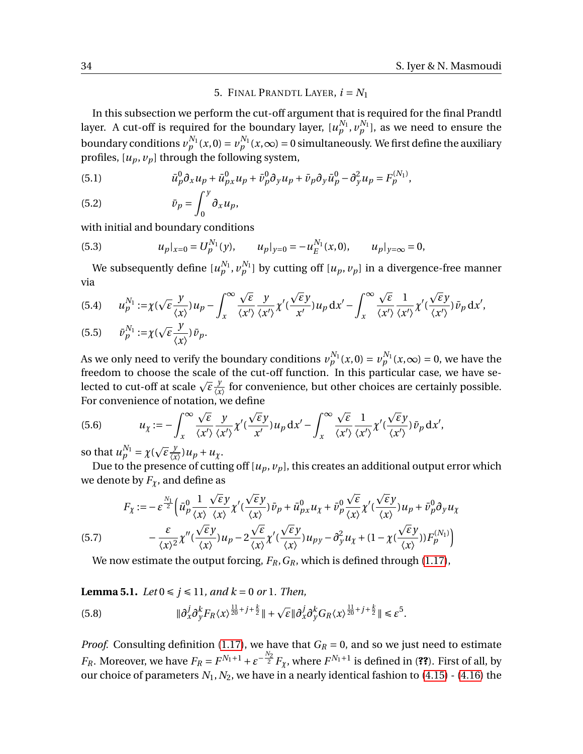## 5. Final Prandtl Layer, $i = N_1$

In this subsection we perform the cut-off argument that is required for the final Prandtl layer. A cut-off is required for the boundary layer, $[u_p^{N_1}, v_p^{N_1}]$, as we need to ensure the boundary conditions $v_p^{N_1}(x,0) = v_p^{N_1}(x,\infty) = 0$ simultaneously. We first define the auxiliary profiles, $[u_p, v_p]$ through the following system,

$$\bar{u}_p^0 \partial_x u_p + \bar{u}_{px}^0 u_p + \bar{v}_p^0 \partial_y u_p + \bar{v}_p \partial_y \bar{u}_p^0 - \partial_y^2 u_p = F_p^{(N_1)}, \tag{5.1}$$

$$\bar{v}_p = \int_0^y \partial_x u_p, \tag{5.2}$$

with initial and boundary conditions

$$u_p|_{x=0} = U_p^{N_1}(y), \qquad u_p|_{y=0} = -u_E^{N_1}(x,0), \qquad u_p|_{y=\infty} = 0, \tag{5.3}$$

We subsequently define $[u_p^{N_1}, v_p^{N_1}]$ by cutting off $[u_p, v_p]$ in a divergence-free manner via

$$u_p^{N_1} := \chi(\sqrt{\varepsilon}\frac{y}{\langle x \rangle}) u_p - \int_x^\infty \frac{\sqrt{\varepsilon}}{\langle x' \rangle} \frac{y}{\langle x' \rangle} \chi'(\frac{\sqrt{\varepsilon} y}{x'}) u_p \, \mathrm{d}x' - \int_x^\infty \frac{\sqrt{\varepsilon}}{\langle x' \rangle} \frac{1}{\langle x' \rangle} \chi'(\frac{\sqrt{\varepsilon} y}{\langle x' \rangle}) \bar{v}_p \, \mathrm{d}x', \tag{5.4}$$

$$\bar{v}_p^{N_1} := \chi(\sqrt{\varepsilon}\frac{y}{\langle x \rangle}) \bar{v}_p. \tag{5.5}$$

As we only need to verify the boundary conditions $v_p^{N_1}(x,0) = v_p^{N_1}(x,\infty) = 0$, we have the freedom to choose the scale of the cut-off function. In this particular case, we have selected to cut-off at scale $\sqrt{\varepsilon}\frac{y}{\langle x \rangle}$ for convenience, but other choices are certainly possible. For convenience of notation, we define

$$u_\chi := -\int_x^\infty \frac{\sqrt{\varepsilon}}{\langle x' \rangle} \frac{y}{\langle x' \rangle} \chi'(\frac{\sqrt{\varepsilon} y}{x'}) u_p \, \mathrm{d}x' - \int_x^\infty \frac{\sqrt{\varepsilon}}{\langle x' \rangle} \frac{1}{\langle x' \rangle} \chi'(\frac{\sqrt{\varepsilon} y}{\langle x' \rangle}) \bar{v}_p \, \mathrm{d}x', \tag{5.6}$$

so that $u_p^{N_1} = \chi(\sqrt{\varepsilon}\frac{y}{\langle x \rangle}) u_p + u_\chi$.

Due to the presence of cutting off $[u_p, v_p]$, this creates an additional output error which we denote by $F_\chi$, and define as

$$\begin{aligned} F_\chi := &- \varepsilon^{\frac{N_1}{2}} \Big( \bar{u}_p^0 \frac{1}{\langle x \rangle} \frac{\sqrt{\varepsilon} y}{\langle x \rangle} \chi'(\frac{\sqrt{\varepsilon} y}{\langle x \rangle}) \bar{v}_p + \bar{u}_{px}^0 u_\chi + \bar{v}_p^0 \frac{\sqrt{\varepsilon}}{\langle x \rangle} \chi'(\frac{\sqrt{\varepsilon} y}{\langle x \rangle}) u_p + \bar{v}_p^0 \partial_y u_\chi \\ &- \frac{\varepsilon}{\langle x \rangle^2} \chi''(\frac{\sqrt{\varepsilon} y}{\langle x \rangle}) u_p - 2 \frac{\sqrt{\varepsilon}}{\langle x \rangle} \chi'(\frac{\sqrt{\varepsilon} y}{\langle x \rangle}) u_{py} - \partial_y^2 u_\chi + (1 - \chi(\frac{\sqrt{\varepsilon} y}{\langle x \rangle})) F_p^{(N_1)} \Big) \end{aligned} \tag{5.7}$$

We now estimate the output forcing, $F_R, G_R$, which is defined through (1.17),

**Lemma 5.1.** *Let* $0 \leqslant j \leqslant 11$, *and* $k = 0$ *or* $1$. *Then,*

$$\| \partial_x^j \partial_y^k F_R \langle x \rangle^{\frac{11}{20} + j + \frac{k}{2}} \| + \sqrt{\varepsilon} \| \partial_x^j \partial_y^k G_R \langle x \rangle^{\frac{11}{20} + j + \frac{k}{2}} \| \leqslant \varepsilon^5. \tag{5.8}$$

*Proof.* Consulting definition (1.17), we have that $G_R = 0$, and so we just need to estimate $F_R$. Moreover, we have $F_R = F^{N_1+1} + \varepsilon^{-\frac{N_2}{2}} F_\chi$, where $F^{N_1+1}$ is defined in (**??**). First of all, by our choice of parameters $N_1, N_2$, we have in a nearly identical fashion to (4.15) - (4.16) the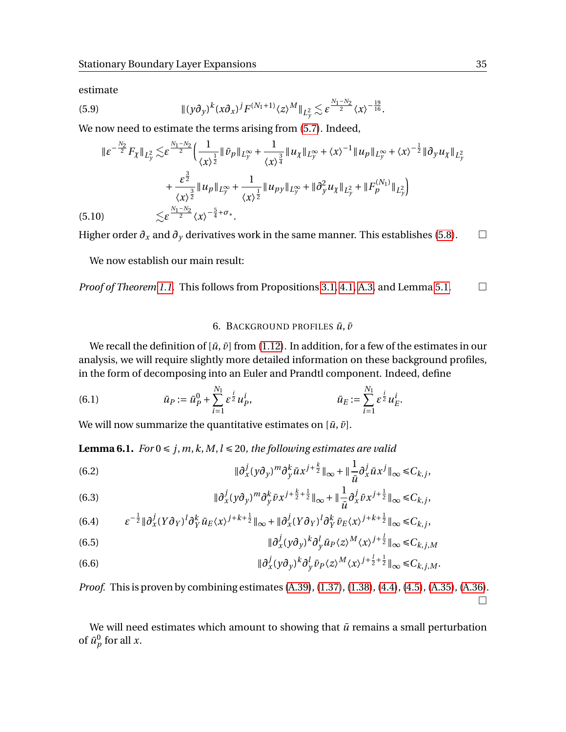estimate

$$\|(y\partial_y)^k (x\partial_x)^j F^{(N_1+1)} \langle z \rangle^M \|_{L^2_y} \lesssim \varepsilon^{\frac{N_1 - N_2}{2}} \langle x \rangle^{-\frac{19}{16}}. \tag{5.9}$$

We now need to estimate the terms arising from (5.7). Indeed,

$$\begin{aligned}
\|\varepsilon^{-\frac{N_2}{2}} F_\chi \|_{L^2_y} \lesssim & \varepsilon^{\frac{N_1 - N_2}{2}} \Big( \frac{1}{\langle x \rangle^{\frac12}} \|\bar{v}_P\|_{L^\infty_y} + \frac{1}{\langle x \rangle^{\frac34}} \|u_\chi\|_{L^\infty_y} + \langle x \rangle^{-1} \|u_P\|_{L^\infty_y} + \langle x \rangle^{-\frac12} \|\partial_y u_\chi\|_{L^2_y} \\
& + \frac{\varepsilon^{\frac32}}{\langle x \rangle^{\frac32}} \|u_P\|_{L^\infty_y} + \frac{1}{\langle x \rangle^{\frac12}} \|u_{Py}\|_{L^\infty_y} + \|\partial_y^2 u_\chi\|_{L^2_y} + \|F_P^{(N_1)}\|_{L^2_y} \Big) \\
\lesssim & \varepsilon^{\frac{N_1 - N_2}{2}} \langle x \rangle^{-\frac54 + \sigma_*}.
\end{aligned} \tag{5.10}$$

Higher order $\partial_x$ and $\partial_y$ derivatives work in the same manner. This establishes (5.8). $\square$

We now establish our main result:

*Proof of Theorem 1.1.* This follows from Propositions 3.1, 4.1, A.3, and Lemma 5.1. $\square$

## 6. Background profiles $\bar{u}, \bar{v}$

We recall the definition of $[\bar{u}, \bar{v}]$ from (1.12). In addition, for a few of the estimates in our analysis, we will require slightly more detailed information on these background profiles, in the form of decomposing into an Euler and Prandtl component. Indeed, define

$$\bar{u}_P := \bar{u}_P^0 + \sum_{i=1}^{N_1} \varepsilon^{\frac{i}{2}} u_P^i, \qquad \bar{u}_E := \sum_{i=1}^{N_1} \varepsilon^{\frac{i}{2}} u_E^i. \tag{6.1}$$

We will now summarize the quantitative estimates on $[\bar{u}, \bar{v}]$.

**Lemma 6.1.** *For $0 \le j, m, k, M, l \le 20$, the following estimates are valid*

$$\|\partial_x^j (y\partial_y)^m \partial_y^k \bar{u} x^{j + \frac{k}{2}}\|_\infty + \|\frac{1}{\bar{u}} \partial_x^j \bar{u} x^j\|_\infty \le C_{k,j}, \tag{6.2}$$

$$\|\partial_x^j (y\partial_y)^m \partial_y^k \bar{v} x^{j + \frac{k}{2} + \frac12}\|_\infty + \|\frac{1}{\bar{u}} \partial_x^j \bar{v} x^{j + \frac12}\|_\infty \le C_{k,j}, \tag{6.3}$$

$$\varepsilon^{-\frac12} \|\partial_x^j (Y\partial_Y)^l \partial_Y^k \bar{u}_E \langle x \rangle^{j+k+\frac12}\|_\infty + \|\partial_x^j (Y\partial_Y)^l \partial_Y^k \bar{v}_E \langle x \rangle^{j+k+\frac12}\|_\infty \le C_{k,j}, \tag{6.4}$$

$$\|\partial_x^j (y\partial_y)^k \partial_y^l \bar{u}_P \langle z \rangle^M \langle x \rangle^{j + \frac{l}{2}}\|_\infty \le C_{k,j,M} \tag{6.5}$$

$$\|\partial_x^j (y\partial_y)^k \partial_y^l \bar{v}_P \langle z \rangle^M \langle x \rangle^{j + \frac{l}{2} + \frac12}\|_\infty \le C_{k,j,M}. \tag{6.6}$$

*Proof.* This is proven by combining estimates (A.39), (1.37), (1.38), (4.4), (4.5), (A.35), (A.36). $\square$

We will need estimates which amount to showing that $\bar{u}$ remains a small perturbation of $\bar{u}_p^0$ for all $x$.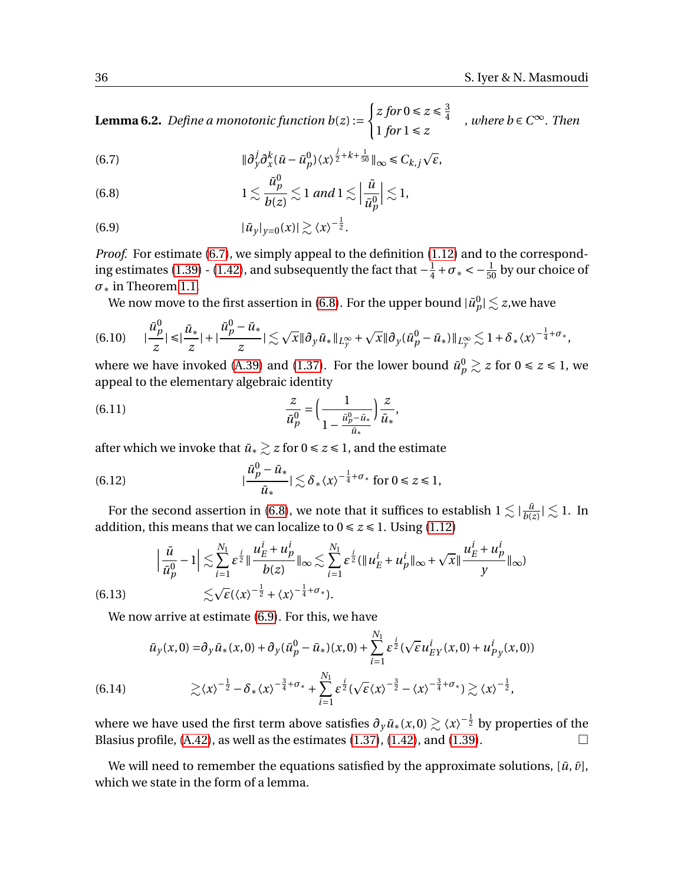**Lemma 6.2.** *Define a monotonic function* $b(z) := \begin{cases} z \text{ for } 0 \le z \le \frac{3}{4} \\ 1 \text{ for } 1 \le z \end{cases}$ *, where* $b \in C^\infty$*. Then*

$$\|\partial_y^j \partial_x^k (\bar{u} - \bar{u}_p^0) \langle x \rangle^{\frac{j}{2}+k+\frac{1}{50}}\|_\infty \le C_{k,j}\sqrt{\varepsilon}, \tag{6.7}$$

$$1 \lesssim \frac{\bar{u}_p^0}{b(z)} \lesssim 1 \text{ and } 1 \lesssim \Big|\frac{\bar{u}}{\bar{u}_p^0}\Big| \lesssim 1, \tag{6.8}$$

$$|\bar{u}_y|_{y=0}(x)| \gtrsim \langle x \rangle^{-\frac{1}{2}}. \tag{6.9}$$

*Proof.* For estimate (6.7), we simply appeal to the definition (1.12) and to the corresponding estimates (1.39) - (1.42), and subsequently the fact that $-\frac{1}{4}+\sigma_* < -\frac{1}{50}$ by our choice of $\sigma_*$ in Theorem 1.1.

We now move to the first assertion in (6.8). For the upper bound $|\bar{u}_p^0| \lesssim z$,we have

$$|\frac{\bar{u}_p^0}{z}| \le |\frac{\bar{u}_*}{z}| + |\frac{\bar{u}_p^0 - \bar{u}_*}{z}| \lesssim \sqrt{x}\|\partial_y \bar{u}_*\|_{L^\infty_y} + \sqrt{x}\|\partial_y(\bar{u}_p^0 - \bar{u}_*)\|_{L^\infty_y} \lesssim 1 + \delta_* \langle x \rangle^{-\frac{1}{4}+\sigma_*}, \tag{6.10}$$

where we have invoked (A.39) and (1.37). For the lower bound $\bar{u}_p^0 \gtrsim z$ for $0 \le z \le 1$, we appeal to the elementary algebraic identity

$$\frac{z}{\bar{u}_p^0} = \Big(\frac{1}{1 - \frac{\bar{u}_p^0 - \bar{u}_*}{\bar{u}_*}}\Big)\frac{z}{\bar{u}_*}, \tag{6.11}$$

after which we invoke that $\bar{u}_* \gtrsim z$ for $0 \le z \le 1$, and the estimate

$$|\frac{\bar{u}_p^0 - \bar{u}_*}{\bar{u}_*}| \lesssim \delta_* \langle x \rangle^{-\frac{1}{4}+\sigma_*} \text{ for } 0 \le z \le 1, \tag{6.12}$$

For the second assertion in (6.8), we note that it suffices to establish $1 \lesssim |\frac{\bar{u}}{b(z)}| \lesssim 1$. In addition, this means that we can localize to $0 \le z \le 1$. Using (1.12)

$$\begin{aligned} \Big|\frac{\bar{u}}{\bar{u}_p^0} - 1\Big| &\lesssim \sum_{i=1}^{N_1} \varepsilon^{\frac{i}{2}} \|\frac{u_E^i + u_p^i}{b(z)}\|_\infty \lesssim \sum_{i=1}^{N_1} \varepsilon^{\frac{i}{2}} (\|u_E^i + u_p^i\|_\infty + \sqrt{x}\|\frac{u_E^i + u_p^i}{y}\|_\infty) \\ &\lesssim \sqrt{\varepsilon}(\langle x \rangle^{-\frac{1}{2}} + \langle x \rangle^{-\frac{1}{4}+\sigma_*}). \end{aligned} \tag{6.13}$$

We now arrive at estimate (6.9). For this, we have

$$\begin{aligned} \bar{u}_y(x,0) =& \partial_y \bar{u}_*(x,0) + \partial_y(\bar{u}_p^0 - \bar{u}_*)(x,0) + \sum_{i=1}^{N_1} \varepsilon^{\frac{i}{2}} (\sqrt{\varepsilon} u_{EY}^i(x,0) + u_{Py}^i(x,0)) \\ \gtrsim& \langle x \rangle^{-\frac{1}{2}} - \delta_* \langle x \rangle^{-\frac{3}{4}+\sigma_*} + \sum_{i=1}^{N_1} \varepsilon^{\frac{i}{2}} (\sqrt{\varepsilon}\langle x \rangle^{-\frac{3}{2}} - \langle x \rangle^{-\frac{3}{4}+\sigma_*}) \gtrsim \langle x \rangle^{-\frac{1}{2}}, \end{aligned} \tag{6.14}$$

where we have used the first term above satisfies $\partial_y \bar{u}_*(x,0) \gtrsim \langle x \rangle^{-\frac{1}{2}}$ by properties of the Blasius profile, (A.42), as well as the estimates (1.37), (1.42), and (1.39). □

We will need to remember the equations satisfied by the approximate solutions, $[\bar{u}, \bar{v}]$, which we state in the form of a lemma.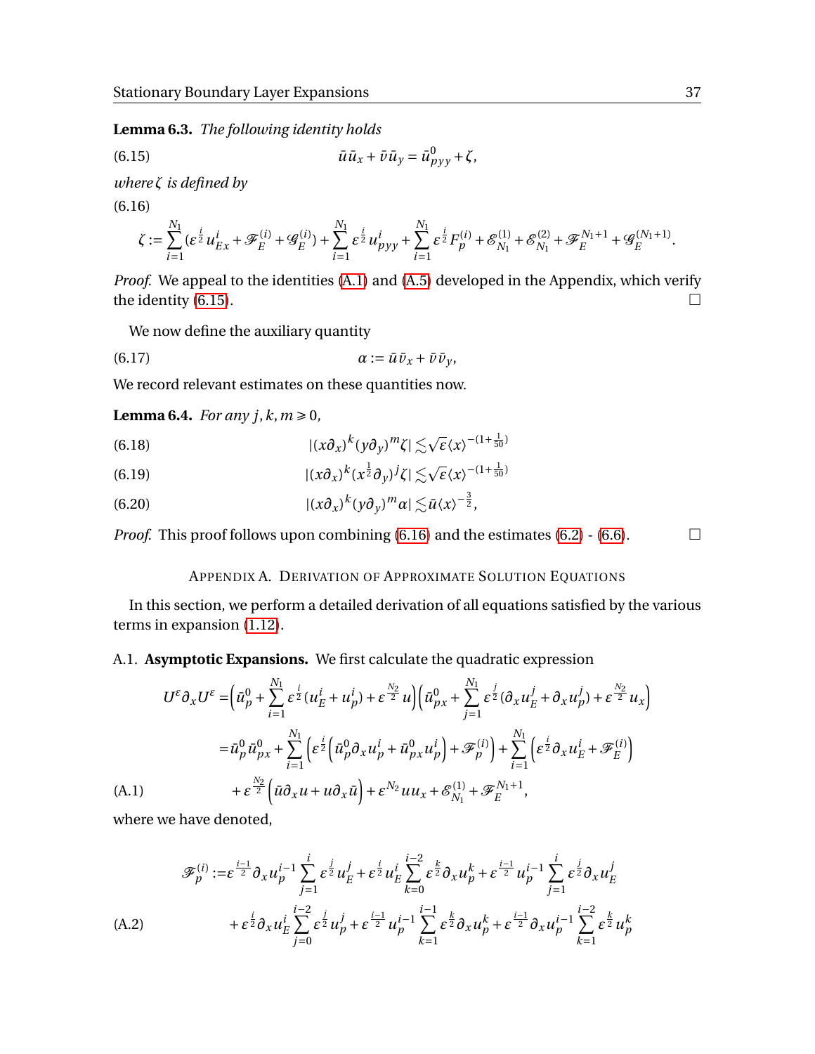**Lemma 6.3.** *The following identity holds*

$$\bar{u}\bar{u}_x + \bar{v}\bar{u}_y = \bar{u}^0_{pyy} + \zeta, \tag{6.15}$$

*where* $\zeta$ *is defined by*

$$\zeta := \sum_{i=1}^{N_1} (\varepsilon^{\frac{i}{2}} u^i_{Ex} + \mathscr{F}^{(i)}_E + \mathscr{G}^{(i)}_E) + \sum_{i=1}^{N_1} \varepsilon^{\frac{i}{2}} u^i_{pyy} + \sum_{i=1}^{N_1} \varepsilon^{\frac{i}{2}} F^{(i)}_p + \mathscr{E}^{(1)}_{N_1} + \mathscr{E}^{(2)}_{N_1} + \mathscr{F}^{N_1+1}_E + \mathscr{G}^{(N_1+1)}_E. \tag{6.16}$$

*Proof.* We appeal to the identities (A.1) and (A.5) developed in the Appendix, which verify the identity (6.15). □

We now define the auxiliary quantity

$$\alpha := \bar{u}\bar{v}_x + \bar{v}\bar{v}_y, \tag{6.17}$$

We record relevant estimates on these quantities now.

**Lemma 6.4.** *For any* $j, k, m \geqslant 0$,

$$|(x\partial_x)^k (y\partial_y)^m \zeta| \lesssim \sqrt{\varepsilon}\langle x\rangle^{-(1+\frac{1}{50})} \tag{6.18}$$

$$|(x\partial_x)^k (x^{\frac{1}{2}}\partial_y)^j \zeta| \lesssim \sqrt{\varepsilon}\langle x\rangle^{-(1+\frac{1}{50})} \tag{6.19}$$

$$|(x\partial_x)^k (y\partial_y)^m \alpha| \lesssim \bar{u}\langle x\rangle^{-\frac{3}{2}}, \tag{6.20}$$

*Proof.* This proof follows upon combining (6.16) and the estimates (6.2) - (6.6). □

## Appendix A. Derivation of Approximate Solution Equations

In this section, we perform a detailed derivation of all equations satisfied by the various terms in expansion (1.12).

### A.1. Asymptotic Expansions.

We first calculate the quadratic expression

$$\begin{aligned}
U^\varepsilon \partial_x U^\varepsilon =& \Big(\bar{u}^0_p + \sum_{i=1}^{N_1} \varepsilon^{\frac{i}{2}} (u^i_E + u^i_p) + \varepsilon^{\frac{N_2}{2}} u\Big)\Big(\bar{u}^0_{px} + \sum_{j=1}^{N_1} \varepsilon^{\frac{j}{2}} (\partial_x u^j_E + \partial_x u^j_p) + \varepsilon^{\frac{N_2}{2}} u_x\Big) \\
=& \bar{u}^0_p \bar{u}^0_{px} + \sum_{i=1}^{N_1} \Big(\varepsilon^{\frac{i}{2}} \Big(\bar{u}^0_p \partial_x u^i_p + \bar{u}^0_{px} u^i_p\Big) + \mathscr{F}^{(i)}_p\Big) + \sum_{i=1}^{N_1} \Big(\varepsilon^{\frac{i}{2}} \partial_x u^i_E + \mathscr{F}^{(i)}_E\Big) \\
&+ \varepsilon^{\frac{N_2}{2}} \Big(\bar{u}\partial_x u + u\partial_x \bar{u}\Big) + \varepsilon^{N_2} u u_x + \mathscr{E}^{(1)}_{N_1} + \mathscr{F}^{N_1+1}_E,
\end{aligned} \tag{A.1}$$

where we have denoted,

$$\begin{aligned}
\mathscr{F}^{(i)}_p :=& \varepsilon^{\frac{i-1}{2}} \partial_x u^{i-1}_p \sum_{j=1}^{i} \varepsilon^{\frac{j}{2}} u^j_E + \varepsilon^{\frac{i}{2}} u^i_E \sum_{k=0}^{i-2} \varepsilon^{\frac{k}{2}} \partial_x u^k_p + \varepsilon^{\frac{i-1}{2}} u^{i-1}_p \sum_{j=1}^{i} \varepsilon^{\frac{j}{2}} \partial_x u^j_E \\
&+ \varepsilon^{\frac{i}{2}} \partial_x u^i_E \sum_{j=0}^{i-2} \varepsilon^{\frac{j}{2}} u^j_p + \varepsilon^{\frac{i-1}{2}} u^{i-1}_p \sum_{k=1}^{i-1} \varepsilon^{\frac{k}{2}} \partial_x u^k_p + \varepsilon^{\frac{i-1}{2}} \partial_x u^{i-1}_p \sum_{k=1}^{i-2} \varepsilon^{\frac{k}{2}} u^k_p
\end{aligned} \tag{A.2}$$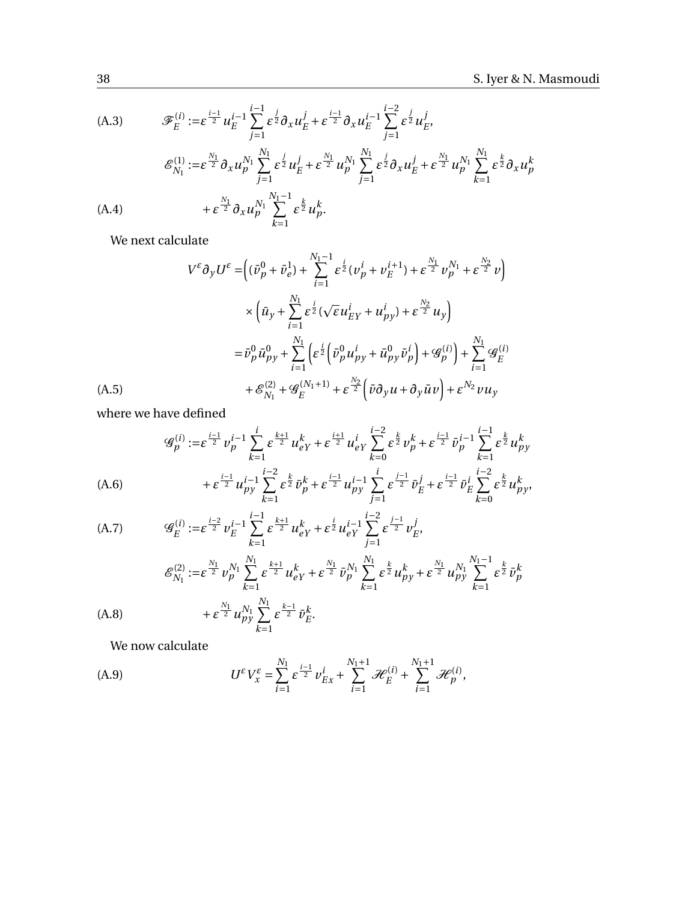$$\mathscr{F}_E^{(i)} := \varepsilon^{\frac{i-1}{2}} u_E^{i-1} \sum_{j=1}^{i-1} \varepsilon^{\frac{j}{2}} \partial_x u_E^j + \varepsilon^{\frac{i-1}{2}} \partial_x u_E^{i-1} \sum_{j=1}^{i-2} \varepsilon^{\frac{j}{2}} u_E^j, \tag{A.3}$$

$$\begin{aligned} \mathscr{E}_{N_1}^{(1)} := & \varepsilon^{\frac{N_1}{2}} \partial_x u_p^{N_1} \sum_{j=1}^{N_1} \varepsilon^{\frac{j}{2}} u_E^j + \varepsilon^{\frac{N_1}{2}} u_p^{N_1} \sum_{j=1}^{N_1} \varepsilon^{\frac{j}{2}} \partial_x u_E^j + \varepsilon^{\frac{N_1}{2}} u_p^{N_1} \sum_{k=1}^{N_1} \varepsilon^{\frac{k}{2}} \partial_x u_p^k \\ & + \varepsilon^{\frac{N_1}{2}} \partial_x u_p^{N_1} \sum_{k=1}^{N_1-1} \varepsilon^{\frac{k}{2}} u_p^k. \end{aligned} \tag{A.4}$$

We next calculate

$$\begin{aligned} V^\varepsilon \partial_y U^\varepsilon = & \Big( (\bar{v}_p^0 + \bar{v}_e^1) + \sum_{i=1}^{N_1-1} \varepsilon^{\frac{i}{2}} (v_p^i + v_E^{i+1}) + \varepsilon^{\frac{N_1}{2}} v_p^{N_1} + \varepsilon^{\frac{N_2}{2}} v \Big) \\ & \times \Big( \bar{u}_y + \sum_{i=1}^{N_1} \varepsilon^{\frac{i}{2}} (\sqrt{\varepsilon} u_{EY}^i + u_{py}^i) + \varepsilon^{\frac{N_2}{2}} u_y \Big) \\ = & \bar{v}_p^0 \bar{u}_{py}^0 + \sum_{i=1}^{N_1} \Big( \varepsilon^{\frac{i}{2}} \Big( \bar{v}_p^0 u_{py}^i + \bar{u}_{py}^0 \bar{v}_p^i \Big) + \mathscr{G}_p^{(i)} \Big) + \sum_{i=1}^{N_1} \mathscr{G}_E^{(i)} \\ & + \mathscr{E}_{N_1}^{(2)} + \mathscr{G}_E^{(N_1+1)} + \varepsilon^{\frac{N_2}{2}} \Big( \bar{v} \partial_y u + \partial_y \bar{u} v \Big) + \varepsilon^{N_2} v u_y \end{aligned} \tag{A.5}$$

where we have defined

$$\begin{aligned} \mathscr{G}_p^{(i)} := & \varepsilon^{\frac{i-1}{2}} v_p^{i-1} \sum_{k=1}^{i} \varepsilon^{\frac{k+1}{2}} u_{eY}^k + \varepsilon^{\frac{i+1}{2}} u_{eY}^i \sum_{k=0}^{i-2} \varepsilon^{\frac{k}{2}} v_p^k + \varepsilon^{\frac{i-1}{2}} \bar{v}_p^{i-1} \sum_{k=1}^{i-1} \varepsilon^{\frac{k}{2}} u_{py}^k \\ & + \varepsilon^{\frac{i-1}{2}} u_{py}^{i-1} \sum_{k=1}^{i-2} \varepsilon^{\frac{k}{2}} \bar{v}_p^k + \varepsilon^{\frac{i-1}{2}} u_{py}^{i-1} \sum_{j=1}^{i} \varepsilon^{\frac{j-1}{2}} \bar{v}_E^j + \varepsilon^{\frac{i-1}{2}} \bar{v}_E^i \sum_{k=0}^{i-2} \varepsilon^{\frac{k}{2}} u_{py}^k, \end{aligned} \tag{A.6}$$

$$\mathscr{G}_E^{(i)} := \varepsilon^{\frac{i-2}{2}} v_E^{i-1} \sum_{k=1}^{i-1} \varepsilon^{\frac{k+1}{2}} u_{eY}^k + \varepsilon^{\frac{i}{2}} u_{eY}^{i-1} \sum_{j=1}^{i-2} \varepsilon^{\frac{j-1}{2}} v_E^j, \tag{A.7}$$

$$\begin{aligned} \mathscr{E}_{N_1}^{(2)} := & \varepsilon^{\frac{N_1}{2}} v_p^{N_1} \sum_{k=1}^{N_1} \varepsilon^{\frac{k+1}{2}} u_{eY}^k + \varepsilon^{\frac{N_1}{2}} \bar{v}_p^{N_1} \sum_{k=1}^{N_1} \varepsilon^{\frac{k}{2}} u_{py}^k + \varepsilon^{\frac{N_1}{2}} u_{py}^{N_1} \sum_{k=1}^{N_1-1} \varepsilon^{\frac{k}{2}} \bar{v}_p^k \\ & + \varepsilon^{\frac{N_1}{2}} u_{py}^{N_1} \sum_{k=1}^{N_1} \varepsilon^{\frac{k-1}{2}} \bar{v}_E^k. \end{aligned} \tag{A.8}$$

We now calculate

$$U^\varepsilon V_x^\varepsilon = \sum_{i=1}^{N_1} \varepsilon^{\frac{i-1}{2}} v_{Ex}^i + \sum_{i=1}^{N_1+1} \mathscr{H}_E^{(i)} + \sum_{i=1}^{N_1+1} \mathscr{H}_p^{(i)}, \tag{A.9}$$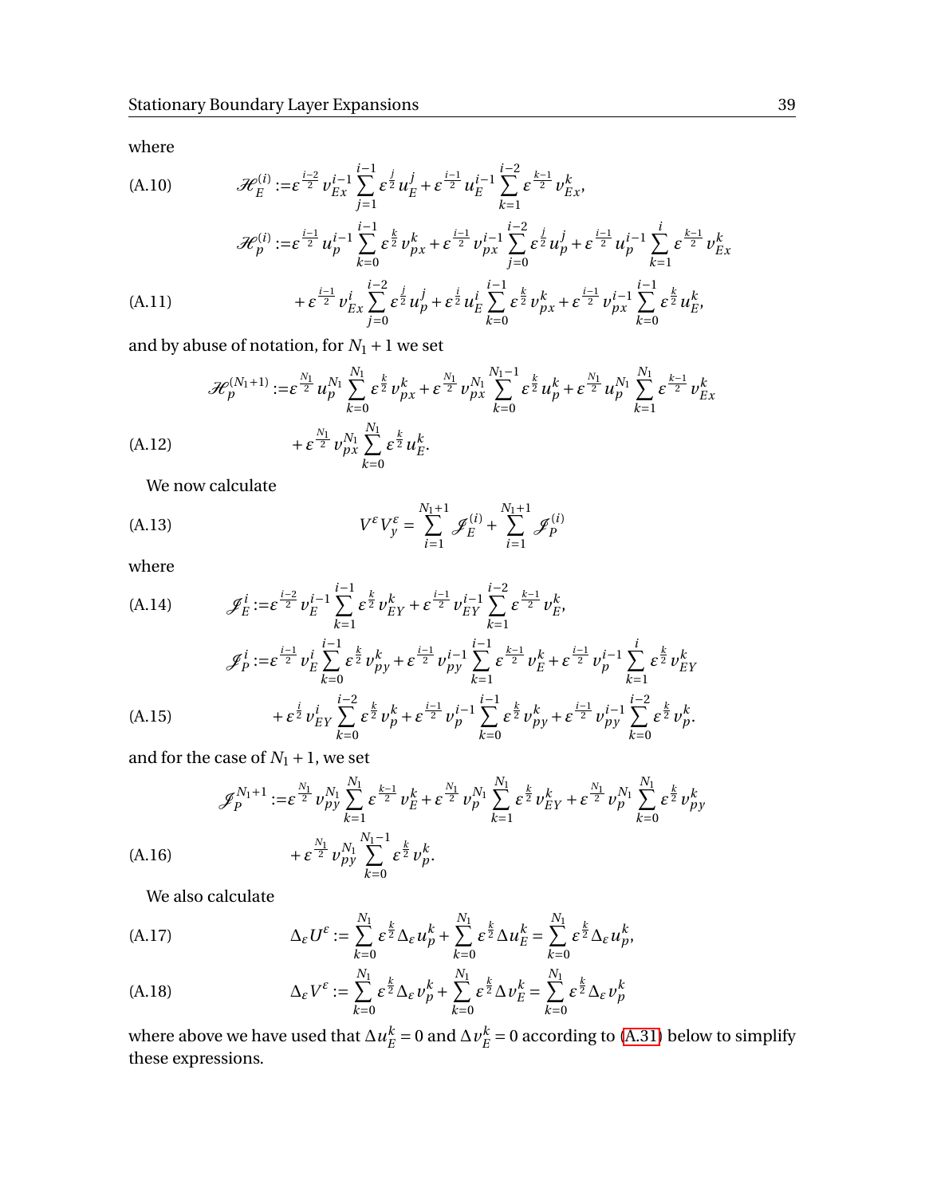where

$$
\mathscr{H}_E^{(i)} := \varepsilon^{\frac{i-2}{2}} v_{Ex}^{i-1} \sum_{j=1}^{i-1} \varepsilon^{\frac{j}{2}} u_E^j + \varepsilon^{\frac{i-1}{2}} u_E^{i-1} \sum_{k=1}^{i-2} \varepsilon^{\frac{k-1}{2}} v_{Ex}^k, \tag{A.10}
$$

$$
\begin{aligned}
\mathscr{H}_p^{(i)} :=& \varepsilon^{\frac{i-1}{2}} u_p^{i-1} \sum_{k=0}^{i-1} \varepsilon^{\frac{k}{2}} v_{px}^k + \varepsilon^{\frac{i-1}{2}} v_{px}^{i-1} \sum_{j=0}^{i-2} \varepsilon^{\frac{j}{2}} u_p^j + \varepsilon^{\frac{i-1}{2}} u_p^{i-1} \sum_{k=1}^{i} \varepsilon^{\frac{k-1}{2}} v_{Ex}^k \\
&+ \varepsilon^{\frac{i-1}{2}} v_{Ex}^i \sum_{j=0}^{i-2} \varepsilon^{\frac{j}{2}} u_p^j + \varepsilon^{\frac{i}{2}} u_E^i \sum_{k=0}^{i-1} \varepsilon^{\frac{k}{2}} v_{px}^k + \varepsilon^{\frac{i-1}{2}} v_{px}^{i-1} \sum_{k=0}^{i-1} \varepsilon^{\frac{k}{2}} u_E^k,
\end{aligned} \tag{A.11}
$$

and by abuse of notation, for $N_1+1$ we set

$$
\begin{aligned}
\mathscr{H}_p^{(N_1+1)} :=& \varepsilon^{\frac{N_1}{2}} u_p^{N_1} \sum_{k=0}^{N_1} \varepsilon^{\frac{k}{2}} v_{px}^k + \varepsilon^{\frac{N_1}{2}} v_{px}^{N_1} \sum_{k=0}^{N_1-1} \varepsilon^{\frac{k}{2}} u_p^k + \varepsilon^{\frac{N_1}{2}} u_p^{N_1} \sum_{k=1}^{N_1} \varepsilon^{\frac{k-1}{2}} v_{Ex}^k \\
&+ \varepsilon^{\frac{N_1}{2}} v_{px}^{N_1} \sum_{k=0}^{N_1} \varepsilon^{\frac{k}{2}} u_E^k.
\end{aligned} \tag{A.12}
$$

We now calculate

$$
V^\varepsilon V_y^\varepsilon = \sum_{i=1}^{N_1+1} \mathscr{J}_E^{(i)} + \sum_{i=1}^{N_1+1} \mathscr{J}_P^{(i)} \tag{A.13}
$$

where

$$
\mathscr{J}_E^i := \varepsilon^{\frac{i-2}{2}} v_E^{i-1} \sum_{k=1}^{i-1} \varepsilon^{\frac{k}{2}} v_{EY}^k + \varepsilon^{\frac{i-1}{2}} v_{EY}^{i-1} \sum_{k=1}^{i-2} \varepsilon^{\frac{k-1}{2}} v_E^k, \tag{A.14}
$$

$$
\begin{aligned}
\mathscr{J}_P^i :=& \varepsilon^{\frac{i-1}{2}} v_E^i \sum_{k=0}^{i-1} \varepsilon^{\frac{k}{2}} v_{py}^k + \varepsilon^{\frac{i-1}{2}} v_{py}^{i-1} \sum_{k=1}^{i-1} \varepsilon^{\frac{k-1}{2}} v_E^k + \varepsilon^{\frac{i-1}{2}} v_p^{i-1} \sum_{k=1}^{i} \varepsilon^{\frac{k}{2}} v_{EY}^k \\
&+ \varepsilon^{\frac{i}{2}} v_{EY}^i \sum_{k=0}^{i-2} \varepsilon^{\frac{k}{2}} v_p^k + \varepsilon^{\frac{i-1}{2}} v_p^{i-1} \sum_{k=0}^{i-1} \varepsilon^{\frac{k}{2}} v_{py}^k + \varepsilon^{\frac{i-1}{2}} v_{py}^{i-1} \sum_{k=0}^{i-2} \varepsilon^{\frac{k}{2}} v_p^k.
\end{aligned} \tag{A.15}
$$

and for the case of $N_1+1$, we set

$$
\begin{aligned}
\mathscr{J}_P^{N_1+1} :=& \varepsilon^{\frac{N_1}{2}} v_{py}^{N_1} \sum_{k=1}^{N_1} \varepsilon^{\frac{k-1}{2}} v_E^k + \varepsilon^{\frac{N_1}{2}} v_p^{N_1} \sum_{k=1}^{N_1} \varepsilon^{\frac{k}{2}} v_{EY}^k + \varepsilon^{\frac{N_1}{2}} v_p^{N_1} \sum_{k=0}^{N_1} \varepsilon^{\frac{k}{2}} v_{py}^k \\
&+ \varepsilon^{\frac{N_1}{2}} v_{py}^{N_1} \sum_{k=0}^{N_1-1} \varepsilon^{\frac{k}{2}} v_p^k.
\end{aligned} \tag{A.16}
$$

We also calculate

$$
\Delta_\varepsilon U^\varepsilon := \sum_{k=0}^{N_1} \varepsilon^{\frac{k}{2}} \Delta_\varepsilon u_p^k + \sum_{k=0}^{N_1} \varepsilon^{\frac{k}{2}} \Delta u_E^k = \sum_{k=0}^{N_1} \varepsilon^{\frac{k}{2}} \Delta_\varepsilon u_p^k, \tag{A.17}
$$

$$
\Delta_\varepsilon V^\varepsilon := \sum_{k=0}^{N_1} \varepsilon^{\frac{k}{2}} \Delta_\varepsilon v_p^k + \sum_{k=0}^{N_1} \varepsilon^{\frac{k}{2}} \Delta v_E^k = \sum_{k=0}^{N_1} \varepsilon^{\frac{k}{2}} \Delta_\varepsilon v_p^k \tag{A.18}
$$

where above we have used that $\Delta u_E^k = 0$ and $\Delta v_E^k = 0$ according to (A.31) below to simplify these expressions.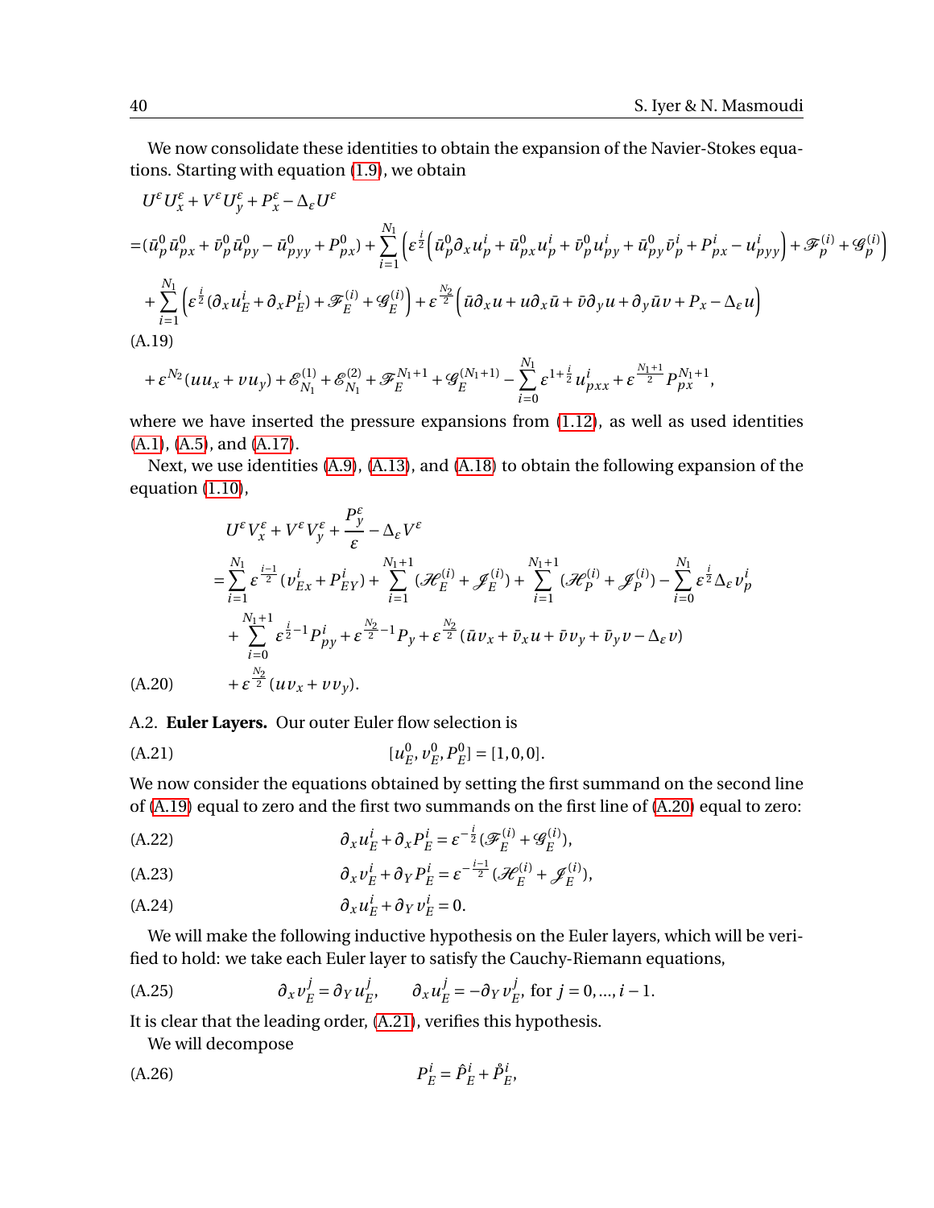We now consolidate these identities to obtain the expansion of the Navier-Stokes equations. Starting with equation (1.9), we obtain

$$
\begin{aligned}
&U^\varepsilon U^\varepsilon_x + V^\varepsilon U^\varepsilon_y + P^\varepsilon_x - \Delta_\varepsilon U^\varepsilon \\
&= (\bar{u}^0_p \bar{u}^0_{px} + \bar{v}^0_p \bar{u}^0_{py} - \bar{u}^0_{pyy} + P^0_{px}) + \sum_{i=1}^{N_1} \Big( \varepsilon^{\frac{i}{2}} \Big( \bar{u}^0_p \partial_x u^i_p + \bar{u}^0_{px} u^i_p + \bar{v}^0_p u^i_{py} + \bar{u}^0_{py} \bar{v}^i_p + P^i_{px} - u^i_{pyy} \Big) + \mathscr{F}^{(i)}_p + \mathscr{G}^{(i)}_p \Big) \\
&\quad + \sum_{i=1}^{N_1} \Big( \varepsilon^{\frac{i}{2}} (\partial_x u^i_E + \partial_x P^i_E) + \mathscr{F}^{(i)}_E + \mathscr{G}^{(i)}_E \Big) + \varepsilon^{\frac{N_2}{2}} \Big( \bar{u} \partial_x u + u \partial_x \bar{u} + \bar{v} \partial_y u + \partial_y \bar{u} v + P_x - \Delta_\varepsilon u \Big) \\
&\quad + \varepsilon^{N_2}(u u_x + v u_y) + \mathscr{E}^{(1)}_{N_1} + \mathscr{E}^{(2)}_{N_1} + \mathscr{F}^{N_1+1}_E + \mathscr{G}^{(N_1+1)}_E - \sum_{i=0}^{N_1} \varepsilon^{1+\frac{i}{2}} u^i_{pxx} + \varepsilon^{\frac{N_1+1}{2}} P^{N_1+1}_{px},
\end{aligned} \tag{A.19}
$$

where we have inserted the pressure expansions from (1.12), as well as used identities (A.1), (A.5), and (A.17).

Next, we use identities (A.9), (A.13), and (A.18) to obtain the following expansion of the equation (1.10),

$$
\begin{aligned}
&U^\varepsilon V^\varepsilon_x + V^\varepsilon V^\varepsilon_y + \frac{P^\varepsilon_y}{\varepsilon} - \Delta_\varepsilon V^\varepsilon \\
&= \sum_{i=1}^{N_1} \varepsilon^{\frac{i-1}{2}} (v^i_{Ex} + P^i_{EY}) + \sum_{i=1}^{N_1+1} (\mathscr{H}^{(i)}_E + \mathscr{J}^{(i)}_E) + \sum_{i=1}^{N_1+1} (\mathscr{H}^{(i)}_P + \mathscr{J}^{(i)}_P) - \sum_{i=0}^{N_1} \varepsilon^{\frac{i}{2}} \Delta_\varepsilon v^i_p \\
&\quad + \sum_{i=0}^{N_1+1} \varepsilon^{\frac{i}{2}-1} P^i_{py} + \varepsilon^{\frac{N_2}{2}-1} P_y + \varepsilon^{\frac{N_2}{2}} (\bar{u} v_x + \bar{v}_x u + \bar{v} v_y + \bar{v}_y v - \Delta_\varepsilon v) \\
&\quad + \varepsilon^{\frac{N_2}{2}} (u v_x + v v_y).
\end{aligned} \tag{A.20}
$$

A.2. **Euler Layers.** Our outer Euler flow selection is

$$
[u^0_E, v^0_E, P^0_E] = [1, 0, 0]. \tag{A.21}
$$

We now consider the equations obtained by setting the first summand on the second line of (A.19) equal to zero and the first two summands on the first line of (A.20) equal to zero:

$$
\partial_x u^i_E + \partial_x P^i_E = \varepsilon^{-\frac{i}{2}} (\mathscr{F}^{(i)}_E + \mathscr{G}^{(i)}_E), \tag{A.22}
$$

$$
\partial_x v^i_E + \partial_Y P^i_E = \varepsilon^{-\frac{i-1}{2}} (\mathscr{H}^{(i)}_E + \mathscr{J}^{(i)}_E), \tag{A.23}
$$

$$
\partial_x u^i_E + \partial_Y v^i_E = 0. \tag{A.24}
$$

We will make the following inductive hypothesis on the Euler layers, which will be verified to hold: we take each Euler layer to satisfy the Cauchy-Riemann equations,

$$
\partial_x v^j_E = \partial_Y u^j_E, \qquad \partial_x u^j_E = -\partial_Y v^j_E, \text{ for } j = 0, ..., i-1. \tag{A.25}
$$

It is clear that the leading order, (A.21), verifies this hypothesis.

We will decompose

$$
P^i_E = \hat{P}^i_E + \mathring{P}^i_E, \tag{A.26}
$$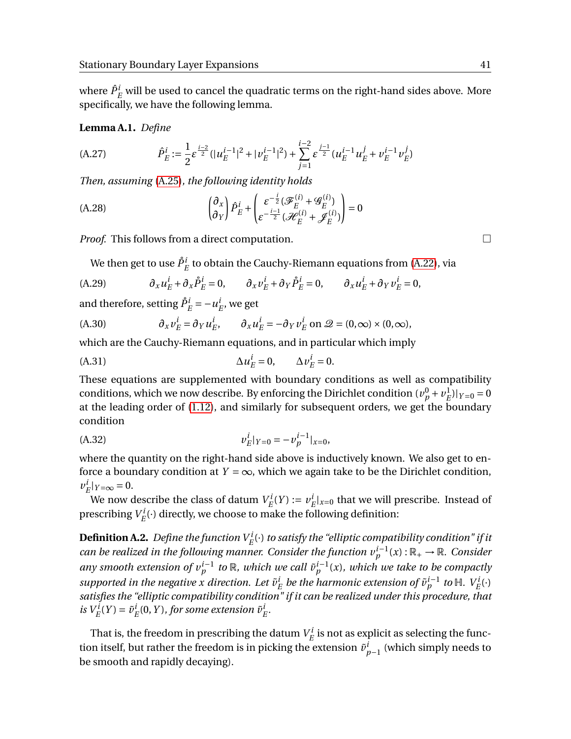where $\hat{P}^i_E$ will be used to cancel the quadratic terms on the right-hand sides above. More specifically, we have the following lemma.

**Lemma A.1.** *Define*

$$\hat{P}^i_E := \frac{1}{2}\varepsilon^{\frac{i-2}{2}}(|u^{i-1}_E|^2 + |v^{i-1}_E|^2) + \sum_{j=1}^{i-2}\varepsilon^{\frac{j-1}{2}}(u^{i-1}_E u^j_E + v^{i-1}_E v^j_E) \tag{A.27}$$

*Then, assuming (A.25), the following identity holds*

$$\begin{pmatrix} \partial_x \\ \partial_Y \end{pmatrix} \hat{P}^i_E + \begin{pmatrix} \varepsilon^{-\frac{i}{2}}(\mathscr{F}^{(i)}_E + \mathscr{G}^{(i)}_E) \\ \varepsilon^{-\frac{i-1}{2}}(\mathscr{H}^{(i)}_E + \mathscr{J}^{(i)}_E) \end{pmatrix} = 0 \tag{A.28}$$

*Proof.* This follows from a direct computation. $\square$

We then get to use $\mathring{P}^i_E$ to obtain the Cauchy-Riemann equations from (A.22), via

$$\partial_x u^i_E + \partial_x \mathring{P}^i_E = 0, \qquad \partial_x v^i_E + \partial_Y \mathring{P}^i_E = 0, \qquad \partial_x u^i_E + \partial_Y v^i_E = 0, \tag{A.29}$$

and therefore, setting $\mathring{P}^i_E = -u^i_E$, we get

$$\partial_x v^i_E = \partial_Y u^i_E, \qquad \partial_x u^i_E = -\partial_Y v^i_E \text{ on } \mathscr{Q} = (0,\infty)\times(0,\infty), \tag{A.30}$$

which are the Cauchy-Riemann equations, and in particular which imply

$$\Delta u^i_E = 0, \qquad \Delta v^i_E = 0. \tag{A.31}$$

These equations are supplemented with boundary conditions as well as compatibility conditions, which we now describe. By enforcing the Dirichlet condition $(v^0_p + v^1_E)|_{Y=0} = 0$ at the leading order of (1.12), and similarly for subsequent orders, we get the boundary condition

$$v^i_E|_{Y=0} = -v^{i-1}_p|_{x=0}, \tag{A.32}$$

where the quantity on the right-hand side above is inductively known. We also get to enforce a boundary condition at $Y = \infty$, which we again take to be the Dirichlet condition, $v^i_E|_{Y=\infty} = 0$.

We now describe the class of datum $V^i_E(Y) := v^i_E|_{x=0}$ that we will prescribe. Instead of prescribing $V^i_E(\cdot)$ directly, we choose to make the following definition:

**Definition A.2.** *Define the function $V^i_E(\cdot)$ to satisfy the "elliptic compatibility condition" if it can be realized in the following manner. Consider the function $v^{i-1}_p(x) : \mathbb{R}_+ \to \mathbb{R}$. Consider any smooth extension of $v^{i-1}_p$ to $\mathbb{R}$, which we call $\tilde{v}^{i-1}_p(x)$, which we take to be compactly supported in the negative $x$ direction. Let $\tilde{v}^i_E$ be the harmonic extension of $\tilde{v}^{i-1}_p$ to $\mathbb{H}$. $V^i_E(\cdot)$ satisfies the "elliptic compatibility condition" if it can be realized under this procedure, that is $V^i_E(Y) = \tilde{v}^i_E(0,Y)$, for some extension $\tilde{v}^i_E$.*

That is, the freedom in prescribing the datum $V^i_E$ is not as explicit as selecting the function itself, but rather the freedom is in picking the extension $\tilde{v}^i_{p-1}$ (which simply needs to be smooth and rapidly decaying).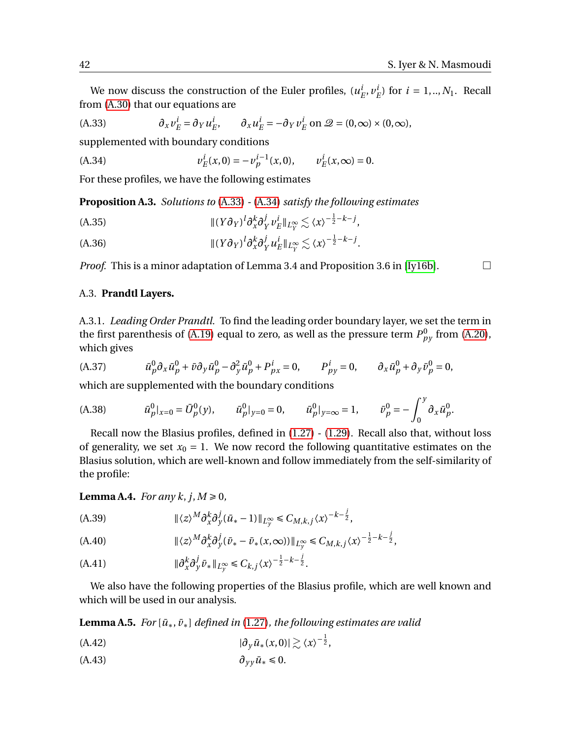We now discuss the construction of the Euler profiles, $(u^i_E, v^i_E)$ for $i = 1, .., N_1$. Recall from (A.30) that our equations are

$$\partial_x v^i_E = \partial_Y u^i_E, \qquad \partial_x u^i_E = -\partial_Y v^i_E \text{ on } \mathcal{Q} = (0,\infty) \times (0,\infty), \tag{A.33}$$

supplemented with boundary conditions

$$v^i_E(x,0) = -v^{i-1}_p(x,0), \qquad v^i_E(x,\infty) = 0. \tag{A.34}$$

For these profiles, we have the following estimates

**Proposition A.3.** *Solutions to* (A.33) - (A.34) *satisfy the following estimates*

$$\|(Y\partial_Y)^l \partial_x^k \partial_Y^j v^i_E\|_{L^\infty_Y} \lesssim \langle x \rangle^{-\frac{1}{2}-k-j}, \tag{A.35}$$

$$\|(Y\partial_Y)^l \partial_x^k \partial_Y^j u^i_E\|_{L^\infty_Y} \lesssim \langle x \rangle^{-\frac{1}{2}-k-j}. \tag{A.36}$$

*Proof.* This is a minor adaptation of Lemma 3.4 and Proposition 3.6 in [Iy16b]. □

### A.3. **Prandtl Layers.**

A.3.1. *Leading Order Prandtl.* To find the leading order boundary layer, we set the term in the first parenthesis of (A.19) equal to zero, as well as the pressure term $P^0_{py}$ from (A.20), which gives

$$\bar{u}^0_p \partial_x \bar{u}^0_p + \bar{v}\partial_y \bar{u}^0_p - \partial_y^2 \bar{u}^0_p + P^i_{px} = 0, \qquad P^i_{py} = 0, \qquad \partial_x \bar{u}^0_p + \partial_y \bar{v}^0_p = 0, \tag{A.37}$$

which are supplemented with the boundary conditions

$$\bar{u}^0_p|_{x=0} = \bar{U}^0_p(y), \qquad \bar{u}^0_p|_{y=0} = 0, \qquad \bar{u}^0_p|_{y=\infty} = 1, \qquad \bar{v}^0_p = -\int_0^y \partial_x \bar{u}^0_p. \tag{A.38}$$

Recall now the Blasius profiles, defined in (1.27) - (1.29). Recall also that, without loss of generality, we set $x_0 = 1$. We now record the following quantitative estimates on the Blasius solution, which are well-known and follow immediately from the self-similarity of the profile:

**Lemma A.4.** *For any* $k, j, M \geq 0$,

$$\|\langle z \rangle^M \partial_x^k \partial_y^j (\bar{u}_* - 1)\|_{L^\infty_y} \leq C_{M,k,j} \langle x \rangle^{-k-\frac{j}{2}}, \tag{A.39}$$

$$\|\langle z \rangle^M \partial_x^k \partial_y^j (\bar{v}_* - \bar{v}_*(x,\infty))\|_{L^\infty_y} \leq C_{M,k,j} \langle x \rangle^{-\frac{1}{2}-k-\frac{j}{2}}, \tag{A.40}$$

$$\|\partial_x^k \partial_y^j \bar{v}_*\|_{L^\infty_y} \leq C_{k,j} \langle x \rangle^{-\frac{1}{2}-k-\frac{j}{2}}. \tag{A.41}$$

We also have the following properties of the Blasius profile, which are well known and which will be used in our analysis.

**Lemma A.5.** *For* $[\bar{u}_*, \bar{v}_*]$ *defined in* (1.27), *the following estimates are valid*

$$|\partial_y \bar{u}_*(x,0)| \gtrsim \langle x \rangle^{-\frac{1}{2}}, \tag{A.42}$$

$$\partial_{yy} \bar{u}_* \leq 0. \tag{A.43}$$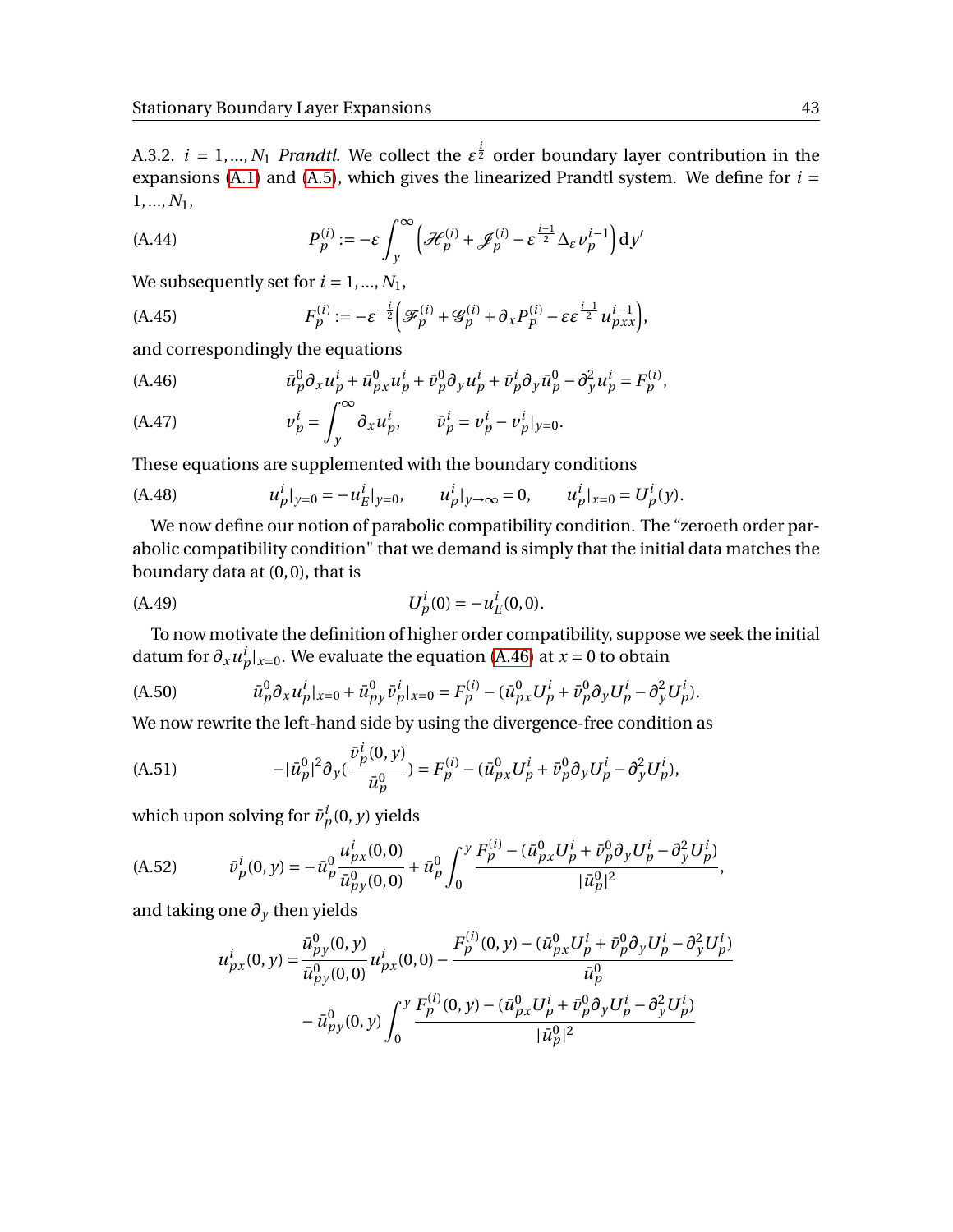A.3.2. $i = 1, ..., N_1$ *Prandtl.* We collect the $\varepsilon^{\frac{i}{2}}$ order boundary layer contribution in the expansions (A.1) and (A.5), which gives the linearized Prandtl system. We define for $i = 1, ..., N_1$,

$$P_p^{(i)} := -\varepsilon \int_y^\infty \left( \mathscr{H}_p^{(i)} + \mathscr{J}_p^{(i)} - \varepsilon^{\frac{i-1}{2}} \Delta_\varepsilon v_p^{i-1} \right) \mathrm{d}y' \tag{A.44}$$

We subsequently set for $i = 1, ..., N_1$,

$$F_p^{(i)} := -\varepsilon^{-\frac{i}{2}} \Big( \mathscr{F}_p^{(i)} + \mathscr{G}_p^{(i)} + \partial_x P_P^{(i)} - \varepsilon \varepsilon^{\frac{i-1}{2}} u_{pxx}^{i-1} \Big), \tag{A.45}$$

and correspondingly the equations

$$\bar{u}_p^0 \partial_x u_p^i + \bar{u}_{px}^0 u_p^i + \bar{v}_p^0 \partial_y u_p^i + \bar{v}_p^i \partial_y \bar{u}_p^0 - \partial_y^2 u_p^i = F_p^{(i)}, \tag{A.46}$$

$$v_p^i = \int_y^\infty \partial_x u_p^i, \qquad \bar{v}_p^i = v_p^i - v_p^i|_{y=0}. \tag{A.47}$$

These equations are supplemented with the boundary conditions

$$u_p^i|_{y=0} = -u_E^i|_{y=0}, \qquad u_p^i|_{y\to\infty} = 0, \qquad u_p^i|_{x=0} = U_p^i(y). \tag{A.48}$$

We now define our notion of parabolic compatibility condition. The "zeroeth order parabolic compatibility condition" that we demand is simply that the initial data matches the boundary data at $(0,0)$, that is

$$U_p^i(0) = -u_E^i(0,0). \tag{A.49}$$

To now motivate the definition of higher order compatibility, suppose we seek the initial datum for $\partial_x u_p^i|_{x=0}$. We evaluate the equation (A.46) at $x = 0$ to obtain

$$\bar{u}_p^0 \partial_x u_p^i|_{x=0} + \bar{u}_{py}^0 \bar{v}_p^i|_{x=0} = F_p^{(i)} - (\bar{u}_{px}^0 U_p^i + \bar{v}_p^0 \partial_y U_p^i - \partial_y^2 U_p^i). \tag{A.50}$$

We now rewrite the left-hand side by using the divergence-free condition as

$$-|\bar{u}_p^0|^2 \partial_y \Big(\frac{\bar{v}_p^i(0,y)}{\bar{u}_p^0}\Big) = F_p^{(i)} - (\bar{u}_{px}^0 U_p^i + \bar{v}_p^0 \partial_y U_p^i - \partial_y^2 U_p^i), \tag{A.51}$$

which upon solving for $\bar{v}_p^i(0,y)$ yields

$$\bar{v}_p^i(0,y) = -\bar{u}_p^0 \frac{u_{px}^i(0,0)}{\bar{u}_{py}^0(0,0)} + \bar{u}_p^0 \int_0^y \frac{F_p^{(i)} - (\bar{u}_{px}^0 U_p^i + \bar{v}_p^0 \partial_y U_p^i - \partial_y^2 U_p^i)}{|\bar{u}_p^0|^2}, \tag{A.52}$$

and taking one $\partial_y$ then yields

$$\begin{aligned} u_{px}^i(0,y) = & \frac{\bar{u}_{py}^0(0,y)}{\bar{u}_{py}^0(0,0)} u_{px}^i(0,0) - \frac{F_p^{(i)}(0,y) - (\bar{u}_{px}^0 U_p^i + \bar{v}_p^0 \partial_y U_p^i - \partial_y^2 U_p^i)}{\bar{u}_p^0} \\ & - \bar{u}_{py}^0(0,y) \int_0^y \frac{F_p^{(i)}(0,y) - (\bar{u}_{px}^0 U_p^i + \bar{v}_p^0 \partial_y U_p^i - \partial_y^2 U_p^i)}{|\bar{u}_p^0|^2} \end{aligned}$$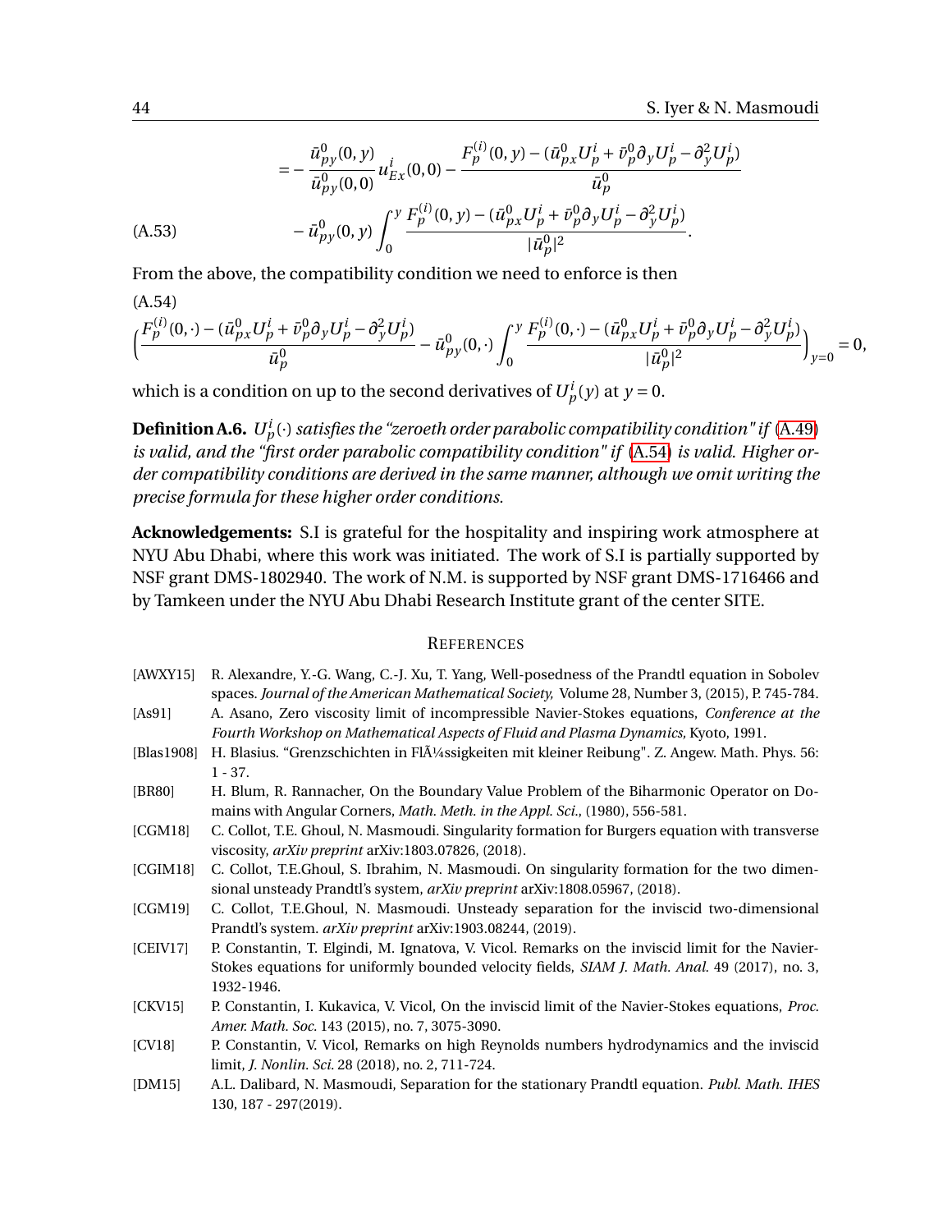$$
\begin{aligned}
&= -\frac{\bar{u}^0_{py}(0,y)}{\bar{u}^0_{py}(0,0)} u^i_{Ex}(0,0) - \frac{F^{(i)}_p(0,y) - (\bar{u}^0_{px} U^i_p + \bar{v}^0_p \partial_y U^i_p - \partial_y^2 U^i_p)}{\bar{u}^0_p} \\
&\quad - \bar{u}^0_{py}(0,y) \int_0^y \frac{F^{(i)}_p(0,y) - (\bar{u}^0_{px} U^i_p + \bar{v}^0_p \partial_y U^i_p - \partial_y^2 U^i_p)}{|\bar{u}^0_p|^2}.
\end{aligned} \tag{A.53}
$$

From the above, the compatibility condition we need to enforce is then

$$
\Big( \frac{F^{(i)}_p(0,\cdot) - (\bar{u}^0_{px} U^i_p + \bar{v}^0_p \partial_y U^i_p - \partial_y^2 U^i_p)}{\bar{u}^0_p} - \bar{u}^0_{py}(0,\cdot) \int_0^y \frac{F^{(i)}_p(0,\cdot) - (\bar{u}^0_{px} U^i_p + \bar{v}^0_p \partial_y U^i_p - \partial_y^2 U^i_p)}{|\bar{u}^0_p|^2} \Big)_{y=0} = 0, \tag{A.54}
$$

which is a condition on up to the second derivatives of $U^i_p(y)$ at $y=0$.

**Definition A.6.** *$U^i_p(\cdot)$ satisfies the "zeroeth order parabolic compatibility condition" if (A.49) is valid, and the "first order parabolic compatibility condition" if (A.54) is valid. Higher order compatibility conditions are derived in the same manner, although we omit writing the precise formula for these higher order conditions.*

**Acknowledgements:** S.I is grateful for the hospitality and inspiring work atmosphere at NYU Abu Dhabi, where this work was initiated. The work of S.I is partially supported by NSF grant DMS-1802940. The work of N.M. is supported by NSF grant DMS-1716466 and by Tamkeen under the NYU Abu Dhabi Research Institute grant of the center SITE.

## References

[AWXY15] R. Alexandre, Y.-G. Wang, C.-J. Xu, T. Yang, Well-posedness of the Prandtl equation in Sobolev spaces. *Journal of the American Mathematical Society,* Volume 28, Number 3, (2015), P. 745-784.

[As91] A. Asano, Zero viscosity limit of incompressible Navier-Stokes equations, *Conference at the Fourth Workshop on Mathematical Aspects of Fluid and Plasma Dynamics,* Kyoto, 1991.

[Blas1908] H. Blasius. "Grenzschichten in FlÃ¼ssigkeiten mit kleiner Reibung". Z. Angew. Math. Phys. 56: 1 - 37.

[BR80] H. Blum, R. Rannacher, On the Boundary Value Problem of the Biharmonic Operator on Domains with Angular Corners, *Math. Meth. in the Appl. Sci.*, (1980), 556-581.

[CGM18] C. Collot, T.E. Ghoul, N. Masmoudi. Singularity formation for Burgers equation with transverse viscosity, *arXiv preprint* arXiv:1803.07826, (2018).

[CGIM18] C. Collot, T.E.Ghoul, S. Ibrahim, N. Masmoudi. On singularity formation for the two dimensional unsteady Prandtl's system, *arXiv preprint* arXiv:1808.05967, (2018).

[CGM19] C. Collot, T.E.Ghoul, N. Masmoudi. Unsteady separation for the inviscid two-dimensional Prandtl's system. *arXiv preprint* arXiv:1903.08244, (2019).

[CEIV17] P. Constantin, T. Elgindi, M. Ignatova, V. Vicol. Remarks on the inviscid limit for the Navier-Stokes equations for uniformly bounded velocity fields, *SIAM J. Math. Anal.* 49 (2017), no. 3, 1932-1946.

[CKV15] P. Constantin, I. Kukavica, V. Vicol, On the inviscid limit of the Navier-Stokes equations, *Proc. Amer. Math. Soc.* 143 (2015), no. 7, 3075-3090.

[CV18] P. Constantin, V. Vicol, Remarks on high Reynolds numbers hydrodynamics and the inviscid limit, *J. Nonlin. Sci.* 28 (2018), no. 2, 711-724.

[DM15] A.L. Dalibard, N. Masmoudi, Separation for the stationary Prandtl equation. *Publ. Math. IHES* 130, 187 - 297(2019).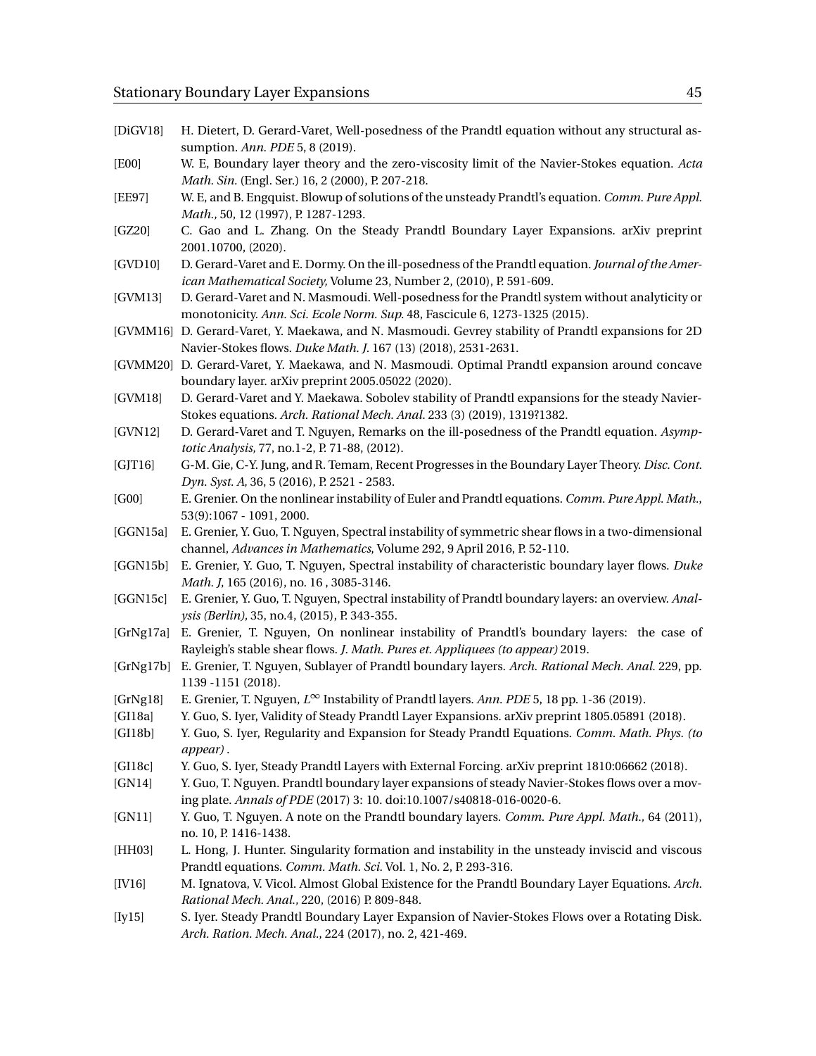[DiGV18] H. Dietert, D. Gerard-Varet, Well-posedness of the Prandtl equation without any structural assumption. *Ann. PDE* 5, 8 (2019).

[E00] W. E, Boundary layer theory and the zero-viscosity limit of the Navier-Stokes equation. *Acta Math. Sin.* (Engl. Ser.) 16, 2 (2000), P. 207-218.

[EE97] W. E, and B. Engquist. Blowup of solutions of the unsteady Prandtl's equation. *Comm. Pure Appl. Math.,* 50, 12 (1997), P. 1287-1293.

[GZ20] C. Gao and L. Zhang. On the Steady Prandtl Boundary Layer Expansions. arXiv preprint 2001.10700, (2020).

[GVD10] D. Gerard-Varet and E. Dormy. On the ill-posedness of the Prandtl equation. *Journal of the American Mathematical Society,* Volume 23, Number 2, (2010), P. 591-609.

[GVM13] D. Gerard-Varet and N. Masmoudi. Well-posedness for the Prandtl system without analyticity or monotonicity. *Ann. Sci. Ecole Norm. Sup.* 48, Fascicule 6, 1273-1325 (2015).

[GVMM16] D. Gerard-Varet, Y. Maekawa, and N. Masmoudi. Gevrey stability of Prandtl expansions for 2D Navier-Stokes flows. *Duke Math. J.* 167 (13) (2018), 2531-2631.

[GVMM20] D. Gerard-Varet, Y. Maekawa, and N. Masmoudi. Optimal Prandtl expansion around concave boundary layer. arXiv preprint 2005.05022 (2020).

[GVM18] D. Gerard-Varet and Y. Maekawa. Sobolev stability of Prandtl expansions for the steady Navier-Stokes equations. *Arch. Rational Mech. Anal.* 233 (3) (2019), 1319?1382.

[GVN12] D. Gerard-Varet and T. Nguyen, Remarks on the ill-posedness of the Prandtl equation. *Asymptotic Analysis,* 77, no.1-2, P. 71-88, (2012).

[GJT16] G-M. Gie, C-Y. Jung, and R. Temam, Recent Progresses in the Boundary Layer Theory. *Disc. Cont. Dyn. Syst. A,* 36, 5 (2016), P. 2521 - 2583.

[G00] E. Grenier. On the nonlinear instability of Euler and Prandtl equations. *Comm. Pure Appl. Math.*, 53(9):1067 - 1091, 2000.

[GGN15a] E. Grenier, Y. Guo, T. Nguyen, Spectral instability of symmetric shear flows in a two-dimensional channel, *Advances in Mathematics,* Volume 292, 9 April 2016, P. 52-110.

[GGN15b] E. Grenier, Y. Guo, T. Nguyen, Spectral instability of characteristic boundary layer flows. *Duke Math. J,* 165 (2016), no. 16 , 3085-3146.

[GGN15c] E. Grenier, Y. Guo, T. Nguyen, Spectral instability of Prandtl boundary layers: an overview. *Analysis (Berlin),* 35, no.4, (2015), P. 343-355.

[GrNg17a] E. Grenier, T. Nguyen, On nonlinear instability of Prandtl's boundary layers: the case of Rayleigh's stable shear flows. *J. Math. Pures et. Appliquees (to appear)* 2019.

[GrNg17b] E. Grenier, T. Nguyen, Sublayer of Prandtl boundary layers. *Arch. Rational Mech. Anal.* 229, pp. 1139 -1151 (2018).

[GrNg18] E. Grenier, T. Nguyen, $L^{\infty}$ Instability of Prandtl layers. *Ann. PDE* 5, 18 pp. 1-36 (2019).

[GI18a] Y. Guo, S. Iyer, Validity of Steady Prandtl Layer Expansions. arXiv preprint 1805.05891 (2018).

[GI18b] Y. Guo, S. Iyer, Regularity and Expansion for Steady Prandtl Equations. *Comm. Math. Phys. (to appear)* .

[GI18c] Y. Guo, S. Iyer, Steady Prandtl Layers with External Forcing. arXiv preprint 1810:06662 (2018).

[GN14] Y. Guo, T. Nguyen. Prandtl boundary layer expansions of steady Navier-Stokes flows over a moving plate. *Annals of PDE* (2017) 3: 10. doi:10.1007/s40818-016-0020-6.

[GN11] Y. Guo, T. Nguyen. A note on the Prandtl boundary layers. *Comm. Pure Appl. Math.,* 64 (2011), no. 10, P. 1416-1438.

[HH03] L. Hong, J. Hunter. Singularity formation and instability in the unsteady inviscid and viscous Prandtl equations. *Comm. Math. Sci.* Vol. 1, No. 2, P. 293-316.

[IV16] M. Ignatova, V. Vicol. Almost Global Existence for the Prandtl Boundary Layer Equations. *Arch. Rational Mech. Anal.,* 220, (2016) P. 809-848.

[Iy15] S. Iyer. Steady Prandtl Boundary Layer Expansion of Navier-Stokes Flows over a Rotating Disk. *Arch. Ration. Mech. Anal.*, 224 (2017), no. 2, 421-469.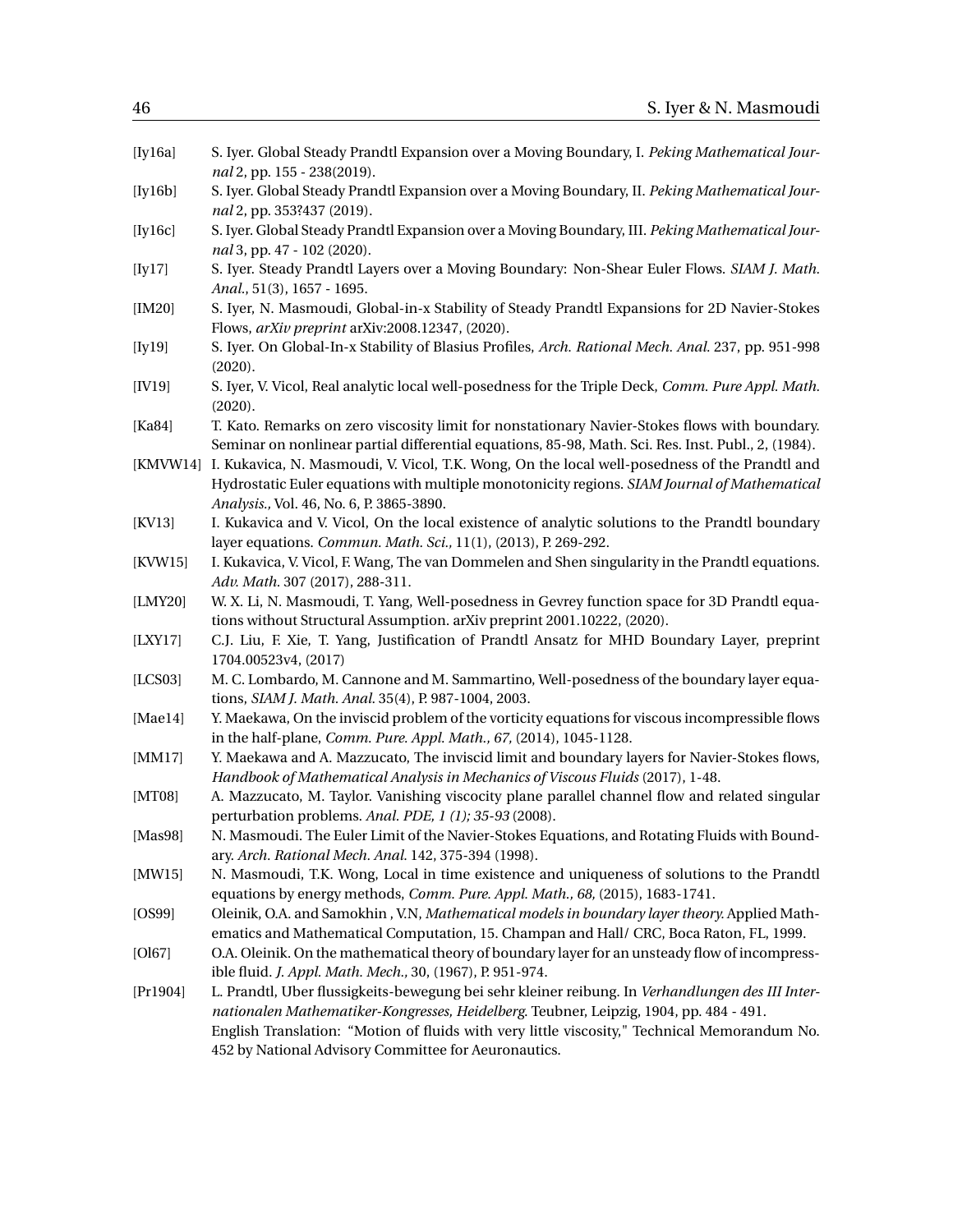[Iy16a] S. Iyer. Global Steady Prandtl Expansion over a Moving Boundary, I. *Peking Mathematical Journal* 2, pp. 155 - 238(2019).

[Iy16b] S. Iyer. Global Steady Prandtl Expansion over a Moving Boundary, II. *Peking Mathematical Journal* 2, pp. 353?437 (2019).

[Iy16c] S. Iyer. Global Steady Prandtl Expansion over a Moving Boundary, III. *Peking Mathematical Journal* 3, pp. 47 - 102 (2020).

[Iy17] S. Iyer. Steady Prandtl Layers over a Moving Boundary: Non-Shear Euler Flows. *SIAM J. Math. Anal.*, 51(3), 1657 - 1695.

[IM20] S. Iyer, N. Masmoudi, Global-in-x Stability of Steady Prandtl Expansions for 2D Navier-Stokes Flows, *arXiv preprint* arXiv:2008.12347, (2020).

[Iy19] S. Iyer. On Global-In-x Stability of Blasius Profiles, *Arch. Rational Mech. Anal.* 237, pp. 951-998 (2020).

[IV19] S. Iyer, V. Vicol, Real analytic local well-posedness for the Triple Deck, *Comm. Pure Appl. Math.* (2020).

[Ka84] T. Kato. Remarks on zero viscosity limit for nonstationary Navier-Stokes flows with boundary. Seminar on nonlinear partial differential equations, 85-98, Math. Sci. Res. Inst. Publ., 2, (1984).

[KMVW14] I. Kukavica, N. Masmoudi, V. Vicol, T.K. Wong, On the local well-posedness of the Prandtl and Hydrostatic Euler equations with multiple monotonicity regions. *SIAM Journal of Mathematical Analysis.*, Vol. 46, No. 6, P. 3865-3890.

[KV13] I. Kukavica and V. Vicol, On the local existence of analytic solutions to the Prandtl boundary layer equations. *Commun. Math. Sci.,* 11(1), (2013), P. 269-292.

[KVW15] I. Kukavica, V. Vicol, F. Wang, The van Dommelen and Shen singularity in the Prandtl equations. *Adv. Math.* 307 (2017), 288-311.

[LMY20] W. X. Li, N. Masmoudi, T. Yang, Well-posedness in Gevrey function space for 3D Prandtl equations without Structural Assumption. arXiv preprint 2001.10222, (2020).

[LXY17] C.J. Liu, F. Xie, T. Yang, Justification of Prandtl Ansatz for MHD Boundary Layer, preprint 1704.00523v4, (2017)

[LCS03] M. C. Lombardo, M. Cannone and M. Sammartino, Well-posedness of the boundary layer equations, *SIAM J. Math. Anal.* 35(4), P. 987-1004, 2003.

[Mae14] Y. Maekawa, On the inviscid problem of the vorticity equations for viscous incompressible flows in the half-plane, *Comm. Pure. Appl. Math., 67,* (2014), 1045-1128.

[MM17] Y. Maekawa and A. Mazzucato, The inviscid limit and boundary layers for Navier-Stokes flows, *Handbook of Mathematical Analysis in Mechanics of Viscous Fluids* (2017), 1-48.

[MT08] A. Mazzucato, M. Taylor. Vanishing viscocity plane parallel channel flow and related singular perturbation problems. *Anal. PDE, 1 (1); 35-93* (2008).

[Mas98] N. Masmoudi. The Euler Limit of the Navier-Stokes Equations, and Rotating Fluids with Boundary. *Arch. Rational Mech. Anal.* 142, 375-394 (1998).

[MW15] N. Masmoudi, T.K. Wong, Local in time existence and uniqueness of solutions to the Prandtl equations by energy methods, *Comm. Pure. Appl. Math., 68,* (2015), 1683-1741.

[OS99] Oleinik, O.A. and Samokhin , V.N, *Mathematical models in boundary layer theory.* Applied Mathematics and Mathematical Computation, 15. Champan and Hall/ CRC, Boca Raton, FL, 1999.

[Ol67] O.A. Oleinik. On the mathematical theory of boundary layer for an unsteady flow of incompressible fluid. *J. Appl. Math. Mech.*, 30, (1967), P. 951-974.

[Pr1904] L. Prandtl, Uber flussigkeits-bewegung bei sehr kleiner reibung. In *Verhandlungen des III Internationalen Mathematiker-Kongresses, Heidelberg.* Teubner, Leipzig, 1904, pp. 484 - 491. English Translation: "Motion of fluids with very little viscosity," Technical Memorandum No. 452 by National Advisory Committee for Aeuronautics.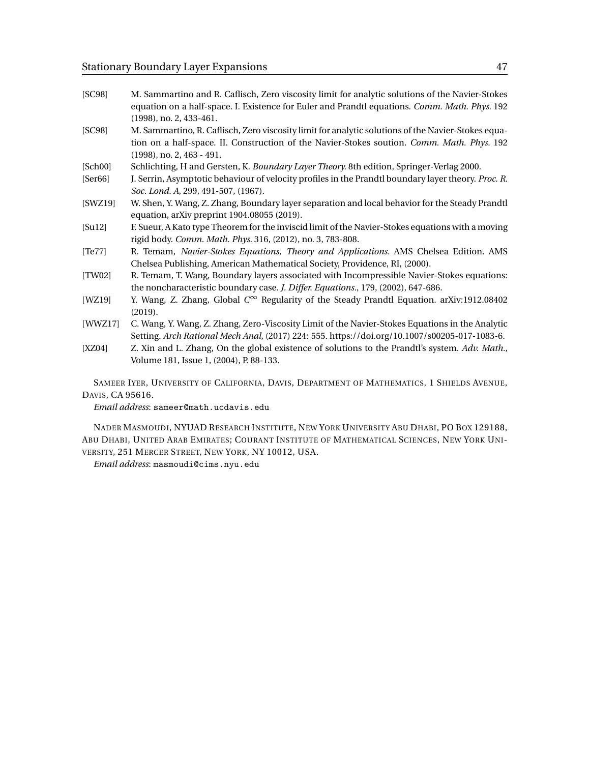[SC98] M. Sammartino and R. Caflisch, Zero viscosity limit for analytic solutions of the Navier-Stokes equation on a half-space. I. Existence for Euler and Prandtl equations. *Comm. Math. Phys.* 192 (1998), no. 2, 433-461.

[SC98] M. Sammartino, R. Caflisch, Zero viscosity limit for analytic solutions of the Navier-Stokes equation on a half-space. II. Construction of the Navier-Stokes soution. *Comm. Math. Phys.* 192 (1998), no. 2, 463 - 491.

[Sch00] Schlichting, H and Gersten, K. *Boundary Layer Theory.* 8th edition, Springer-Verlag 2000.

[Ser66] J. Serrin, Asymptotic behaviour of velocity profiles in the Prandtl boundary layer theory. *Proc. R. Soc. Lond. A*, 299, 491-507, (1967).

[SWZ19] W. Shen, Y. Wang, Z. Zhang, Boundary layer separation and local behavior for the Steady Prandtl equation, arXiv preprint 1904.08055 (2019).

[Su12] F. Sueur, A Kato type Theorem for the inviscid limit of the Navier-Stokes equations with a moving rigid body. *Comm. Math. Phys.* 316, (2012), no. 3, 783-808.

[Te77] R. Temam, *Navier-Stokes Equations, Theory and Applications.* AMS Chelsea Edition. AMS Chelsea Publishing, American Mathematical Society, Providence, RI, (2000).

[TW02] R. Temam, T. Wang, Boundary layers associated with Incompressible Navier-Stokes equations: the noncharacteristic boundary case. *J. Differ. Equations.*, 179, (2002), 647-686.

[WZ19] Y. Wang, Z. Zhang, Global $C^\infty$ Regularity of the Steady Prandtl Equation. arXiv:1912.08402 (2019).

[WWZ17] C. Wang, Y. Wang, Z. Zhang, Zero-Viscosity Limit of the Navier-Stokes Equations in the Analytic Setting. *Arch Rational Mech Anal*, (2017) 224: 555. https://doi.org/10.1007/s00205-017-1083-6.

[XZ04] Z. Xin and L. Zhang, On the global existence of solutions to the Prandtl's system. *Adv. Math.,* Volume 181, Issue 1, (2004), P. 88-133.

SAMEER IYER, UNIVERSITY OF CALIFORNIA, DAVIS, DEPARTMENT OF MATHEMATICS, 1 SHIELDS AVENUE, DAVIS, CA 95616.

*Email address*: sameer@math.ucdavis.edu

NADER MASMOUDI, NYUAD RESEARCH INSTITUTE, NEW YORK UNIVERSITY ABU DHABI, PO BOX 129188, ABU DHABI, UNITED ARAB EMIRATES; COURANT INSTITUTE OF MATHEMATICAL SCIENCES, NEW YORK UNIVERSITY, 251 MERCER STREET, NEW YORK, NY 10012, USA.

*Email address*: masmoudi@cims.nyu.edu